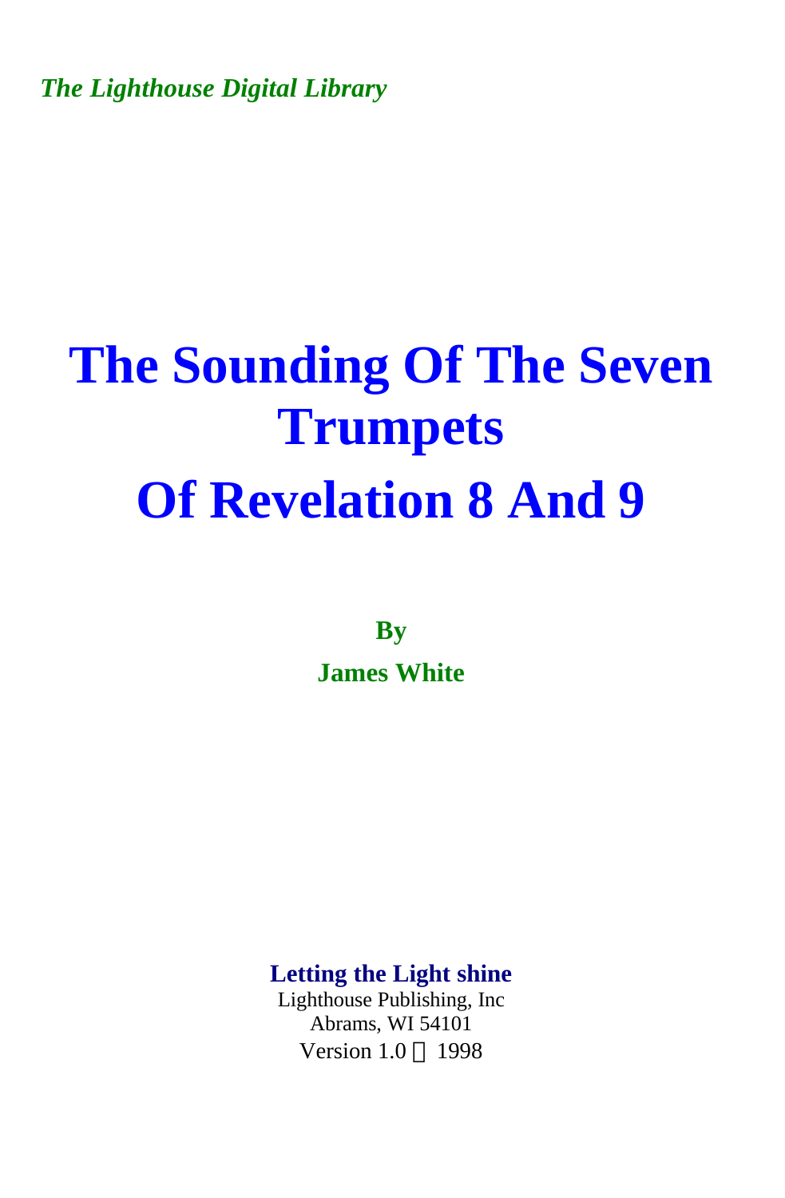*The Lighthouse Digital Library*

# The Sounding Of The Seven Trumpets

# Of Revelation 8 And 9

**By**

**James White**

**Letting the Light shine**

Lighthouse Publishing, Inc

Abrams, WI 54101

Version 1.0 © 1998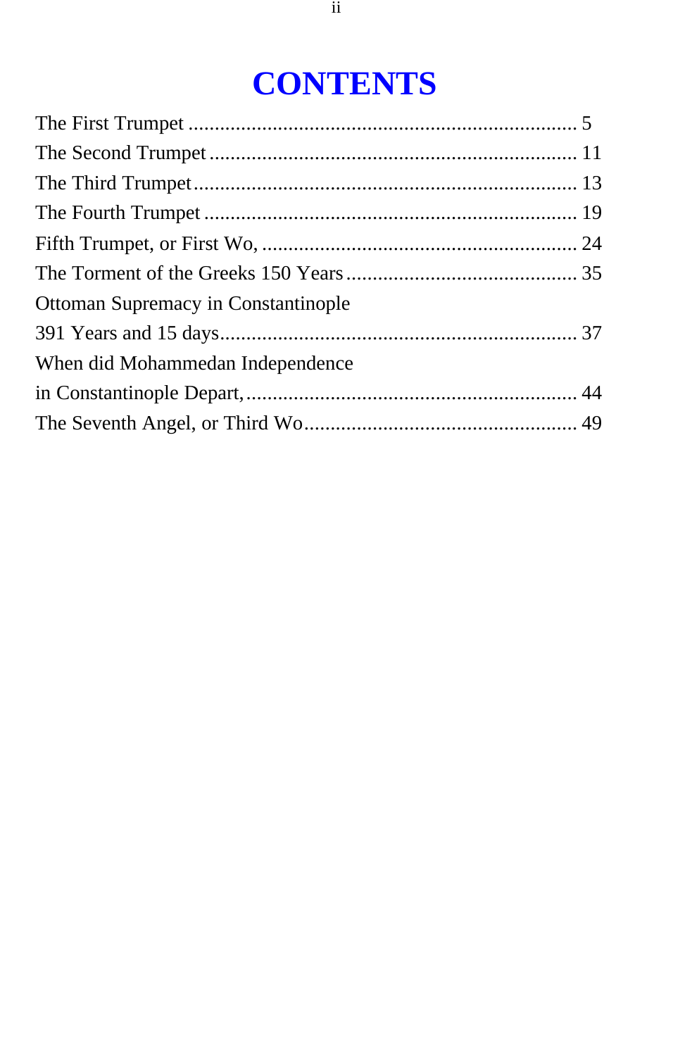# CONTENTS

The First Trumpet ........................................................................ 5
The Second Trumpet .................................................................... 11
The Third Trumpet....................................................................... 13
The Fourth Trumpet ..................................................................... 19
Fifth Trumpet, or First Wo, ........................................................... 24
The Torment of the Greeks 150 Years ............................................ 35
Ottoman Supremacy in Constantinople
391 Years and 15 days................................................................... 37
When did Mohammedan Independence
in Constantinople Depart,.............................................................. 44
The Seventh Angel, or Third Wo................................................... 49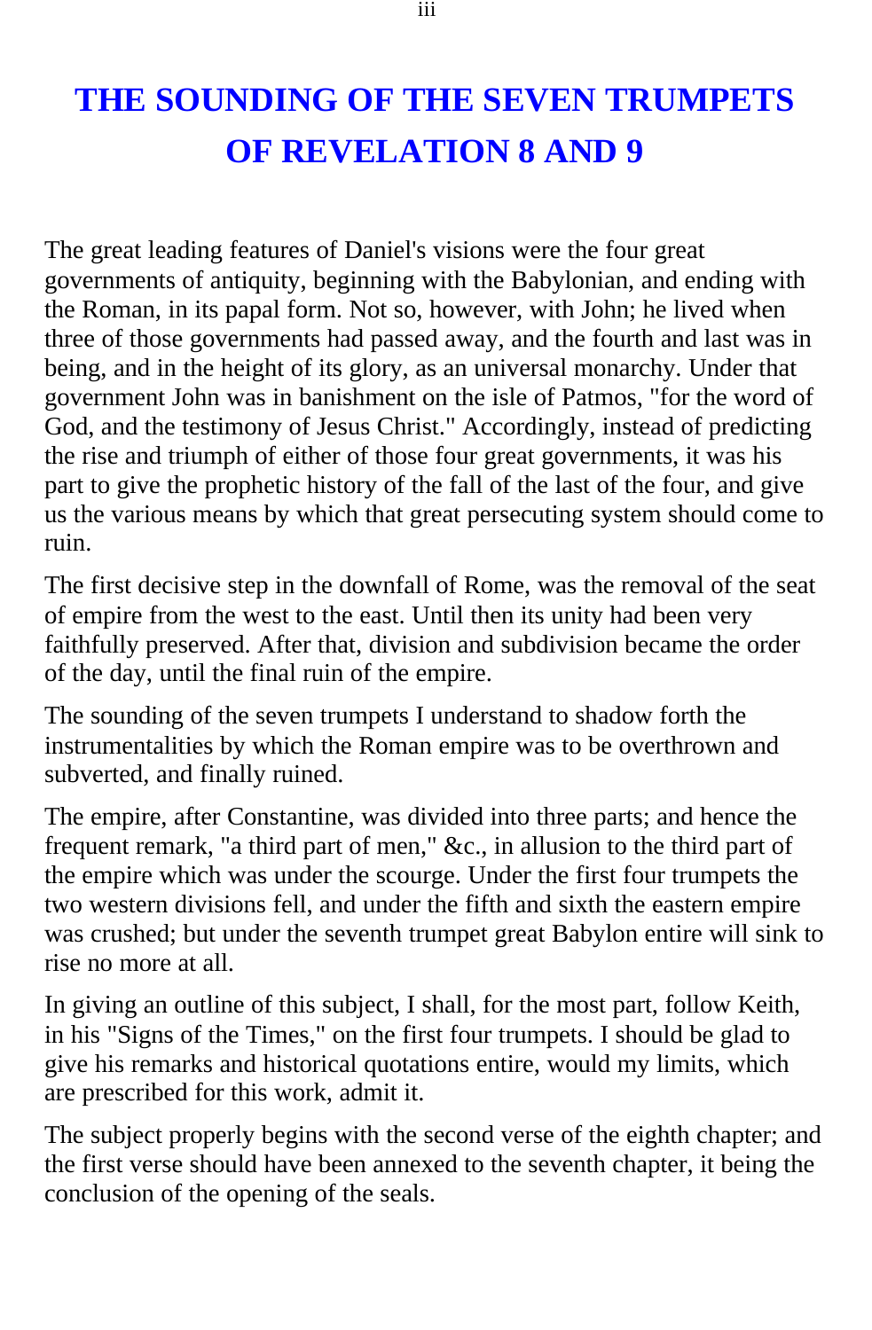# THE SOUNDING OF THE SEVEN TRUMPETS OF REVELATION 8 AND 9

The great leading features of Daniel's visions were the four great governments of antiquity, beginning with the Babylonian, and ending with the Roman, in its papal form. Not so, however, with John; he lived when three of those governments had passed away, and the fourth and last was in being, and in the height of its glory, as an universal monarchy. Under that government John was in banishment on the isle of Patmos, "for the word of God, and the testimony of Jesus Christ." Accordingly, instead of predicting the rise and triumph of either of those four great governments, it was his part to give the prophetic history of the fall of the last of the four, and give us the various means by which that great persecuting system should come to ruin.

The first decisive step in the downfall of Rome, was the removal of the seat of empire from the west to the east. Until then its unity had been very faithfully preserved. After that, division and subdivision became the order of the day, until the final ruin of the empire.

The sounding of the seven trumpets I understand to shadow forth the instrumentalities by which the Roman empire was to be overthrown and subverted, and finally ruined.

The empire, after Constantine, was divided into three parts; and hence the frequent remark, "a third part of men," &c., in allusion to the third part of the empire which was under the scourge. Under the first four trumpets the two western divisions fell, and under the fifth and sixth the eastern empire was crushed; but under the seventh trumpet great Babylon entire will sink to rise no more at all.

In giving an outline of this subject, I shall, for the most part, follow Keith, in his "Signs of the Times," on the first four trumpets. I should be glad to give his remarks and historical quotations entire, would my limits, which are prescribed for this work, admit it.

The subject properly begins with the second verse of the eighth chapter; and the first verse should have been annexed to the seventh chapter, it being the conclusion of the opening of the seals.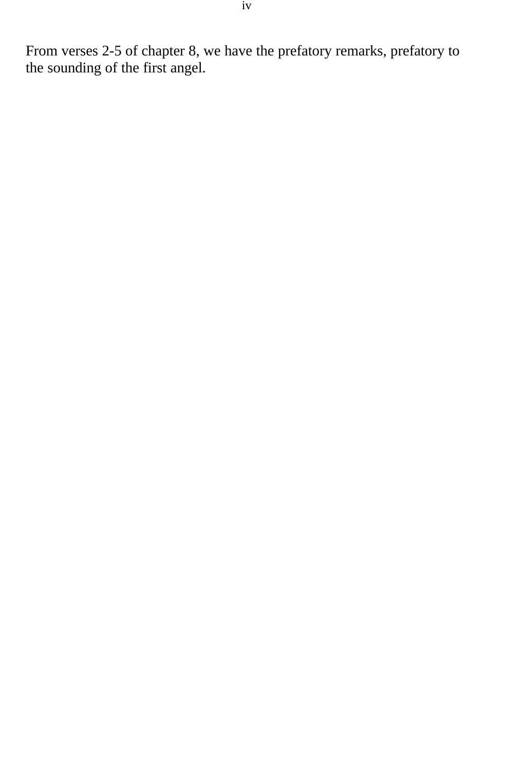From verses 2-5 of chapter 8, we have the prefatory remarks, prefatory to the sounding of the first angel.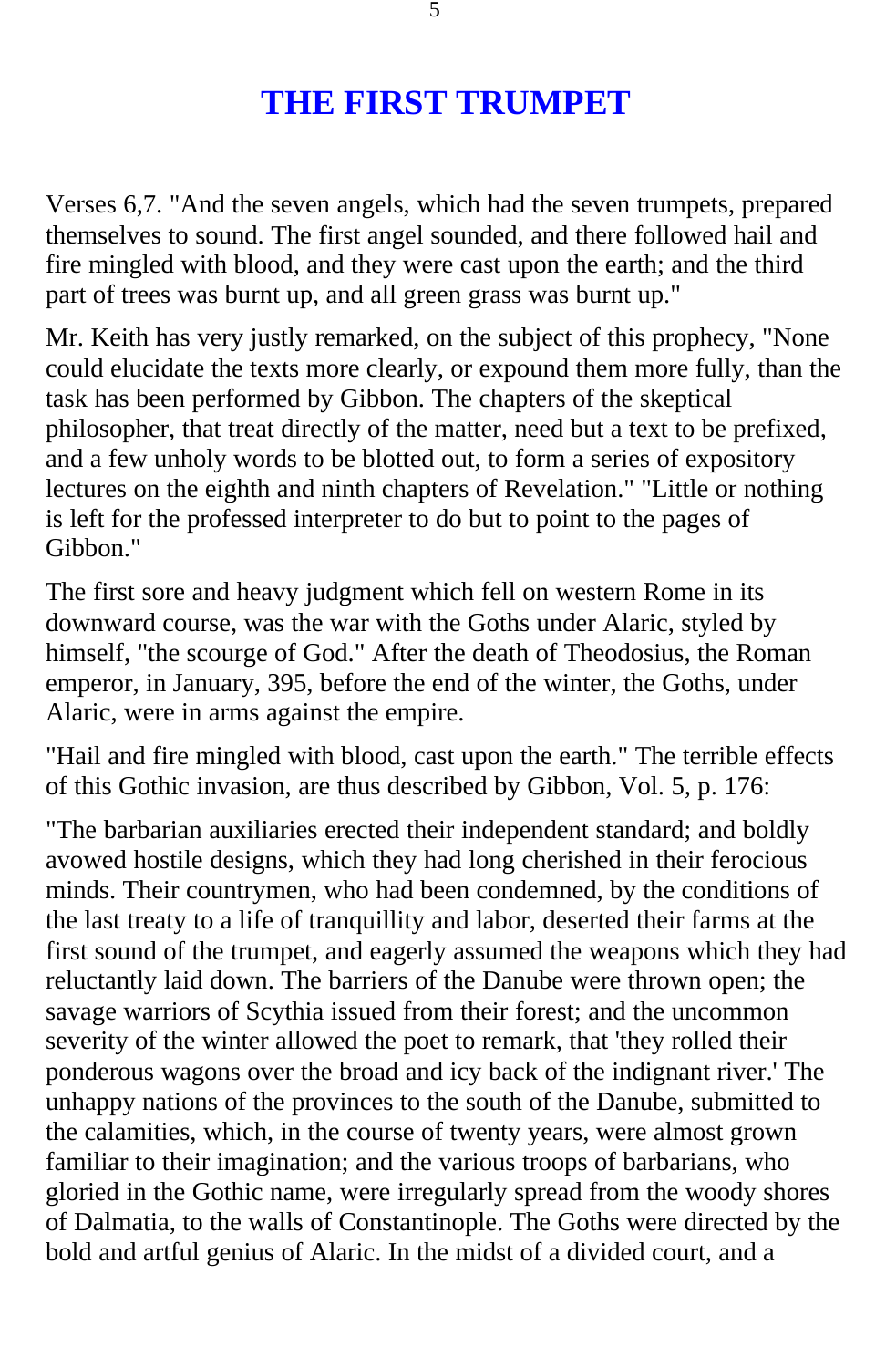# THE FIRST TRUMPET

Verses 6,7. "And the seven angels, which had the seven trumpets, prepared themselves to sound. The first angel sounded, and there followed hail and fire mingled with blood, and they were cast upon the earth; and the third part of trees was burnt up, and all green grass was burnt up."

Mr. Keith has very justly remarked, on the subject of this prophecy, "None could elucidate the texts more clearly, or expound them more fully, than the task has been performed by Gibbon. The chapters of the skeptical philosopher, that treat directly of the matter, need but a text to be prefixed, and a few unholy words to be blotted out, to form a series of expository lectures on the eighth and ninth chapters of Revelation." "Little or nothing is left for the professed interpreter to do but to point to the pages of Gibbon."

The first sore and heavy judgment which fell on western Rome in its downward course, was the war with the Goths under Alaric, styled by himself, "the scourge of God." After the death of Theodosius, the Roman emperor, in January, 395, before the end of the winter, the Goths, under Alaric, were in arms against the empire.

"Hail and fire mingled with blood, cast upon the earth." The terrible effects of this Gothic invasion, are thus described by Gibbon, Vol. 5, p. 176:

"The barbarian auxiliaries erected their independent standard; and boldly avowed hostile designs, which they had long cherished in their ferocious minds. Their countrymen, who had been condemned, by the conditions of the last treaty to a life of tranquillity and labor, deserted their farms at the first sound of the trumpet, and eagerly assumed the weapons which they had reluctantly laid down. The barriers of the Danube were thrown open; the savage warriors of Scythia issued from their forest; and the uncommon severity of the winter allowed the poet to remark, that 'they rolled their ponderous wagons over the broad and icy back of the indignant river.' The unhappy nations of the provinces to the south of the Danube, submitted to the calamities, which, in the course of twenty years, were almost grown familiar to their imagination; and the various troops of barbarians, who gloried in the Gothic name, were irregularly spread from the woody shores of Dalmatia, to the walls of Constantinople. The Goths were directed by the bold and artful genius of Alaric. In the midst of a divided court, and a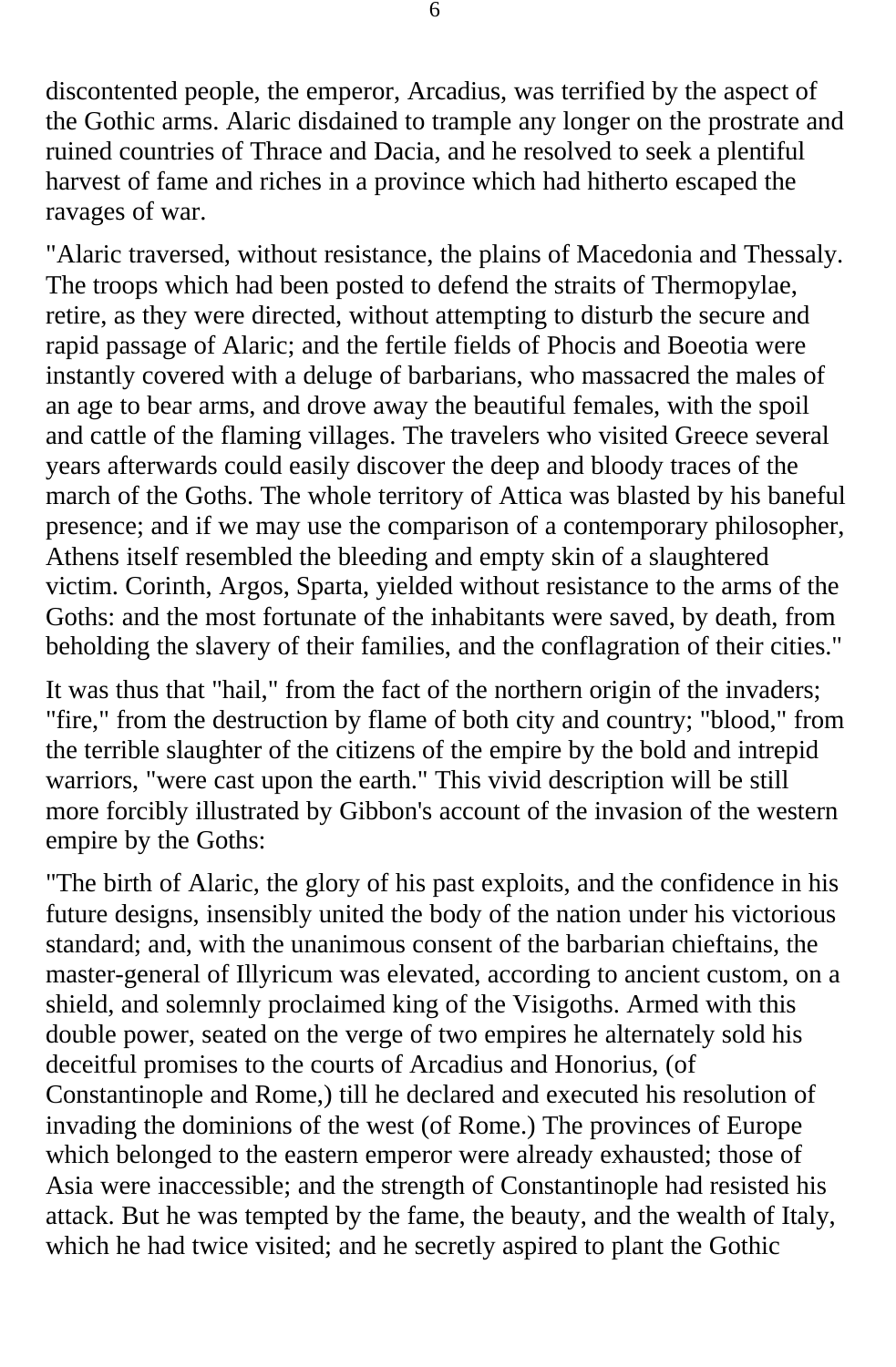discontented people, the emperor, Arcadius, was terrified by the aspect of the Gothic arms. Alaric disdained to trample any longer on the prostrate and ruined countries of Thrace and Dacia, and he resolved to seek a plentiful harvest of fame and riches in a province which had hitherto escaped the ravages of war.

"Alaric traversed, without resistance, the plains of Macedonia and Thessaly. The troops which had been posted to defend the straits of Thermopylae, retire, as they were directed, without attempting to disturb the secure and rapid passage of Alaric; and the fertile fields of Phocis and Boeotia were instantly covered with a deluge of barbarians, who massacred the males of an age to bear arms, and drove away the beautiful females, with the spoil and cattle of the flaming villages. The travelers who visited Greece several years afterwards could easily discover the deep and bloody traces of the march of the Goths. The whole territory of Attica was blasted by his baneful presence; and if we may use the comparison of a contemporary philosopher, Athens itself resembled the bleeding and empty skin of a slaughtered victim. Corinth, Argos, Sparta, yielded without resistance to the arms of the Goths: and the most fortunate of the inhabitants were saved, by death, from beholding the slavery of their families, and the conflagration of their cities."

It was thus that "hail," from the fact of the northern origin of the invaders; "fire," from the destruction by flame of both city and country; "blood," from the terrible slaughter of the citizens of the empire by the bold and intrepid warriors, "were cast upon the earth." This vivid description will be still more forcibly illustrated by Gibbon's account of the invasion of the western empire by the Goths:

"The birth of Alaric, the glory of his past exploits, and the confidence in his future designs, insensibly united the body of the nation under his victorious standard; and, with the unanimous consent of the barbarian chieftains, the master-general of Illyricum was elevated, according to ancient custom, on a shield, and solemnly proclaimed king of the Visigoths. Armed with this double power, seated on the verge of two empires he alternately sold his deceitful promises to the courts of Arcadius and Honorius, (of Constantinople and Rome,) till he declared and executed his resolution of invading the dominions of the west (of Rome.) The provinces of Europe which belonged to the eastern emperor were already exhausted; those of Asia were inaccessible; and the strength of Constantinople had resisted his attack. But he was tempted by the fame, the beauty, and the wealth of Italy, which he had twice visited; and he secretly aspired to plant the Gothic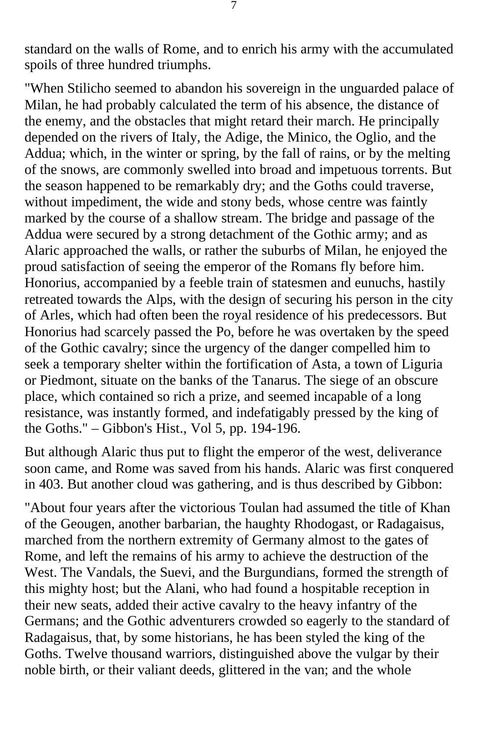standard on the walls of Rome, and to enrich his army with the accumulated spoils of three hundred triumphs.

"When Stilicho seemed to abandon his sovereign in the unguarded palace of Milan, he had probably calculated the term of his absence, the distance of the enemy, and the obstacles that might retard their march. He principally depended on the rivers of Italy, the Adige, the Minico, the Oglio, and the Addua; which, in the winter or spring, by the fall of rains, or by the melting of the snows, are commonly swelled into broad and impetuous torrents. But the season happened to be remarkably dry; and the Goths could traverse, without impediment, the wide and stony beds, whose centre was faintly marked by the course of a shallow stream. The bridge and passage of the Addua were secured by a strong detachment of the Gothic army; and as Alaric approached the walls, or rather the suburbs of Milan, he enjoyed the proud satisfaction of seeing the emperor of the Romans fly before him. Honorius, accompanied by a feeble train of statesmen and eunuchs, hastily retreated towards the Alps, with the design of securing his person in the city of Arles, which had often been the royal residence of his predecessors. But Honorius had scarcely passed the Po, before he was overtaken by the speed of the Gothic cavalry; since the urgency of the danger compelled him to seek a temporary shelter within the fortification of Asta, a town of Liguria or Piedmont, situate on the banks of the Tanarus. The siege of an obscure place, which contained so rich a prize, and seemed incapable of a long resistance, was instantly formed, and indefatigably pressed by the king of the Goths." – Gibbon's Hist., Vol 5, pp. 194-196.

But although Alaric thus put to flight the emperor of the west, deliverance soon came, and Rome was saved from his hands. Alaric was first conquered in 403. But another cloud was gathering, and is thus described by Gibbon:

"About four years after the victorious Toulan had assumed the title of Khan of the Geougen, another barbarian, the haughty Rhodogast, or Radagaisus, marched from the northern extremity of Germany almost to the gates of Rome, and left the remains of his army to achieve the destruction of the West. The Vandals, the Suevi, and the Burgundians, formed the strength of this mighty host; but the Alani, who had found a hospitable reception in their new seats, added their active cavalry to the heavy infantry of the Germans; and the Gothic adventurers crowded so eagerly to the standard of Radagaisus, that, by some historians, he has been styled the king of the Goths. Twelve thousand warriors, distinguished above the vulgar by their noble birth, or their valiant deeds, glittered in the van; and the whole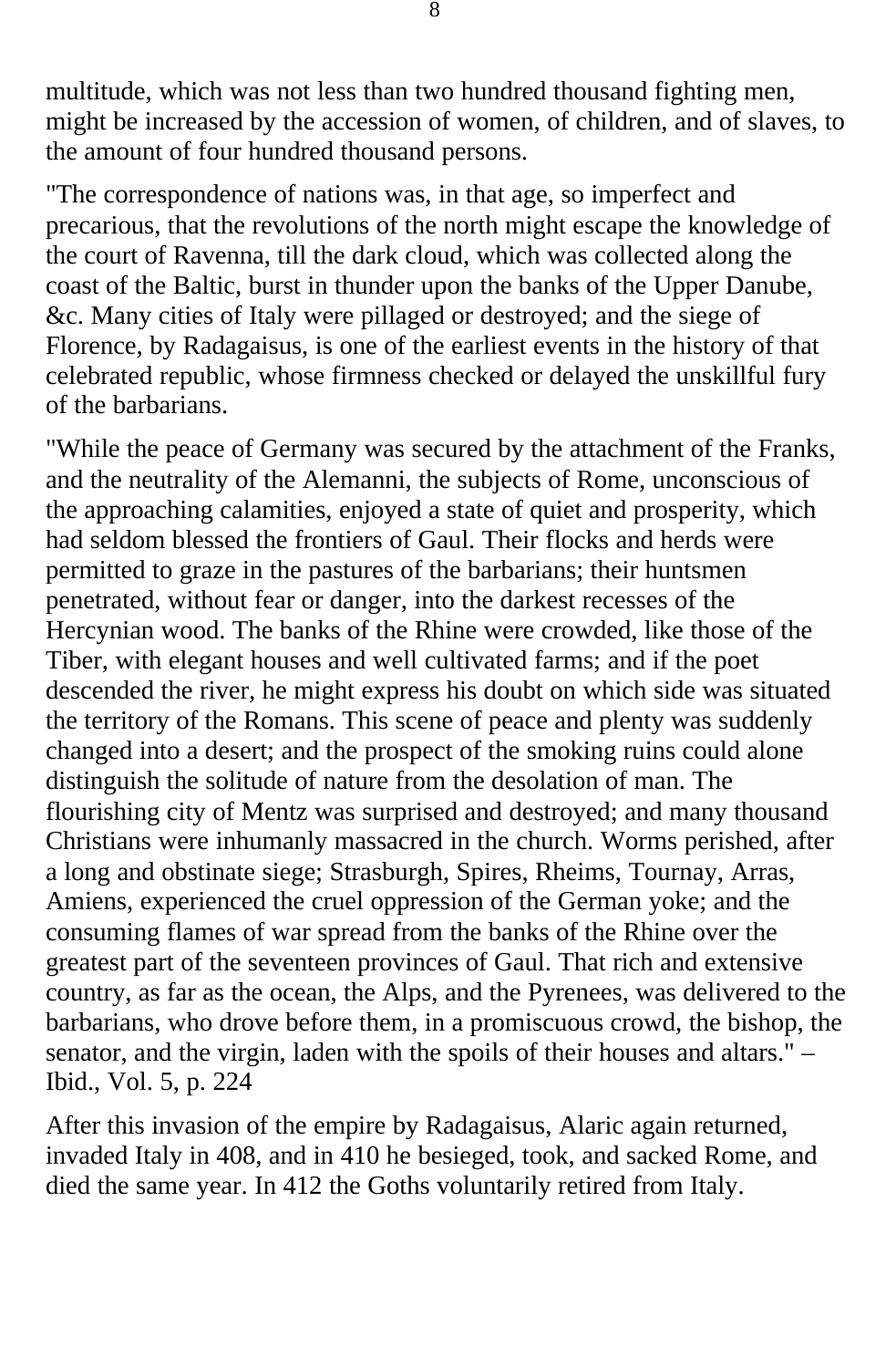multitude, which was not less than two hundred thousand fighting men, might be increased by the accession of women, of children, and of slaves, to the amount of four hundred thousand persons.

"The correspondence of nations was, in that age, so imperfect and precarious, that the revolutions of the north might escape the knowledge of the court of Ravenna, till the dark cloud, which was collected along the coast of the Baltic, burst in thunder upon the banks of the Upper Danube, &c. Many cities of Italy were pillaged or destroyed; and the siege of Florence, by Radagaisus, is one of the earliest events in the history of that celebrated republic, whose firmness checked or delayed the unskillful fury of the barbarians.

"While the peace of Germany was secured by the attachment of the Franks, and the neutrality of the Alemanni, the subjects of Rome, unconscious of the approaching calamities, enjoyed a state of quiet and prosperity, which had seldom blessed the frontiers of Gaul. Their flocks and herds were permitted to graze in the pastures of the barbarians; their huntsmen penetrated, without fear or danger, into the darkest recesses of the Hercynian wood. The banks of the Rhine were crowded, like those of the Tiber, with elegant houses and well cultivated farms; and if the poet descended the river, he might express his doubt on which side was situated the territory of the Romans. This scene of peace and plenty was suddenly changed into a desert; and the prospect of the smoking ruins could alone distinguish the solitude of nature from the desolation of man. The flourishing city of Mentz was surprised and destroyed; and many thousand Christians were inhumanly massacred in the church. Worms perished, after a long and obstinate siege; Strasburgh, Spires, Rheims, Tournay, Arras, Amiens, experienced the cruel oppression of the German yoke; and the consuming flames of war spread from the banks of the Rhine over the greatest part of the seventeen provinces of Gaul. That rich and extensive country, as far as the ocean, the Alps, and the Pyrenees, was delivered to the barbarians, who drove before them, in a promiscuous crowd, the bishop, the senator, and the virgin, laden with the spoils of their houses and altars." – Ibid., Vol. 5, p. 224

After this invasion of the empire by Radagaisus, Alaric again returned, invaded Italy in 408, and in 410 he besieged, took, and sacked Rome, and died the same year. In 412 the Goths voluntarily retired from Italy.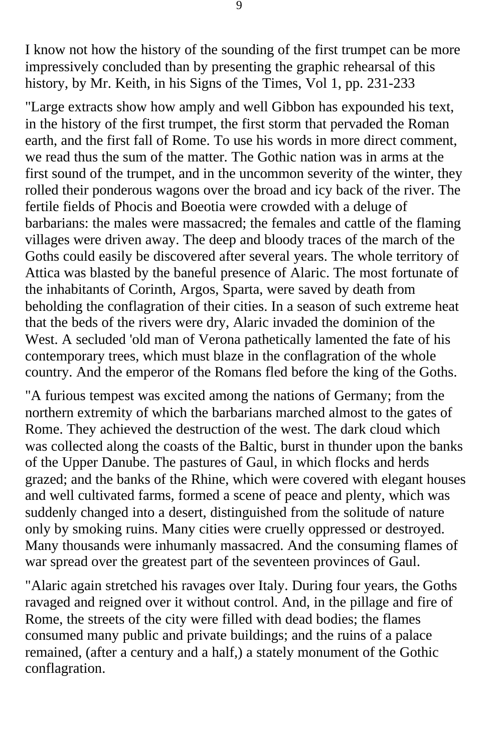I know not how the history of the sounding of the first trumpet can be more impressively concluded than by presenting the graphic rehearsal of this history, by Mr. Keith, in his Signs of the Times, Vol 1, pp. 231-233

"Large extracts show how amply and well Gibbon has expounded his text, in the history of the first trumpet, the first storm that pervaded the Roman earth, and the first fall of Rome. To use his words in more direct comment, we read thus the sum of the matter. The Gothic nation was in arms at the first sound of the trumpet, and in the uncommon severity of the winter, they rolled their ponderous wagons over the broad and icy back of the river. The fertile fields of Phocis and Boeotia were crowded with a deluge of barbarians: the males were massacred; the females and cattle of the flaming villages were driven away. The deep and bloody traces of the march of the Goths could easily be discovered after several years. The whole territory of Attica was blasted by the baneful presence of Alaric. The most fortunate of the inhabitants of Corinth, Argos, Sparta, were saved by death from beholding the conflagration of their cities. In a season of such extreme heat that the beds of the rivers were dry, Alaric invaded the dominion of the West. A secluded 'old man of Verona pathetically lamented the fate of his contemporary trees, which must blaze in the conflagration of the whole country. And the emperor of the Romans fled before the king of the Goths.

"A furious tempest was excited among the nations of Germany; from the northern extremity of which the barbarians marched almost to the gates of Rome. They achieved the destruction of the west. The dark cloud which was collected along the coasts of the Baltic, burst in thunder upon the banks of the Upper Danube. The pastures of Gaul, in which flocks and herds grazed; and the banks of the Rhine, which were covered with elegant houses and well cultivated farms, formed a scene of peace and plenty, which was suddenly changed into a desert, distinguished from the solitude of nature only by smoking ruins. Many cities were cruelly oppressed or destroyed. Many thousands were inhumanly massacred. And the consuming flames of war spread over the greatest part of the seventeen provinces of Gaul.

"Alaric again stretched his ravages over Italy. During four years, the Goths ravaged and reigned over it without control. And, in the pillage and fire of Rome, the streets of the city were filled with dead bodies; the flames consumed many public and private buildings; and the ruins of a palace remained, (after a century and a half,) a stately monument of the Gothic conflagration.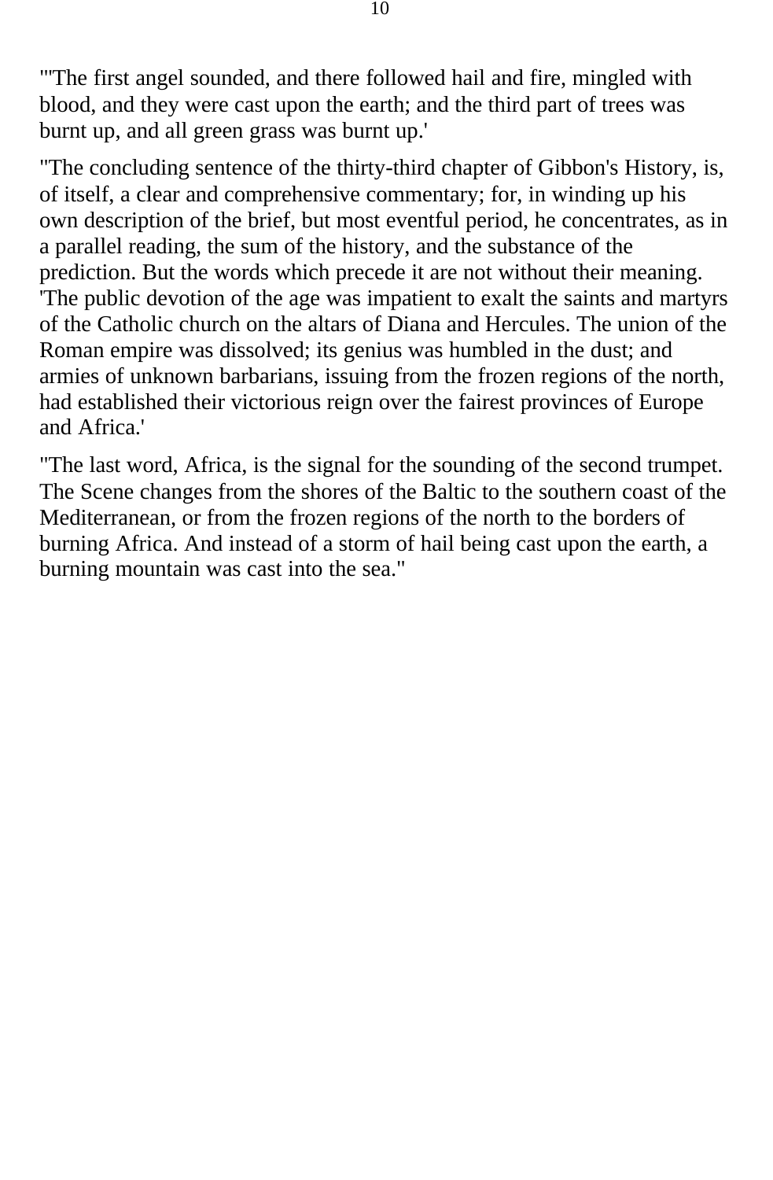"'The first angel sounded, and there followed hail and fire, mingled with blood, and they were cast upon the earth; and the third part of trees was burnt up, and all green grass was burnt up.'

"The concluding sentence of the thirty-third chapter of Gibbon's History, is, of itself, a clear and comprehensive commentary; for, in winding up his own description of the brief, but most eventful period, he concentrates, as in a parallel reading, the sum of the history, and the substance of the prediction. But the words which precede it are not without their meaning. 'The public devotion of the age was impatient to exalt the saints and martyrs of the Catholic church on the altars of Diana and Hercules. The union of the Roman empire was dissolved; its genius was humbled in the dust; and armies of unknown barbarians, issuing from the frozen regions of the north, had established their victorious reign over the fairest provinces of Europe and Africa.'

"The last word, Africa, is the signal for the sounding of the second trumpet. The Scene changes from the shores of the Baltic to the southern coast of the Mediterranean, or from the frozen regions of the north to the borders of burning Africa. And instead of a storm of hail being cast upon the earth, a burning mountain was cast into the sea."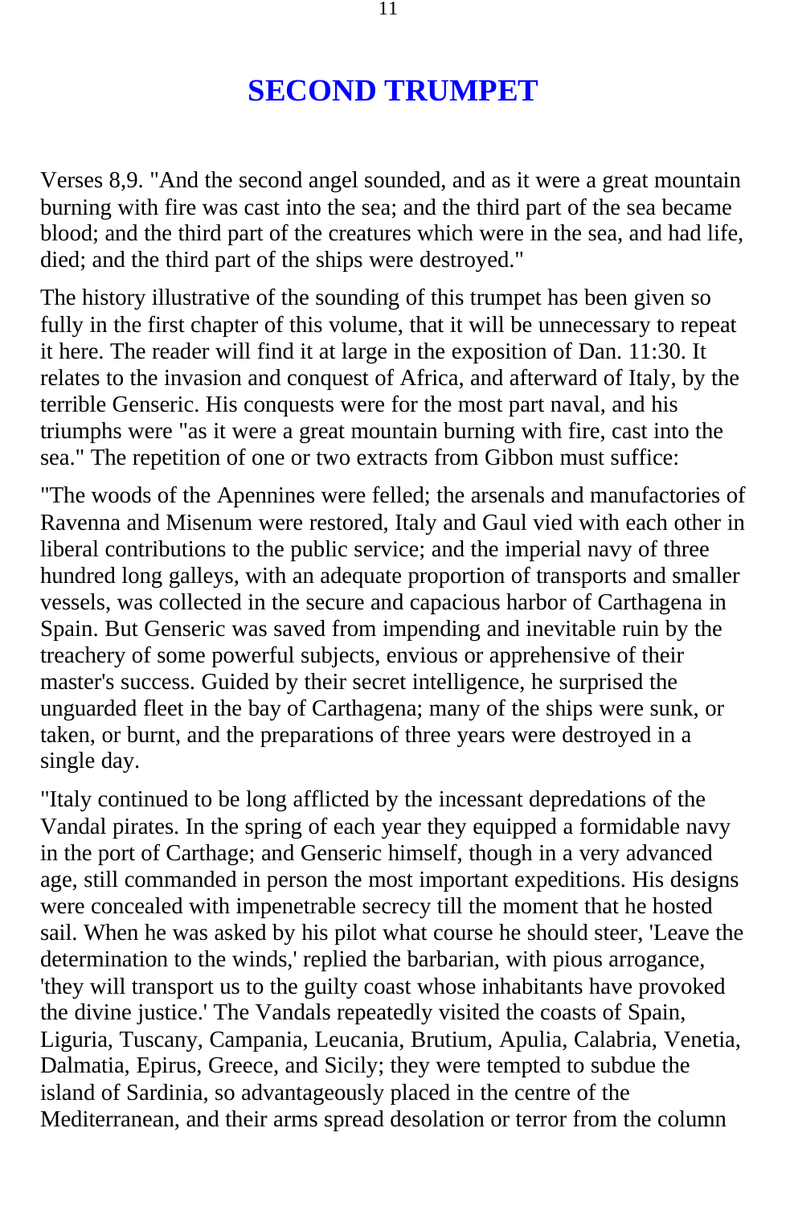# SECOND TRUMPET

Verses 8,9. "And the second angel sounded, and as it were a great mountain burning with fire was cast into the sea; and the third part of the sea became blood; and the third part of the creatures which were in the sea, and had life, died; and the third part of the ships were destroyed."

The history illustrative of the sounding of this trumpet has been given so fully in the first chapter of this volume, that it will be unnecessary to repeat it here. The reader will find it at large in the exposition of Dan. 11:30. It relates to the invasion and conquest of Africa, and afterward of Italy, by the terrible Genseric. His conquests were for the most part naval, and his triumphs were "as it were a great mountain burning with fire, cast into the sea." The repetition of one or two extracts from Gibbon must suffice:

"The woods of the Apennines were felled; the arsenals and manufactories of Ravenna and Misenum were restored, Italy and Gaul vied with each other in liberal contributions to the public service; and the imperial navy of three hundred long galleys, with an adequate proportion of transports and smaller vessels, was collected in the secure and capacious harbor of Carthagena in Spain. But Genseric was saved from impending and inevitable ruin by the treachery of some powerful subjects, envious or apprehensive of their master's success. Guided by their secret intelligence, he surprised the unguarded fleet in the bay of Carthagena; many of the ships were sunk, or taken, or burnt, and the preparations of three years were destroyed in a single day.

"Italy continued to be long afflicted by the incessant depredations of the Vandal pirates. In the spring of each year they equipped a formidable navy in the port of Carthage; and Genseric himself, though in a very advanced age, still commanded in person the most important expeditions. His designs were concealed with impenetrable secrecy till the moment that he hosted sail. When he was asked by his pilot what course he should steer, 'Leave the determination to the winds,' replied the barbarian, with pious arrogance, 'they will transport us to the guilty coast whose inhabitants have provoked the divine justice.' The Vandals repeatedly visited the coasts of Spain, Liguria, Tuscany, Campania, Leucania, Brutium, Apulia, Calabria, Venetia, Dalmatia, Epirus, Greece, and Sicily; they were tempted to subdue the island of Sardinia, so advantageously placed in the centre of the Mediterranean, and their arms spread desolation or terror from the column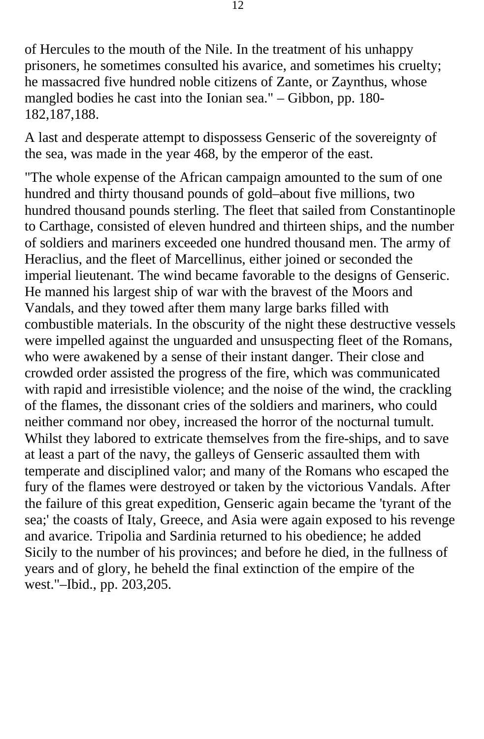of Hercules to the mouth of the Nile. In the treatment of his unhappy prisoners, he sometimes consulted his avarice, and sometimes his cruelty; he massacred five hundred noble citizens of Zante, or Zaynthus, whose mangled bodies he cast into the Ionian sea." – Gibbon, pp. 180-182,187,188.

A last and desperate attempt to dispossess Genseric of the sovereignty of the sea, was made in the year 468, by the emperor of the east.

"The whole expense of the African campaign amounted to the sum of one hundred and thirty thousand pounds of gold–about five millions, two hundred thousand pounds sterling. The fleet that sailed from Constantinople to Carthage, consisted of eleven hundred and thirteen ships, and the number of soldiers and mariners exceeded one hundred thousand men. The army of Heraclius, and the fleet of Marcellinus, either joined or seconded the imperial lieutenant. The wind became favorable to the designs of Genseric. He manned his largest ship of war with the bravest of the Moors and Vandals, and they towed after them many large barks filled with combustible materials. In the obscurity of the night these destructive vessels were impelled against the unguarded and unsuspecting fleet of the Romans, who were awakened by a sense of their instant danger. Their close and crowded order assisted the progress of the fire, which was communicated with rapid and irresistible violence; and the noise of the wind, the crackling of the flames, the dissonant cries of the soldiers and mariners, who could neither command nor obey, increased the horror of the nocturnal tumult. Whilst they labored to extricate themselves from the fire-ships, and to save at least a part of the navy, the galleys of Genseric assaulted them with temperate and disciplined valor; and many of the Romans who escaped the fury of the flames were destroyed or taken by the victorious Vandals. After the failure of this great expedition, Genseric again became the 'tyrant of the sea;' the coasts of Italy, Greece, and Asia were again exposed to his revenge and avarice. Tripolia and Sardinia returned to his obedience; he added Sicily to the number of his provinces; and before he died, in the fullness of years and of glory, he beheld the final extinction of the empire of the west."–Ibid., pp. 203,205.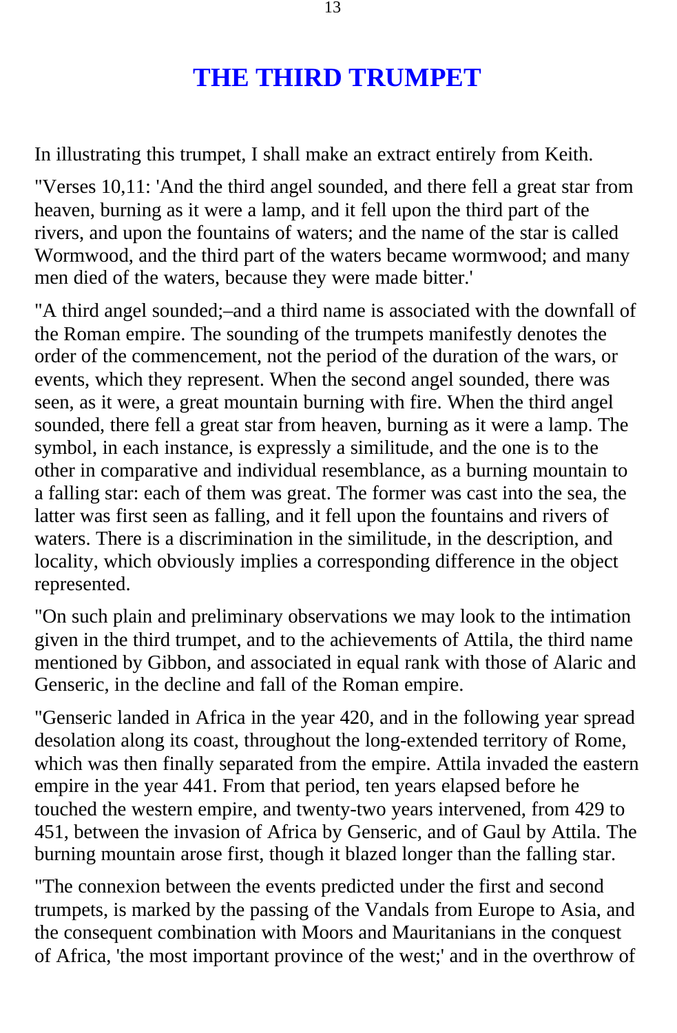# THE THIRD TRUMPET

In illustrating this trumpet, I shall make an extract entirely from Keith.

"Verses 10,11: 'And the third angel sounded, and there fell a great star from heaven, burning as it were a lamp, and it fell upon the third part of the rivers, and upon the fountains of waters; and the name of the star is called Wormwood, and the third part of the waters became wormwood; and many men died of the waters, because they were made bitter.'

"A third angel sounded;–and a third name is associated with the downfall of the Roman empire. The sounding of the trumpets manifestly denotes the order of the commencement, not the period of the duration of the wars, or events, which they represent. When the second angel sounded, there was seen, as it were, a great mountain burning with fire. When the third angel sounded, there fell a great star from heaven, burning as it were a lamp. The symbol, in each instance, is expressly a similitude, and the one is to the other in comparative and individual resemblance, as a burning mountain to a falling star: each of them was great. The former was cast into the sea, the latter was first seen as falling, and it fell upon the fountains and rivers of waters. There is a discrimination in the similitude, in the description, and locality, which obviously implies a corresponding difference in the object represented.

"On such plain and preliminary observations we may look to the intimation given in the third trumpet, and to the achievements of Attila, the third name mentioned by Gibbon, and associated in equal rank with those of Alaric and Genseric, in the decline and fall of the Roman empire.

"Genseric landed in Africa in the year 420, and in the following year spread desolation along its coast, throughout the long-extended territory of Rome, which was then finally separated from the empire. Attila invaded the eastern empire in the year 441. From that period, ten years elapsed before he touched the western empire, and twenty-two years intervened, from 429 to 451, between the invasion of Africa by Genseric, and of Gaul by Attila. The burning mountain arose first, though it blazed longer than the falling star.

"The connexion between the events predicted under the first and second trumpets, is marked by the passing of the Vandals from Europe to Asia, and the consequent combination with Moors and Mauritanians in the conquest of Africa, 'the most important province of the west;' and in the overthrow of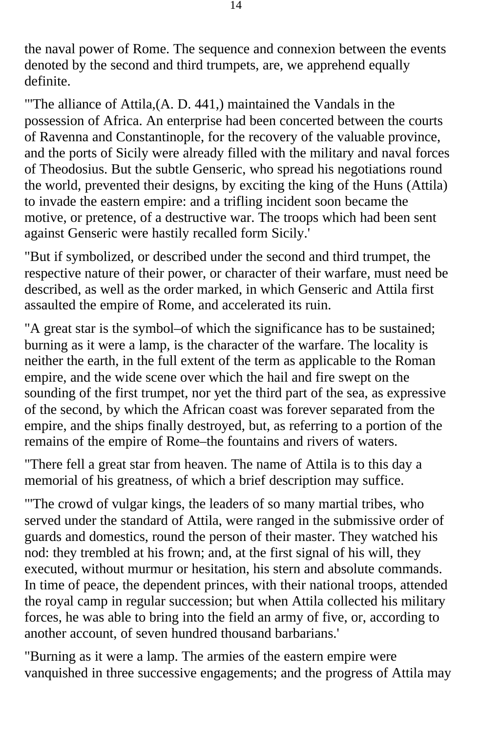the naval power of Rome. The sequence and connexion between the events denoted by the second and third trumpets, are, we apprehend equally definite.

"'The alliance of Attila,(A. D. 441,) maintained the Vandals in the possession of Africa. An enterprise had been concerted between the courts of Ravenna and Constantinople, for the recovery of the valuable province, and the ports of Sicily were already filled with the military and naval forces of Theodosius. But the subtle Genseric, who spread his negotiations round the world, prevented their designs, by exciting the king of the Huns (Attila) to invade the eastern empire: and a trifling incident soon became the motive, or pretence, of a destructive war. The troops which had been sent against Genseric were hastily recalled form Sicily.'

"But if symbolized, or described under the second and third trumpet, the respective nature of their power, or character of their warfare, must need be described, as well as the order marked, in which Genseric and Attila first assaulted the empire of Rome, and accelerated its ruin.

"A great star is the symbol–of which the significance has to be sustained; burning as it were a lamp, is the character of the warfare. The locality is neither the earth, in the full extent of the term as applicable to the Roman empire, and the wide scene over which the hail and fire swept on the sounding of the first trumpet, nor yet the third part of the sea, as expressive of the second, by which the African coast was forever separated from the empire, and the ships finally destroyed, but, as referring to a portion of the remains of the empire of Rome–the fountains and rivers of waters.

"There fell a great star from heaven. The name of Attila is to this day a memorial of his greatness, of which a brief description may suffice.

"'The crowd of vulgar kings, the leaders of so many martial tribes, who served under the standard of Attila, were ranged in the submissive order of guards and domestics, round the person of their master. They watched his nod: they trembled at his frown; and, at the first signal of his will, they executed, without murmur or hesitation, his stern and absolute commands. In time of peace, the dependent princes, with their national troops, attended the royal camp in regular succession; but when Attila collected his military forces, he was able to bring into the field an army of five, or, according to another account, of seven hundred thousand barbarians.'

"Burning as it were a lamp. The armies of the eastern empire were vanquished in three successive engagements; and the progress of Attila may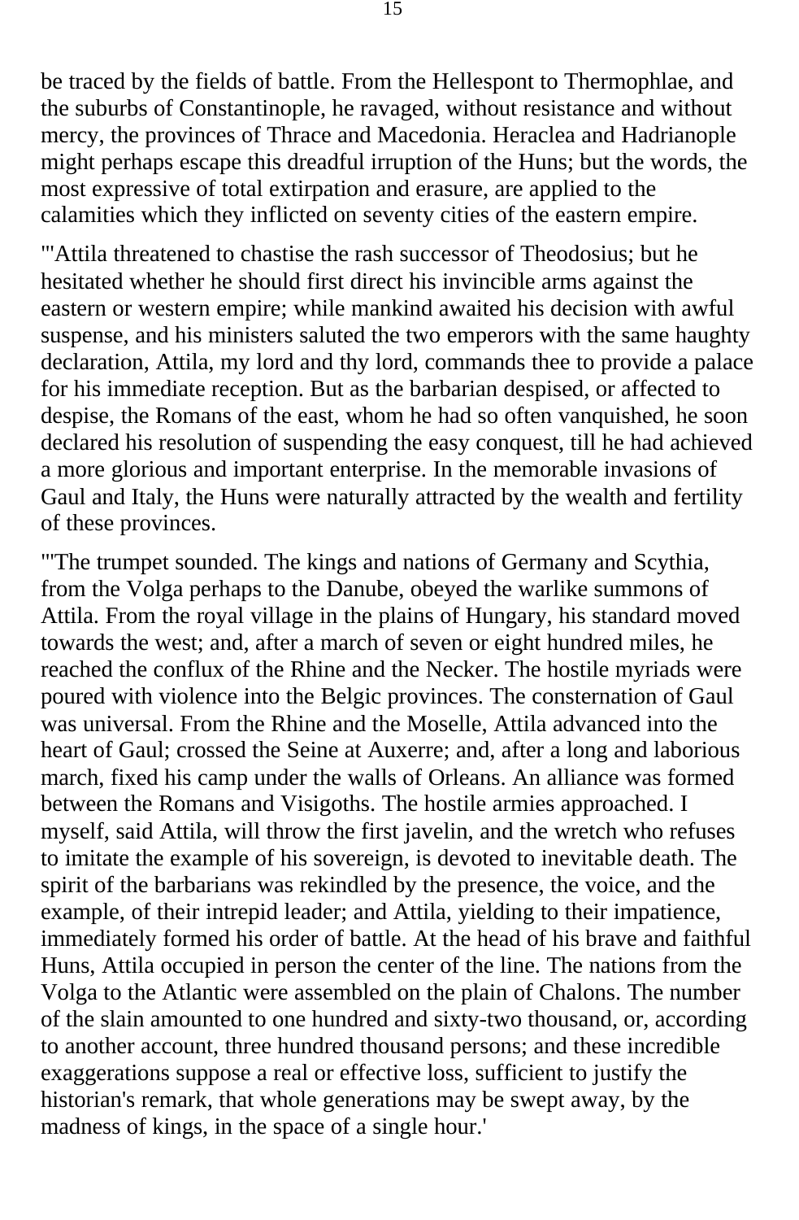be traced by the fields of battle. From the Hellespont to Thermophlae, and the suburbs of Constantinople, he ravaged, without resistance and without mercy, the provinces of Thrace and Macedonia. Heraclea and Hadrianople might perhaps escape this dreadful irruption of the Huns; but the words, the most expressive of total extirpation and erasure, are applied to the calamities which they inflicted on seventy cities of the eastern empire.

"'Attila threatened to chastise the rash successor of Theodosius; but he hesitated whether he should first direct his invincible arms against the eastern or western empire; while mankind awaited his decision with awful suspense, and his ministers saluted the two emperors with the same haughty declaration, Attila, my lord and thy lord, commands thee to provide a palace for his immediate reception. But as the barbarian despised, or affected to despise, the Romans of the east, whom he had so often vanquished, he soon declared his resolution of suspending the easy conquest, till he had achieved a more glorious and important enterprise. In the memorable invasions of Gaul and Italy, the Huns were naturally attracted by the wealth and fertility of these provinces.

"'The trumpet sounded. The kings and nations of Germany and Scythia, from the Volga perhaps to the Danube, obeyed the warlike summons of Attila. From the royal village in the plains of Hungary, his standard moved towards the west; and, after a march of seven or eight hundred miles, he reached the conflux of the Rhine and the Necker. The hostile myriads were poured with violence into the Belgic provinces. The consternation of Gaul was universal. From the Rhine and the Moselle, Attila advanced into the heart of Gaul; crossed the Seine at Auxerre; and, after a long and laborious march, fixed his camp under the walls of Orleans. An alliance was formed between the Romans and Visigoths. The hostile armies approached. I myself, said Attila, will throw the first javelin, and the wretch who refuses to imitate the example of his sovereign, is devoted to inevitable death. The spirit of the barbarians was rekindled by the presence, the voice, and the example, of their intrepid leader; and Attila, yielding to their impatience, immediately formed his order of battle. At the head of his brave and faithful Huns, Attila occupied in person the center of the line. The nations from the Volga to the Atlantic were assembled on the plain of Chalons. The number of the slain amounted to one hundred and sixty-two thousand, or, according to another account, three hundred thousand persons; and these incredible exaggerations suppose a real or effective loss, sufficient to justify the historian's remark, that whole generations may be swept away, by the madness of kings, in the space of a single hour.'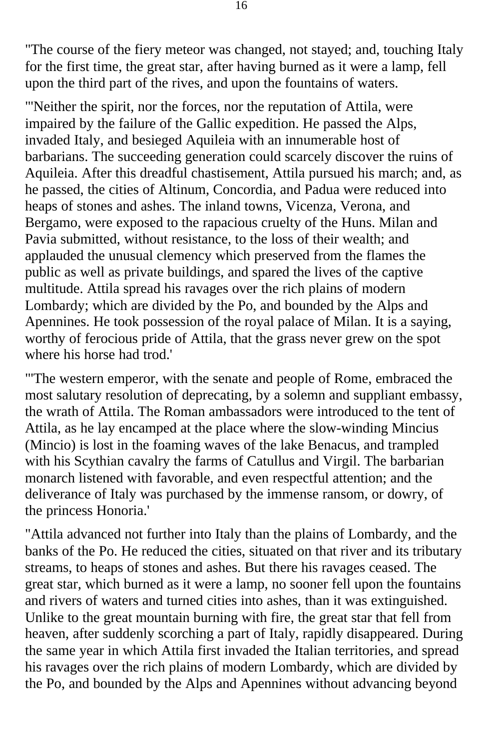"The course of the fiery meteor was changed, not stayed; and, touching Italy for the first time, the great star, after having burned as it were a lamp, fell upon the third part of the rives, and upon the fountains of waters.

"'Neither the spirit, nor the forces, nor the reputation of Attila, were impaired by the failure of the Gallic expedition. He passed the Alps, invaded Italy, and besieged Aquileia with an innumerable host of barbarians. The succeeding generation could scarcely discover the ruins of Aquileia. After this dreadful chastisement, Attila pursued his march; and, as he passed, the cities of Altinum, Concordia, and Padua were reduced into heaps of stones and ashes. The inland towns, Vicenza, Verona, and Bergamo, were exposed to the rapacious cruelty of the Huns. Milan and Pavia submitted, without resistance, to the loss of their wealth; and applauded the unusual clemency which preserved from the flames the public as well as private buildings, and spared the lives of the captive multitude. Attila spread his ravages over the rich plains of modern Lombardy; which are divided by the Po, and bounded by the Alps and Apennines. He took possession of the royal palace of Milan. It is a saying, worthy of ferocious pride of Attila, that the grass never grew on the spot where his horse had trod.'

"'The western emperor, with the senate and people of Rome, embraced the most salutary resolution of deprecating, by a solemn and suppliant embassy, the wrath of Attila. The Roman ambassadors were introduced to the tent of Attila, as he lay encamped at the place where the slow-winding Mincius (Mincio) is lost in the foaming waves of the lake Benacus, and trampled with his Scythian cavalry the farms of Catullus and Virgil. The barbarian monarch listened with favorable, and even respectful attention; and the deliverance of Italy was purchased by the immense ransom, or dowry, of the princess Honoria.'

"Attila advanced not further into Italy than the plains of Lombardy, and the banks of the Po. He reduced the cities, situated on that river and its tributary streams, to heaps of stones and ashes. But there his ravages ceased. The great star, which burned as it were a lamp, no sooner fell upon the fountains and rivers of waters and turned cities into ashes, than it was extinguished. Unlike to the great mountain burning with fire, the great star that fell from heaven, after suddenly scorching a part of Italy, rapidly disappeared. During the same year in which Attila first invaded the Italian territories, and spread his ravages over the rich plains of modern Lombardy, which are divided by the Po, and bounded by the Alps and Apennines without advancing beyond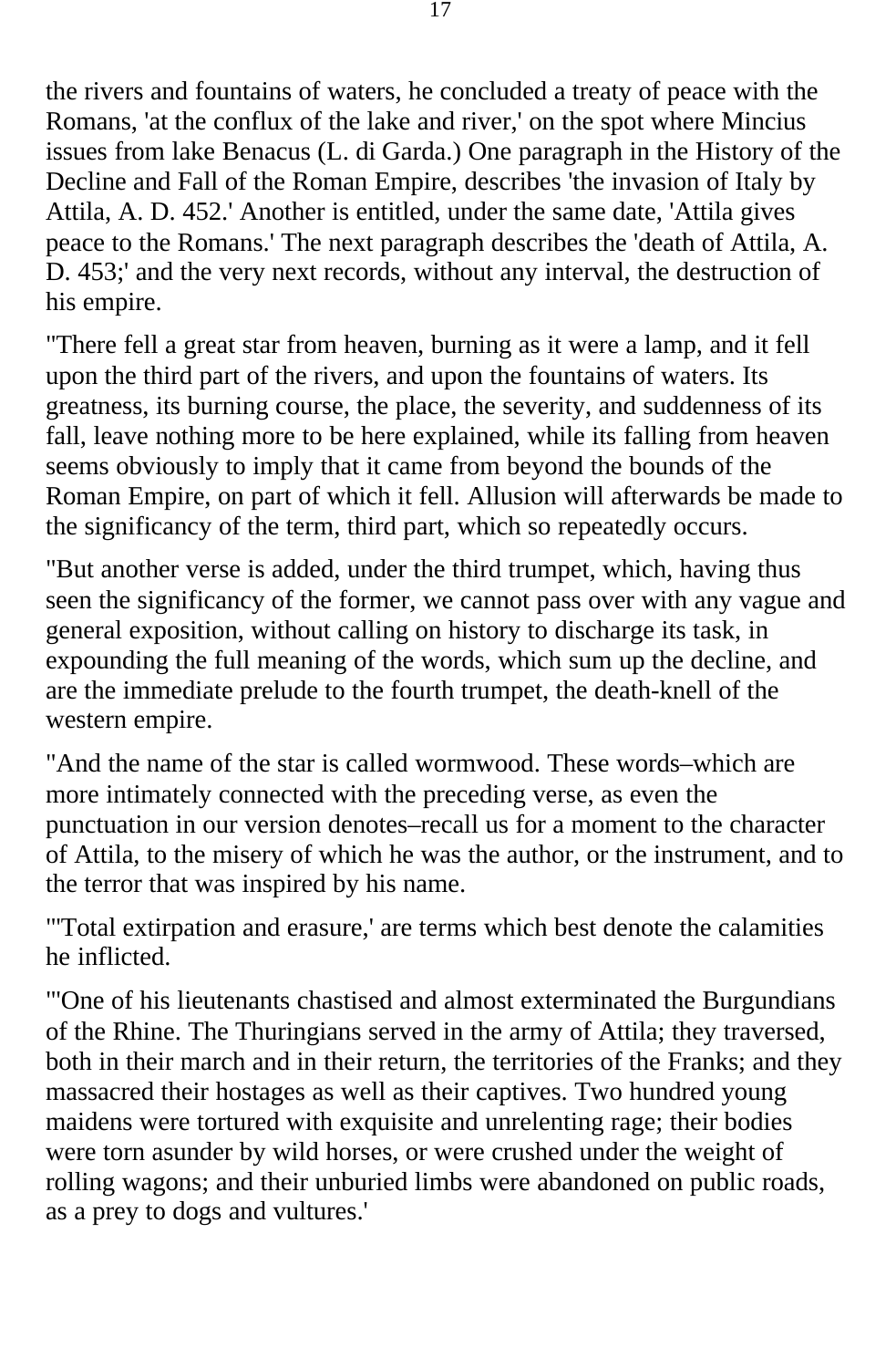the rivers and fountains of waters, he concluded a treaty of peace with the Romans, 'at the conflux of the lake and river,' on the spot where Mincius issues from lake Benacus (L. di Garda.) One paragraph in the History of the Decline and Fall of the Roman Empire, describes 'the invasion of Italy by Attila, A. D. 452.' Another is entitled, under the same date, 'Attila gives peace to the Romans.' The next paragraph describes the 'death of Attila, A. D. 453;' and the very next records, without any interval, the destruction of his empire.

"There fell a great star from heaven, burning as it were a lamp, and it fell upon the third part of the rivers, and upon the fountains of waters. Its greatness, its burning course, the place, the severity, and suddenness of its fall, leave nothing more to be here explained, while its falling from heaven seems obviously to imply that it came from beyond the bounds of the Roman Empire, on part of which it fell. Allusion will afterwards be made to the significancy of the term, third part, which so repeatedly occurs.

"But another verse is added, under the third trumpet, which, having thus seen the significancy of the former, we cannot pass over with any vague and general exposition, without calling on history to discharge its task, in expounding the full meaning of the words, which sum up the decline, and are the immediate prelude to the fourth trumpet, the death-knell of the western empire.

"And the name of the star is called wormwood. These words–which are more intimately connected with the preceding verse, as even the punctuation in our version denotes–recall us for a moment to the character of Attila, to the misery of which he was the author, or the instrument, and to the terror that was inspired by his name.

"'Total extirpation and erasure,' are terms which best denote the calamities he inflicted.

"'One of his lieutenants chastised and almost exterminated the Burgundians of the Rhine. The Thuringians served in the army of Attila; they traversed, both in their march and in their return, the territories of the Franks; and they massacred their hostages as well as their captives. Two hundred young maidens were tortured with exquisite and unrelenting rage; their bodies were torn asunder by wild horses, or were crushed under the weight of rolling wagons; and their unburied limbs were abandoned on public roads, as a prey to dogs and vultures.'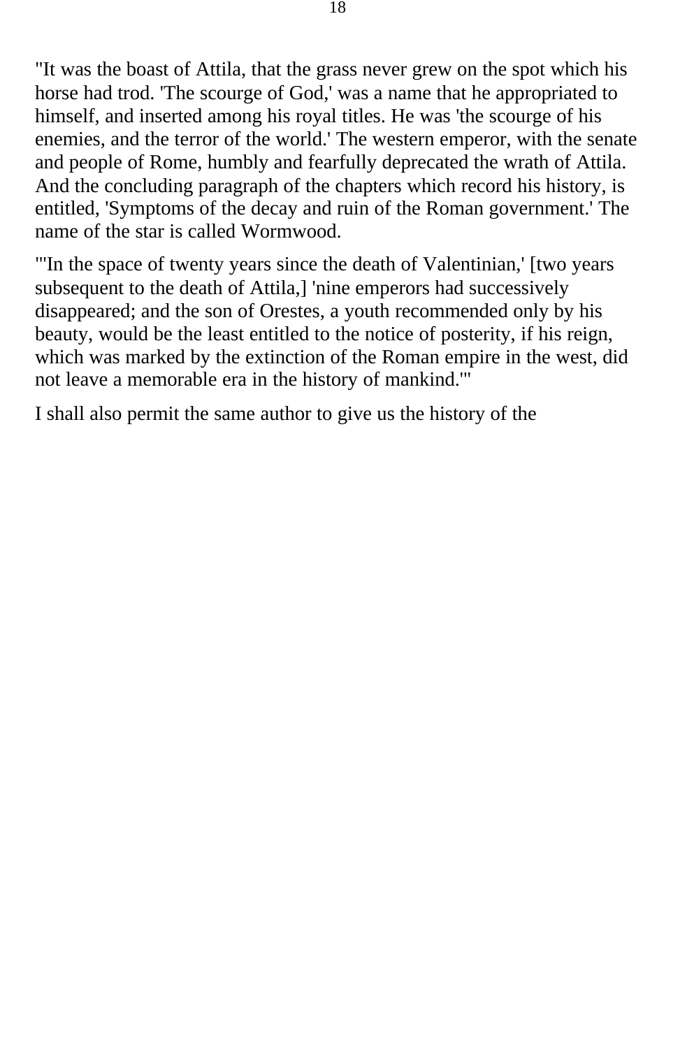"It was the boast of Attila, that the grass never grew on the spot which his horse had trod. 'The scourge of God,' was a name that he appropriated to himself, and inserted among his royal titles. He was 'the scourge of his enemies, and the terror of the world.' The western emperor, with the senate and people of Rome, humbly and fearfully deprecated the wrath of Attila. And the concluding paragraph of the chapters which record his history, is entitled, 'Symptoms of the decay and ruin of the Roman government.' The name of the star is called Wormwood.

"'In the space of twenty years since the death of Valentinian,' [two years subsequent to the death of Attila,] 'nine emperors had successively disappeared; and the son of Orestes, a youth recommended only by his beauty, would be the least entitled to the notice of posterity, if his reign, which was marked by the extinction of the Roman empire in the west, did not leave a memorable era in the history of mankind.'"

I shall also permit the same author to give us the history of the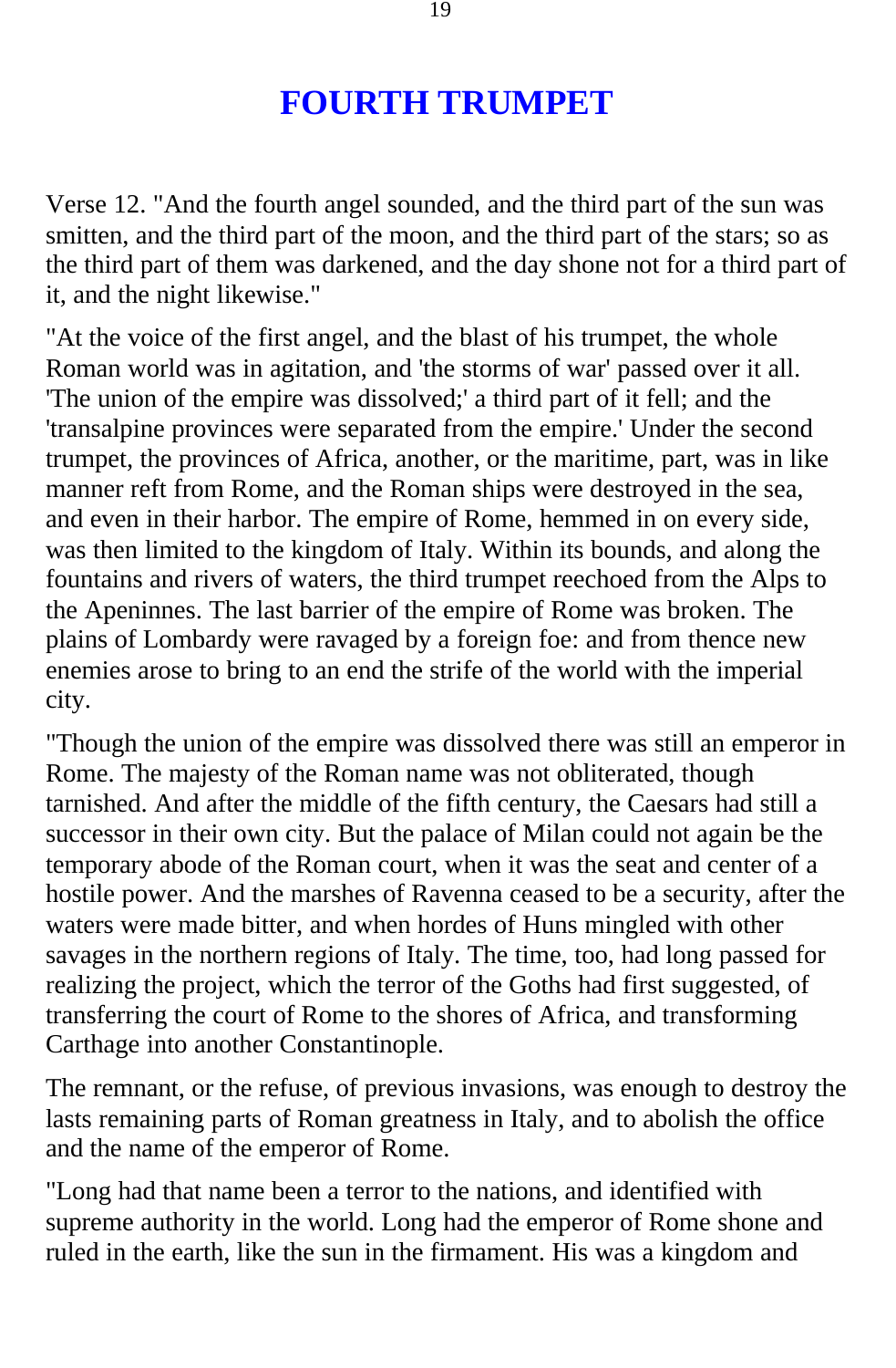# FOURTH TRUMPET

Verse 12. "And the fourth angel sounded, and the third part of the sun was smitten, and the third part of the moon, and the third part of the stars; so as the third part of them was darkened, and the day shone not for a third part of it, and the night likewise."

"At the voice of the first angel, and the blast of his trumpet, the whole Roman world was in agitation, and 'the storms of war' passed over it all. 'The union of the empire was dissolved;' a third part of it fell; and the 'transalpine provinces were separated from the empire.' Under the second trumpet, the provinces of Africa, another, or the maritime, part, was in like manner reft from Rome, and the Roman ships were destroyed in the sea, and even in their harbor. The empire of Rome, hemmed in on every side, was then limited to the kingdom of Italy. Within its bounds, and along the fountains and rivers of waters, the third trumpet reechoed from the Alps to the Apeninnes. The last barrier of the empire of Rome was broken. The plains of Lombardy were ravaged by a foreign foe: and from thence new enemies arose to bring to an end the strife of the world with the imperial city.

"Though the union of the empire was dissolved there was still an emperor in Rome. The majesty of the Roman name was not obliterated, though tarnished. And after the middle of the fifth century, the Caesars had still a successor in their own city. But the palace of Milan could not again be the temporary abode of the Roman court, when it was the seat and center of a hostile power. And the marshes of Ravenna ceased to be a security, after the waters were made bitter, and when hordes of Huns mingled with other savages in the northern regions of Italy. The time, too, had long passed for realizing the project, which the terror of the Goths had first suggested, of transferring the court of Rome to the shores of Africa, and transforming Carthage into another Constantinople.

The remnant, or the refuse, of previous invasions, was enough to destroy the lasts remaining parts of Roman greatness in Italy, and to abolish the office and the name of the emperor of Rome.

"Long had that name been a terror to the nations, and identified with supreme authority in the world. Long had the emperor of Rome shone and ruled in the earth, like the sun in the firmament. His was a kingdom and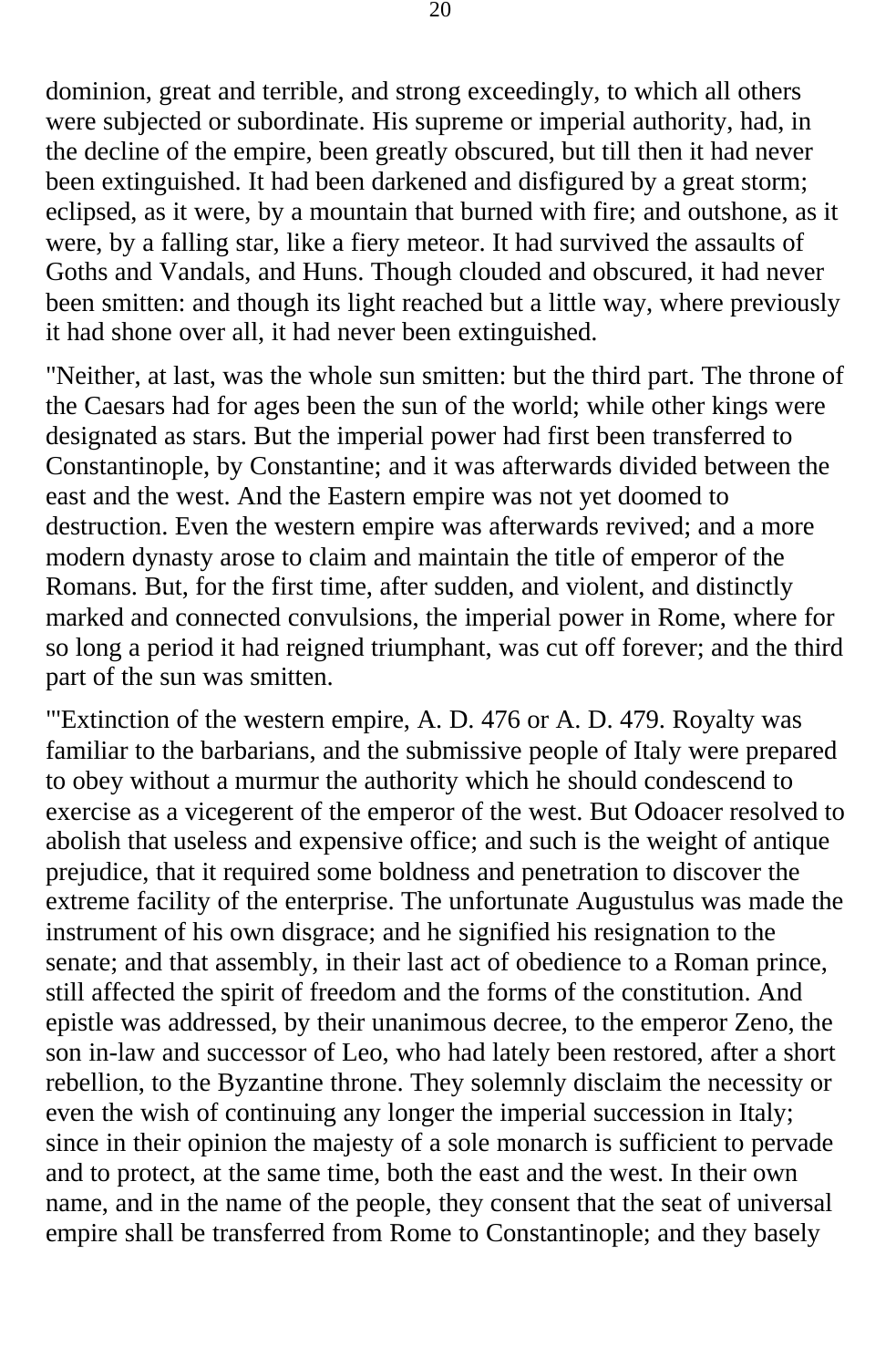dominion, great and terrible, and strong exceedingly, to which all others were subjected or subordinate. His supreme or imperial authority, had, in the decline of the empire, been greatly obscured, but till then it had never been extinguished. It had been darkened and disfigured by a great storm; eclipsed, as it were, by a mountain that burned with fire; and outshone, as it were, by a falling star, like a fiery meteor. It had survived the assaults of Goths and Vandals, and Huns. Though clouded and obscured, it had never been smitten: and though its light reached but a little way, where previously it had shone over all, it had never been extinguished.

"Neither, at last, was the whole sun smitten: but the third part. The throne of the Caesars had for ages been the sun of the world; while other kings were designated as stars. But the imperial power had first been transferred to Constantinople, by Constantine; and it was afterwards divided between the east and the west. And the Eastern empire was not yet doomed to destruction. Even the western empire was afterwards revived; and a more modern dynasty arose to claim and maintain the title of emperor of the Romans. But, for the first time, after sudden, and violent, and distinctly marked and connected convulsions, the imperial power in Rome, where for so long a period it had reigned triumphant, was cut off forever; and the third part of the sun was smitten.

"'Extinction of the western empire, A. D. 476 or A. D. 479. Royalty was familiar to the barbarians, and the submissive people of Italy were prepared to obey without a murmur the authority which he should condescend to exercise as a vicegerent of the emperor of the west. But Odoacer resolved to abolish that useless and expensive office; and such is the weight of antique prejudice, that it required some boldness and penetration to discover the extreme facility of the enterprise. The unfortunate Augustulus was made the instrument of his own disgrace; and he signified his resignation to the senate; and that assembly, in their last act of obedience to a Roman prince, still affected the spirit of freedom and the forms of the constitution. And epistle was addressed, by their unanimous decree, to the emperor Zeno, the son in-law and successor of Leo, who had lately been restored, after a short rebellion, to the Byzantine throne. They solemnly disclaim the necessity or even the wish of continuing any longer the imperial succession in Italy; since in their opinion the majesty of a sole monarch is sufficient to pervade and to protect, at the same time, both the east and the west. In their own name, and in the name of the people, they consent that the seat of universal empire shall be transferred from Rome to Constantinople; and they basely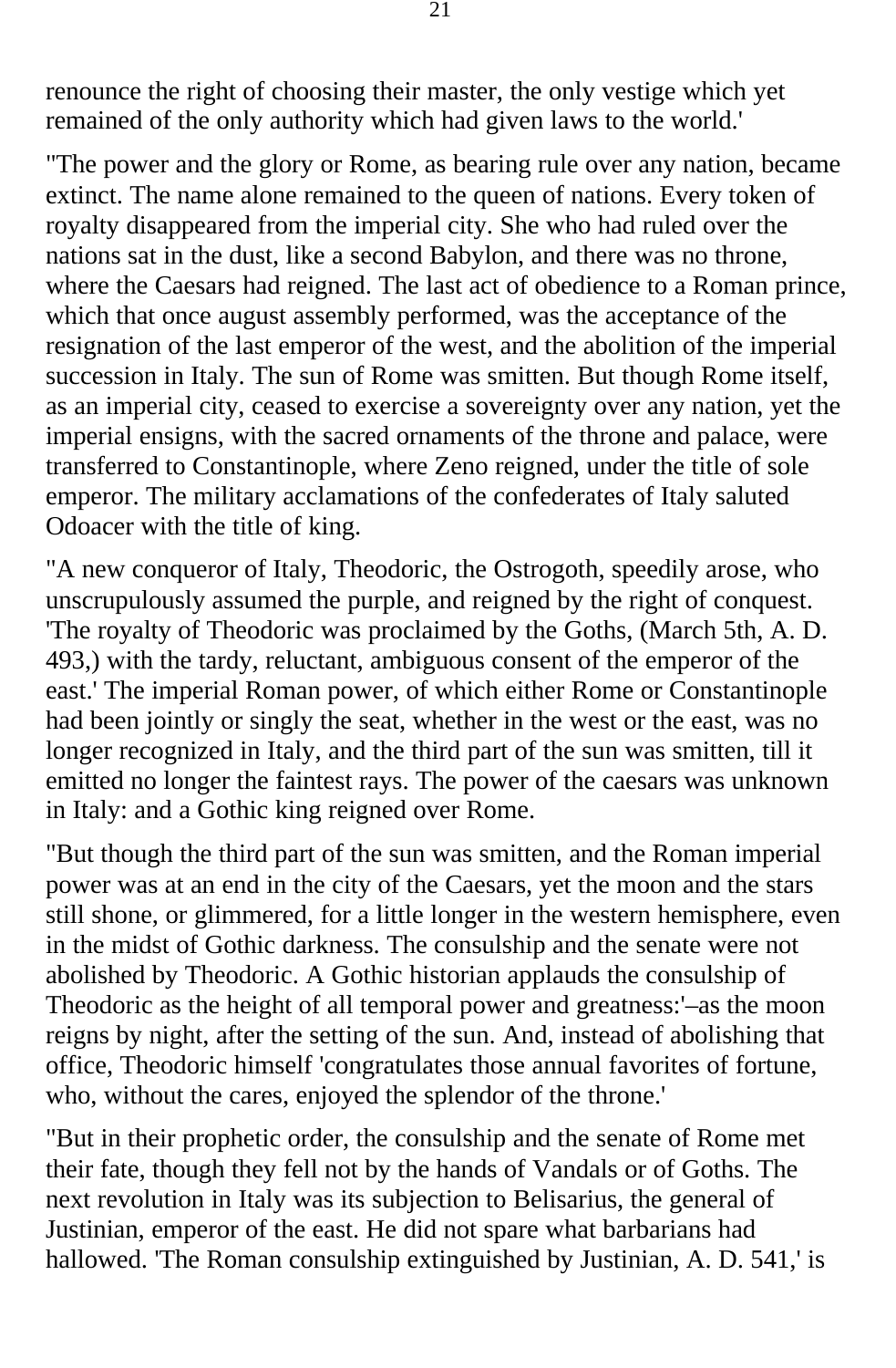renounce the right of choosing their master, the only vestige which yet remained of the only authority which had given laws to the world.'

"The power and the glory or Rome, as bearing rule over any nation, became extinct. The name alone remained to the queen of nations. Every token of royalty disappeared from the imperial city. She who had ruled over the nations sat in the dust, like a second Babylon, and there was no throne, where the Caesars had reigned. The last act of obedience to a Roman prince, which that once august assembly performed, was the acceptance of the resignation of the last emperor of the west, and the abolition of the imperial succession in Italy. The sun of Rome was smitten. But though Rome itself, as an imperial city, ceased to exercise a sovereignty over any nation, yet the imperial ensigns, with the sacred ornaments of the throne and palace, were transferred to Constantinople, where Zeno reigned, under the title of sole emperor. The military acclamations of the confederates of Italy saluted Odoacer with the title of king.

"A new conqueror of Italy, Theodoric, the Ostrogoth, speedily arose, who unscrupulously assumed the purple, and reigned by the right of conquest. 'The royalty of Theodoric was proclaimed by the Goths, (March 5th, A. D. 493,) with the tardy, reluctant, ambiguous consent of the emperor of the east.' The imperial Roman power, of which either Rome or Constantinople had been jointly or singly the seat, whether in the west or the east, was no longer recognized in Italy, and the third part of the sun was smitten, till it emitted no longer the faintest rays. The power of the caesars was unknown in Italy: and a Gothic king reigned over Rome.

"But though the third part of the sun was smitten, and the Roman imperial power was at an end in the city of the Caesars, yet the moon and the stars still shone, or glimmered, for a little longer in the western hemisphere, even in the midst of Gothic darkness. The consulship and the senate were not abolished by Theodoric. A Gothic historian applauds the consulship of Theodoric as the height of all temporal power and greatness:'–as the moon reigns by night, after the setting of the sun. And, instead of abolishing that office, Theodoric himself 'congratulates those annual favorites of fortune, who, without the cares, enjoyed the splendor of the throne.'

"But in their prophetic order, the consulship and the senate of Rome met their fate, though they fell not by the hands of Vandals or of Goths. The next revolution in Italy was its subjection to Belisarius, the general of Justinian, emperor of the east. He did not spare what barbarians had hallowed. 'The Roman consulship extinguished by Justinian, A. D. 541,' is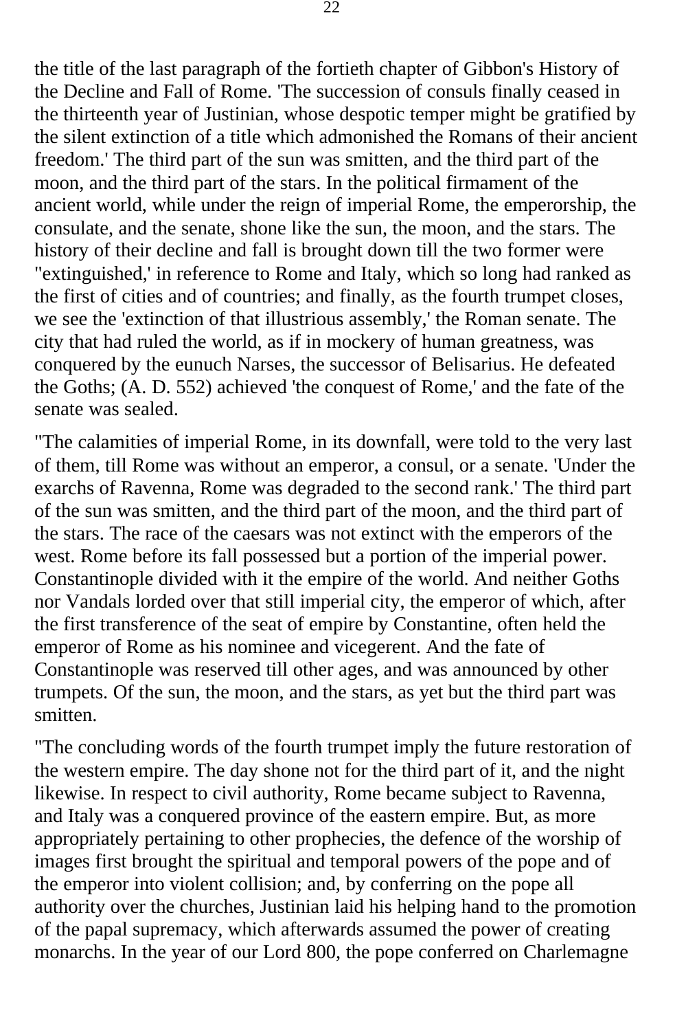the title of the last paragraph of the fortieth chapter of Gibbon's History of the Decline and Fall of Rome. 'The succession of consuls finally ceased in the thirteenth year of Justinian, whose despotic temper might be gratified by the silent extinction of a title which admonished the Romans of their ancient freedom.' The third part of the sun was smitten, and the third part of the moon, and the third part of the stars. In the political firmament of the ancient world, while under the reign of imperial Rome, the emperorship, the consulate, and the senate, shone like the sun, the moon, and the stars. The history of their decline and fall is brought down till the two former were "extinguished,' in reference to Rome and Italy, which so long had ranked as the first of cities and of countries; and finally, as the fourth trumpet closes, we see the 'extinction of that illustrious assembly,' the Roman senate. The city that had ruled the world, as if in mockery of human greatness, was conquered by the eunuch Narses, the successor of Belisarius. He defeated the Goths; (A. D. 552) achieved 'the conquest of Rome,' and the fate of the senate was sealed.

"The calamities of imperial Rome, in its downfall, were told to the very last of them, till Rome was without an emperor, a consul, or a senate. 'Under the exarchs of Ravenna, Rome was degraded to the second rank.' The third part of the sun was smitten, and the third part of the moon, and the third part of the stars. The race of the caesars was not extinct with the emperors of the west. Rome before its fall possessed but a portion of the imperial power. Constantinople divided with it the empire of the world. And neither Goths nor Vandals lorded over that still imperial city, the emperor of which, after the first transference of the seat of empire by Constantine, often held the emperor of Rome as his nominee and vicegerent. And the fate of Constantinople was reserved till other ages, and was announced by other trumpets. Of the sun, the moon, and the stars, as yet but the third part was smitten.

"The concluding words of the fourth trumpet imply the future restoration of the western empire. The day shone not for the third part of it, and the night likewise. In respect to civil authority, Rome became subject to Ravenna, and Italy was a conquered province of the eastern empire. But, as more appropriately pertaining to other prophecies, the defence of the worship of images first brought the spiritual and temporal powers of the pope and of the emperor into violent collision; and, by conferring on the pope all authority over the churches, Justinian laid his helping hand to the promotion of the papal supremacy, which afterwards assumed the power of creating monarchs. In the year of our Lord 800, the pope conferred on Charlemagne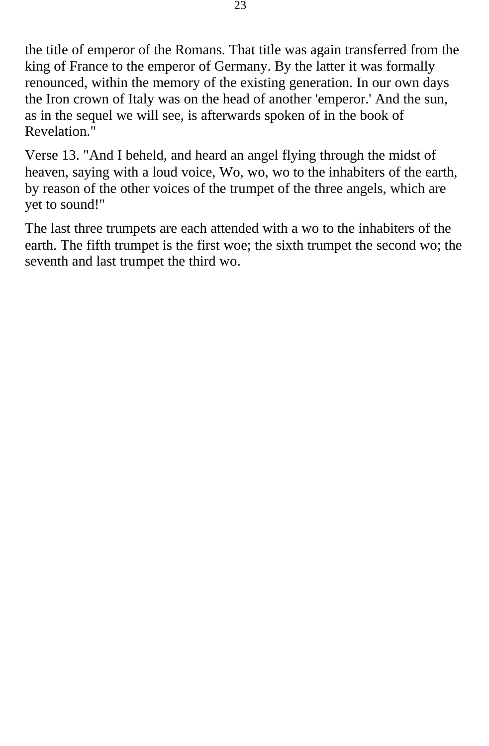the title of emperor of the Romans. That title was again transferred from the king of France to the emperor of Germany. By the latter it was formally renounced, within the memory of the existing generation. In our own days the Iron crown of Italy was on the head of another 'emperor.' And the sun, as in the sequel we will see, is afterwards spoken of in the book of Revelation."

Verse 13. "And I beheld, and heard an angel flying through the midst of heaven, saying with a loud voice, Wo, wo, wo to the inhabiters of the earth, by reason of the other voices of the trumpet of the three angels, which are yet to sound!"

The last three trumpets are each attended with a wo to the inhabiters of the earth. The fifth trumpet is the first woe; the sixth trumpet the second wo; the seventh and last trumpet the third wo.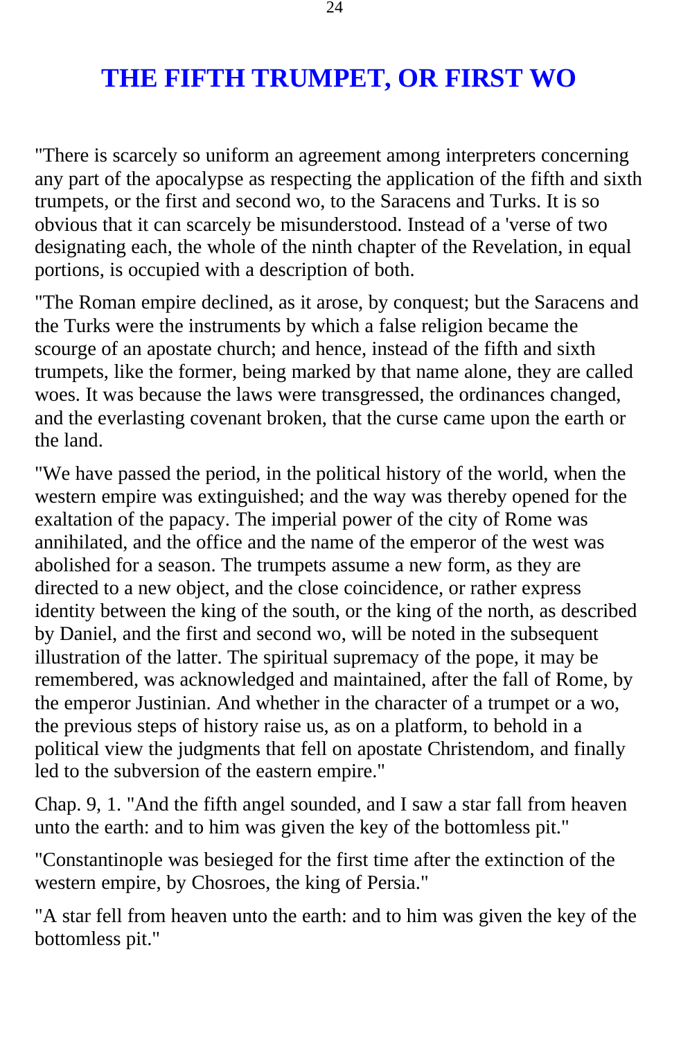# THE FIFTH TRUMPET, OR FIRST WO

"There is scarcely so uniform an agreement among interpreters concerning any part of the apocalypse as respecting the application of the fifth and sixth trumpets, or the first and second wo, to the Saracens and Turks. It is so obvious that it can scarcely be misunderstood. Instead of a 'verse of two designating each, the whole of the ninth chapter of the Revelation, in equal portions, is occupied with a description of both.

"The Roman empire declined, as it arose, by conquest; but the Saracens and the Turks were the instruments by which a false religion became the scourge of an apostate church; and hence, instead of the fifth and sixth trumpets, like the former, being marked by that name alone, they are called woes. It was because the laws were transgressed, the ordinances changed, and the everlasting covenant broken, that the curse came upon the earth or the land.

"We have passed the period, in the political history of the world, when the western empire was extinguished; and the way was thereby opened for the exaltation of the papacy. The imperial power of the city of Rome was annihilated, and the office and the name of the emperor of the west was abolished for a season. The trumpets assume a new form, as they are directed to a new object, and the close coincidence, or rather express identity between the king of the south, or the king of the north, as described by Daniel, and the first and second wo, will be noted in the subsequent illustration of the latter. The spiritual supremacy of the pope, it may be remembered, was acknowledged and maintained, after the fall of Rome, by the emperor Justinian. And whether in the character of a trumpet or a wo, the previous steps of history raise us, as on a platform, to behold in a political view the judgments that fell on apostate Christendom, and finally led to the subversion of the eastern empire."

Chap. 9, 1. "And the fifth angel sounded, and I saw a star fall from heaven unto the earth: and to him was given the key of the bottomless pit."

"Constantinople was besieged for the first time after the extinction of the western empire, by Chosroes, the king of Persia."

"A star fell from heaven unto the earth: and to him was given the key of the bottomless pit."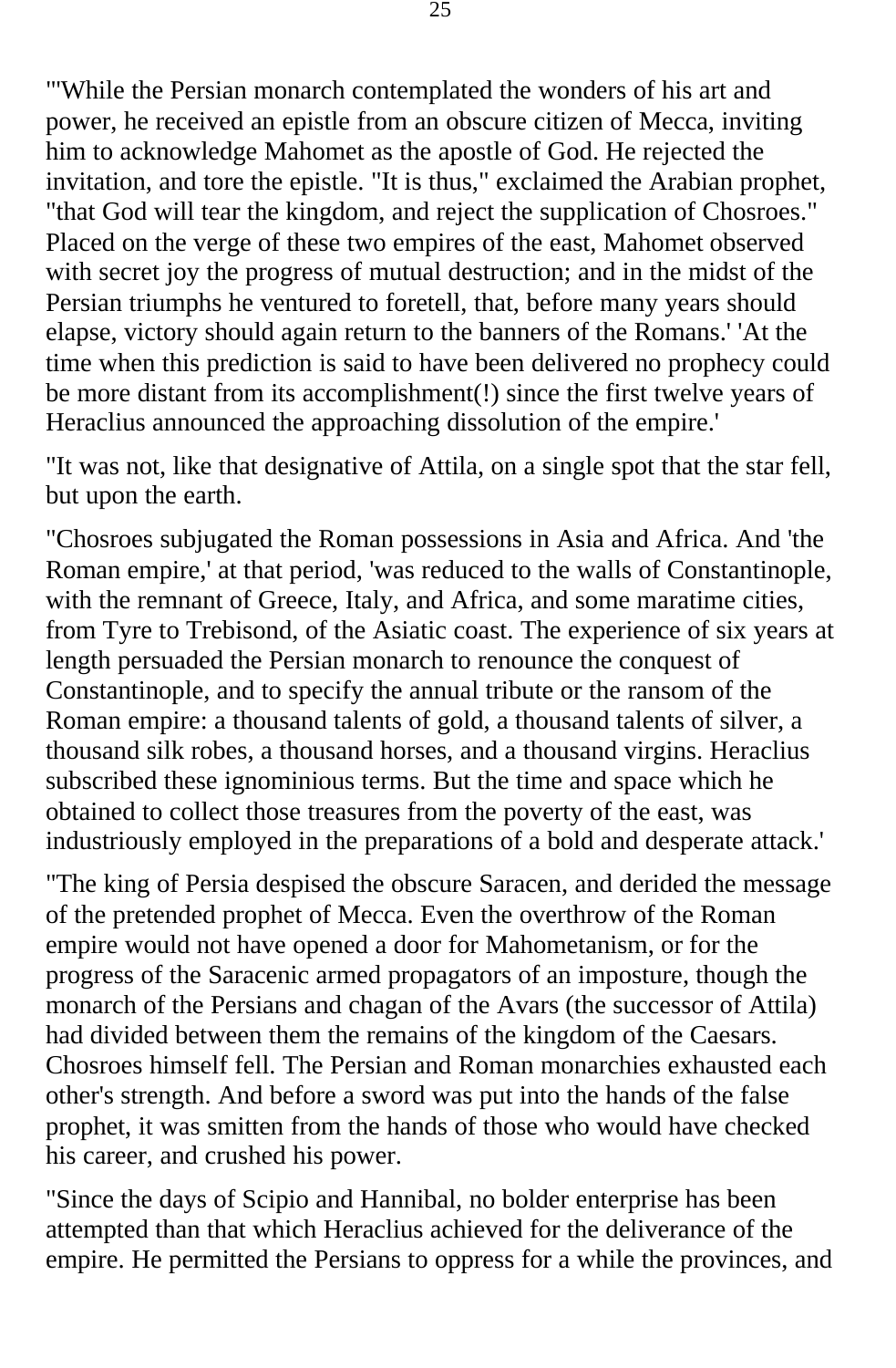"'While the Persian monarch contemplated the wonders of his art and power, he received an epistle from an obscure citizen of Mecca, inviting him to acknowledge Mahomet as the apostle of God. He rejected the invitation, and tore the epistle. "It is thus," exclaimed the Arabian prophet, "that God will tear the kingdom, and reject the supplication of Chosroes." Placed on the verge of these two empires of the east, Mahomet observed with secret joy the progress of mutual destruction; and in the midst of the Persian triumphs he ventured to foretell, that, before many years should elapse, victory should again return to the banners of the Romans.' 'At the time when this prediction is said to have been delivered no prophecy could be more distant from its accomplishment(!) since the first twelve years of Heraclius announced the approaching dissolution of the empire.'

"It was not, like that designative of Attila, on a single spot that the star fell, but upon the earth.

"Chosroes subjugated the Roman possessions in Asia and Africa. And 'the Roman empire,' at that period, 'was reduced to the walls of Constantinople, with the remnant of Greece, Italy, and Africa, and some maratime cities, from Tyre to Trebisond, of the Asiatic coast. The experience of six years at length persuaded the Persian monarch to renounce the conquest of Constantinople, and to specify the annual tribute or the ransom of the Roman empire: a thousand talents of gold, a thousand talents of silver, a thousand silk robes, a thousand horses, and a thousand virgins. Heraclius subscribed these ignominious terms. But the time and space which he obtained to collect those treasures from the poverty of the east, was industriously employed in the preparations of a bold and desperate attack.'

"The king of Persia despised the obscure Saracen, and derided the message of the pretended prophet of Mecca. Even the overthrow of the Roman empire would not have opened a door for Mahometanism, or for the progress of the Saracenic armed propagators of an imposture, though the monarch of the Persians and chagan of the Avars (the successor of Attila) had divided between them the remains of the kingdom of the Caesars. Chosroes himself fell. The Persian and Roman monarchies exhausted each other's strength. And before a sword was put into the hands of the false prophet, it was smitten from the hands of those who would have checked his career, and crushed his power.

"Since the days of Scipio and Hannibal, no bolder enterprise has been attempted than that which Heraclius achieved for the deliverance of the empire. He permitted the Persians to oppress for a while the provinces, and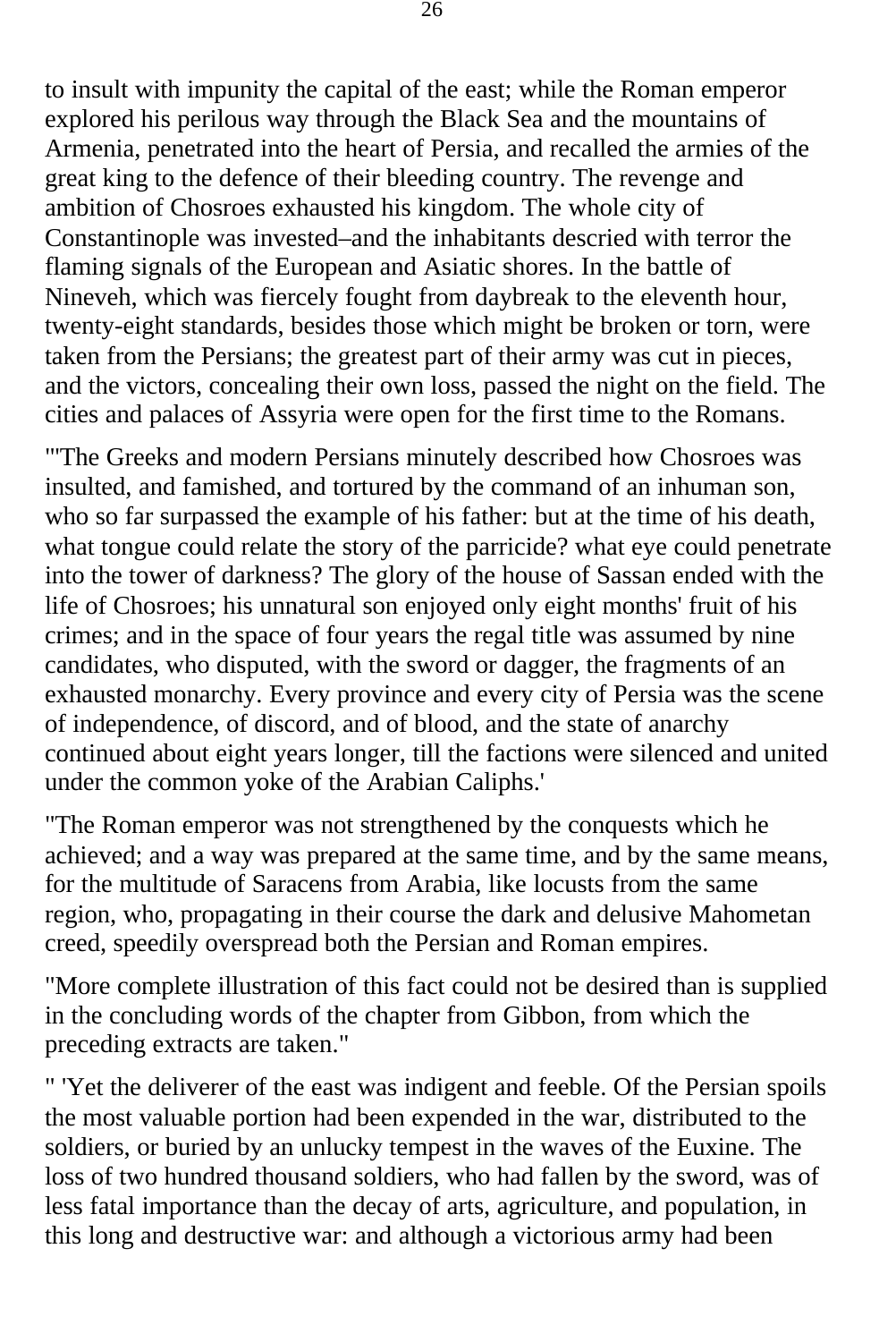to insult with impunity the capital of the east; while the Roman emperor explored his perilous way through the Black Sea and the mountains of Armenia, penetrated into the heart of Persia, and recalled the armies of the great king to the defence of their bleeding country. The revenge and ambition of Chosroes exhausted his kingdom. The whole city of Constantinople was invested–and the inhabitants descried with terror the flaming signals of the European and Asiatic shores. In the battle of Nineveh, which was fiercely fought from daybreak to the eleventh hour, twenty-eight standards, besides those which might be broken or torn, were taken from the Persians; the greatest part of their army was cut in pieces, and the victors, concealing their own loss, passed the night on the field. The cities and palaces of Assyria were open for the first time to the Romans.

"'The Greeks and modern Persians minutely described how Chosroes was insulted, and famished, and tortured by the command of an inhuman son, who so far surpassed the example of his father: but at the time of his death, what tongue could relate the story of the parricide? what eye could penetrate into the tower of darkness? The glory of the house of Sassan ended with the life of Chosroes; his unnatural son enjoyed only eight months' fruit of his crimes; and in the space of four years the regal title was assumed by nine candidates, who disputed, with the sword or dagger, the fragments of an exhausted monarchy. Every province and every city of Persia was the scene of independence, of discord, and of blood, and the state of anarchy continued about eight years longer, till the factions were silenced and united under the common yoke of the Arabian Caliphs.'

"The Roman emperor was not strengthened by the conquests which he achieved; and a way was prepared at the same time, and by the same means, for the multitude of Saracens from Arabia, like locusts from the same region, who, propagating in their course the dark and delusive Mahometan creed, speedily overspread both the Persian and Roman empires.

"More complete illustration of this fact could not be desired than is supplied in the concluding words of the chapter from Gibbon, from which the preceding extracts are taken."

" 'Yet the deliverer of the east was indigent and feeble. Of the Persian spoils the most valuable portion had been expended in the war, distributed to the soldiers, or buried by an unlucky tempest in the waves of the Euxine. The loss of two hundred thousand soldiers, who had fallen by the sword, was of less fatal importance than the decay of arts, agriculture, and population, in this long and destructive war: and although a victorious army had been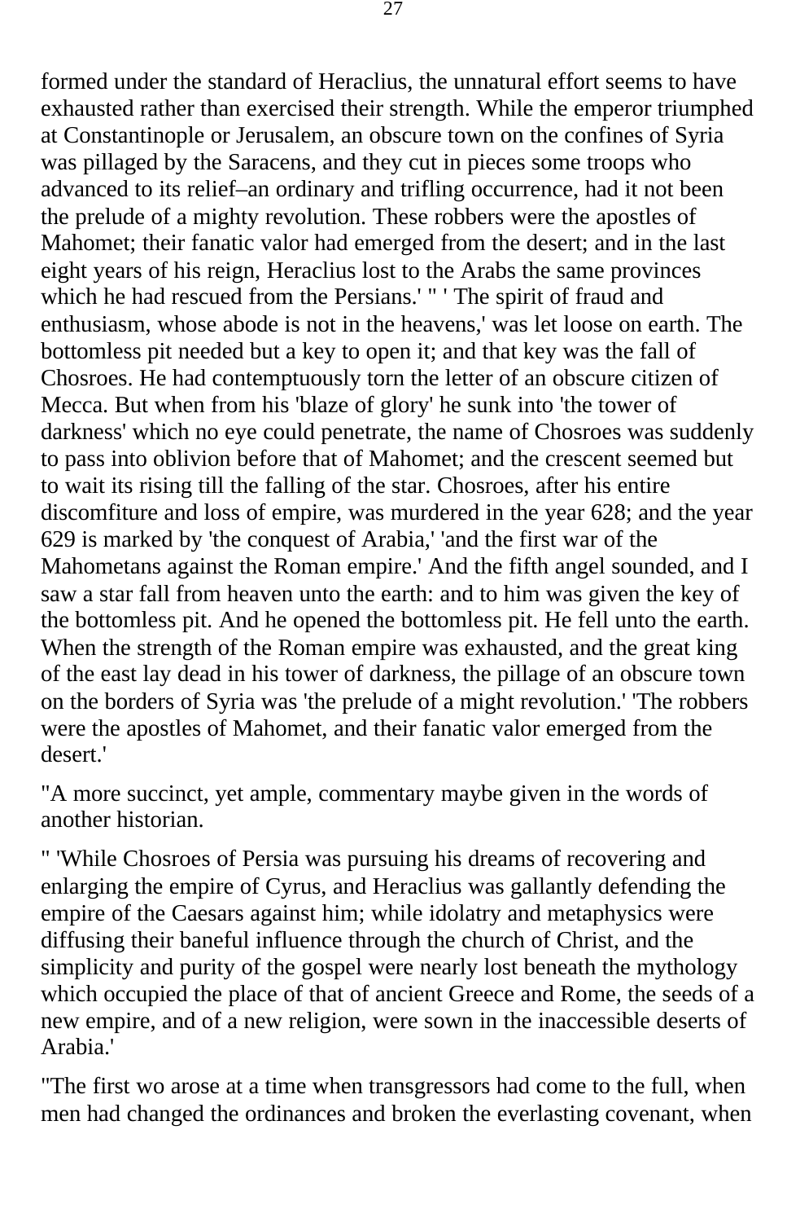formed under the standard of Heraclius, the unnatural effort seems to have exhausted rather than exercised their strength. While the emperor triumphed at Constantinople or Jerusalem, an obscure town on the confines of Syria was pillaged by the Saracens, and they cut in pieces some troops who advanced to its relief–an ordinary and trifling occurrence, had it not been the prelude of a mighty revolution. These robbers were the apostles of Mahomet; their fanatic valor had emerged from the desert; and in the last eight years of his reign, Heraclius lost to the Arabs the same provinces which he had rescued from the Persians.' " ' The spirit of fraud and enthusiasm, whose abode is not in the heavens,' was let loose on earth. The bottomless pit needed but a key to open it; and that key was the fall of Chosroes. He had contemptuously torn the letter of an obscure citizen of Mecca. But when from his 'blaze of glory' he sunk into 'the tower of darkness' which no eye could penetrate, the name of Chosroes was suddenly to pass into oblivion before that of Mahomet; and the crescent seemed but to wait its rising till the falling of the star. Chosroes, after his entire discomfiture and loss of empire, was murdered in the year 628; and the year 629 is marked by 'the conquest of Arabia,' 'and the first war of the Mahometans against the Roman empire.' And the fifth angel sounded, and I saw a star fall from heaven unto the earth: and to him was given the key of the bottomless pit. And he opened the bottomless pit. He fell unto the earth. When the strength of the Roman empire was exhausted, and the great king of the east lay dead in his tower of darkness, the pillage of an obscure town on the borders of Syria was 'the prelude of a might revolution.' 'The robbers were the apostles of Mahomet, and their fanatic valor emerged from the desert.'

"A more succinct, yet ample, commentary maybe given in the words of another historian.

" 'While Chosroes of Persia was pursuing his dreams of recovering and enlarging the empire of Cyrus, and Heraclius was gallantly defending the empire of the Caesars against him; while idolatry and metaphysics were diffusing their baneful influence through the church of Christ, and the simplicity and purity of the gospel were nearly lost beneath the mythology which occupied the place of that of ancient Greece and Rome, the seeds of a new empire, and of a new religion, were sown in the inaccessible deserts of Arabia.'

"The first wo arose at a time when transgressors had come to the full, when men had changed the ordinances and broken the everlasting covenant, when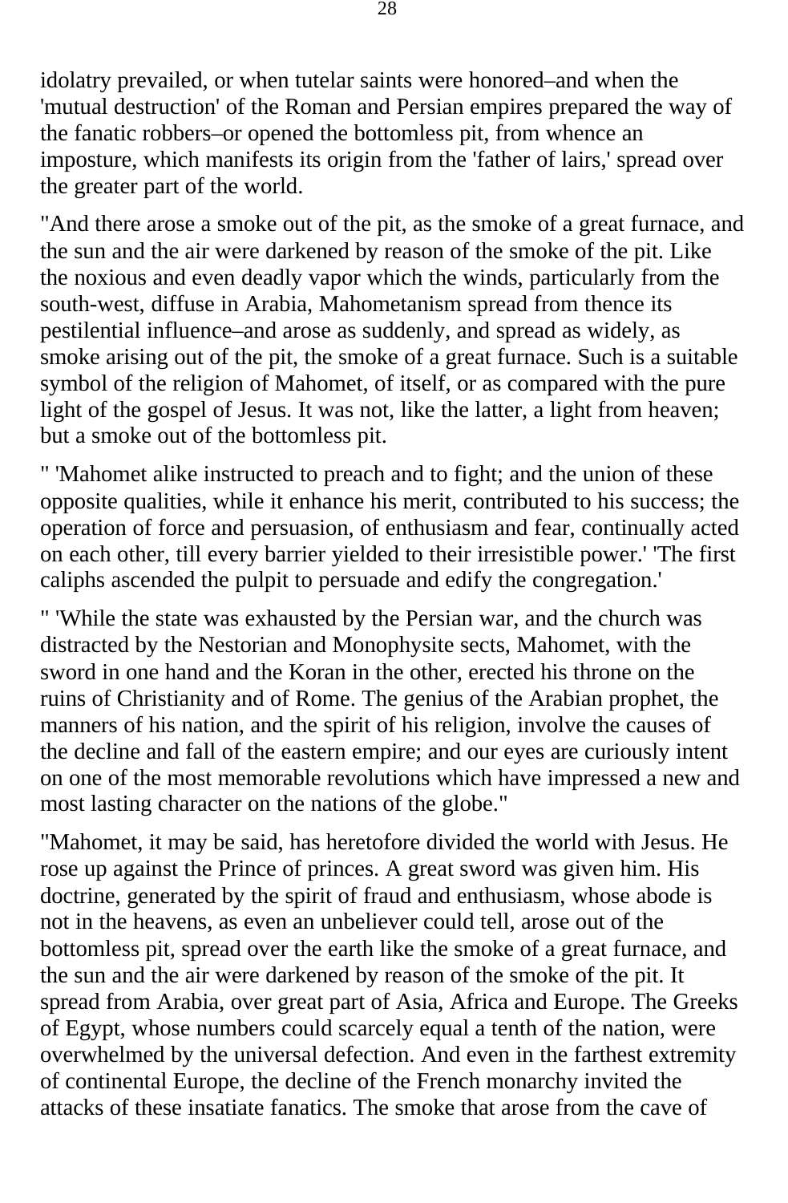idolatry prevailed, or when tutelar saints were honored–and when the 'mutual destruction' of the Roman and Persian empires prepared the way of the fanatic robbers–or opened the bottomless pit, from whence an imposture, which manifests its origin from the 'father of lairs,' spread over the greater part of the world.

"And there arose a smoke out of the pit, as the smoke of a great furnace, and the sun and the air were darkened by reason of the smoke of the pit. Like the noxious and even deadly vapor which the winds, particularly from the south-west, diffuse in Arabia, Mahometanism spread from thence its pestilential influence–and arose as suddenly, and spread as widely, as smoke arising out of the pit, the smoke of a great furnace. Such is a suitable symbol of the religion of Mahomet, of itself, or as compared with the pure light of the gospel of Jesus. It was not, like the latter, a light from heaven; but a smoke out of the bottomless pit.

" 'Mahomet alike instructed to preach and to fight; and the union of these opposite qualities, while it enhance his merit, contributed to his success; the operation of force and persuasion, of enthusiasm and fear, continually acted on each other, till every barrier yielded to their irresistible power.' 'The first caliphs ascended the pulpit to persuade and edify the congregation.'

" 'While the state was exhausted by the Persian war, and the church was distracted by the Nestorian and Monophysite sects, Mahomet, with the sword in one hand and the Koran in the other, erected his throne on the ruins of Christianity and of Rome. The genius of the Arabian prophet, the manners of his nation, and the spirit of his religion, involve the causes of the decline and fall of the eastern empire; and our eyes are curiously intent on one of the most memorable revolutions which have impressed a new and most lasting character on the nations of the globe."

"Mahomet, it may be said, has heretofore divided the world with Jesus. He rose up against the Prince of princes. A great sword was given him. His doctrine, generated by the spirit of fraud and enthusiasm, whose abode is not in the heavens, as even an unbeliever could tell, arose out of the bottomless pit, spread over the earth like the smoke of a great furnace, and the sun and the air were darkened by reason of the smoke of the pit. It spread from Arabia, over great part of Asia, Africa and Europe. The Greeks of Egypt, whose numbers could scarcely equal a tenth of the nation, were overwhelmed by the universal defection. And even in the farthest extremity of continental Europe, the decline of the French monarchy invited the attacks of these insatiate fanatics. The smoke that arose from the cave of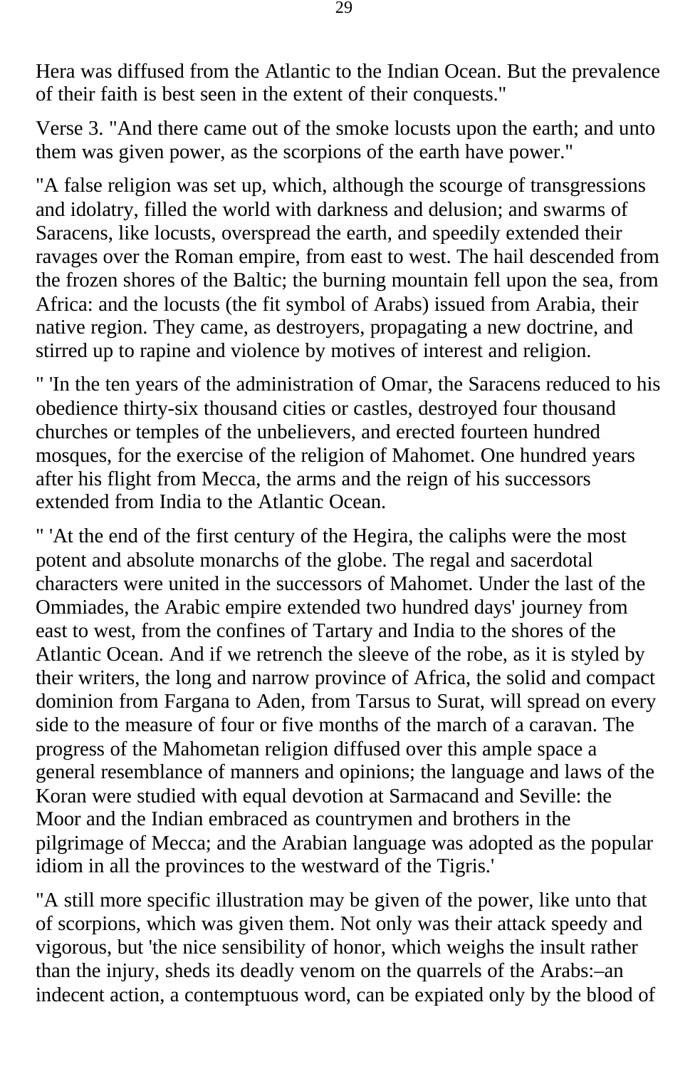Hera was diffused from the Atlantic to the Indian Ocean. But the prevalence of their faith is best seen in the extent of their conquests."

Verse 3. "And there came out of the smoke locusts upon the earth; and unto them was given power, as the scorpions of the earth have power."

"A false religion was set up, which, although the scourge of transgressions and idolatry, filled the world with darkness and delusion; and swarms of Saracens, like locusts, overspread the earth, and speedily extended their ravages over the Roman empire, from east to west. The hail descended from the frozen shores of the Baltic; the burning mountain fell upon the sea, from Africa: and the locusts (the fit symbol of Arabs) issued from Arabia, their native region. They came, as destroyers, propagating a new doctrine, and stirred up to rapine and violence by motives of interest and religion.

" 'In the ten years of the administration of Omar, the Saracens reduced to his obedience thirty-six thousand cities or castles, destroyed four thousand churches or temples of the unbelievers, and erected fourteen hundred mosques, for the exercise of the religion of Mahomet. One hundred years after his flight from Mecca, the arms and the reign of his successors extended from India to the Atlantic Ocean.

" 'At the end of the first century of the Hegira, the caliphs were the most potent and absolute monarchs of the globe. The regal and sacerdotal characters were united in the successors of Mahomet. Under the last of the Ommiades, the Arabic empire extended two hundred days' journey from east to west, from the confines of Tartary and India to the shores of the Atlantic Ocean. And if we retrench the sleeve of the robe, as it is styled by their writers, the long and narrow province of Africa, the solid and compact dominion from Fargana to Aden, from Tarsus to Surat, will spread on every side to the measure of four or five months of the march of a caravan. The progress of the Mahometan religion diffused over this ample space a general resemblance of manners and opinions; the language and laws of the Koran were studied with equal devotion at Sarmacand and Seville: the Moor and the Indian embraced as countrymen and brothers in the pilgrimage of Mecca; and the Arabian language was adopted as the popular idiom in all the provinces to the westward of the Tigris.'

"A still more specific illustration may be given of the power, like unto that of scorpions, which was given them. Not only was their attack speedy and vigorous, but 'the nice sensibility of honor, which weighs the insult rather than the injury, sheds its deadly venom on the quarrels of the Arabs:–an indecent action, a contemptuous word, can be expiated only by the blood of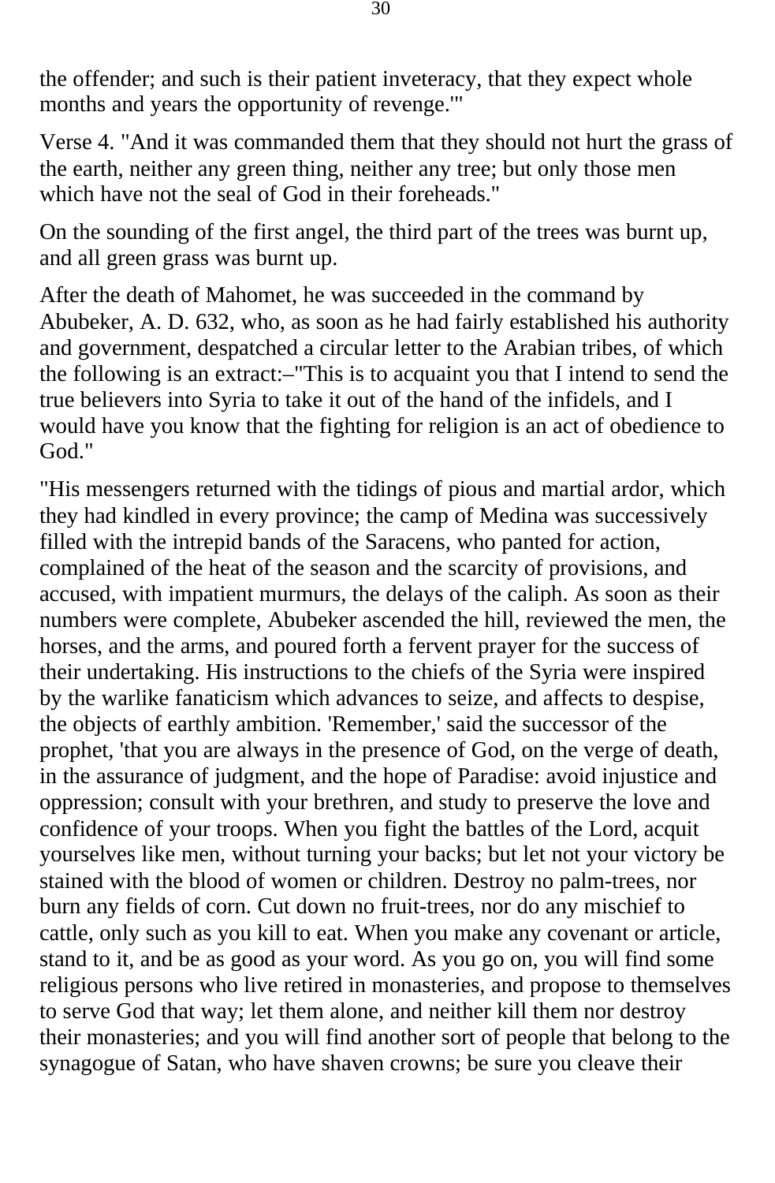the offender; and such is their patient inveteracy, that they expect whole months and years the opportunity of revenge.'"

Verse 4. "And it was commanded them that they should not hurt the grass of the earth, neither any green thing, neither any tree; but only those men which have not the seal of God in their foreheads."

On the sounding of the first angel, the third part of the trees was burnt up, and all green grass was burnt up.

After the death of Mahomet, he was succeeded in the command by Abubeker, A. D. 632, who, as soon as he had fairly established his authority and government, despatched a circular letter to the Arabian tribes, of which the following is an extract:–"This is to acquaint you that I intend to send the true believers into Syria to take it out of the hand of the infidels, and I would have you know that the fighting for religion is an act of obedience to God."

"His messengers returned with the tidings of pious and martial ardor, which they had kindled in every province; the camp of Medina was successively filled with the intrepid bands of the Saracens, who panted for action, complained of the heat of the season and the scarcity of provisions, and accused, with impatient murmurs, the delays of the caliph. As soon as their numbers were complete, Abubeker ascended the hill, reviewed the men, the horses, and the arms, and poured forth a fervent prayer for the success of their undertaking. His instructions to the chiefs of the Syria were inspired by the warlike fanaticism which advances to seize, and affects to despise, the objects of earthly ambition. 'Remember,' said the successor of the prophet, 'that you are always in the presence of God, on the verge of death, in the assurance of judgment, and the hope of Paradise: avoid injustice and oppression; consult with your brethren, and study to preserve the love and confidence of your troops. When you fight the battles of the Lord, acquit yourselves like men, without turning your backs; but let not your victory be stained with the blood of women or children. Destroy no palm-trees, nor burn any fields of corn. Cut down no fruit-trees, nor do any mischief to cattle, only such as you kill to eat. When you make any covenant or article, stand to it, and be as good as your word. As you go on, you will find some religious persons who live retired in monasteries, and propose to themselves to serve God that way; let them alone, and neither kill them nor destroy their monasteries; and you will find another sort of people that belong to the synagogue of Satan, who have shaven crowns; be sure you cleave their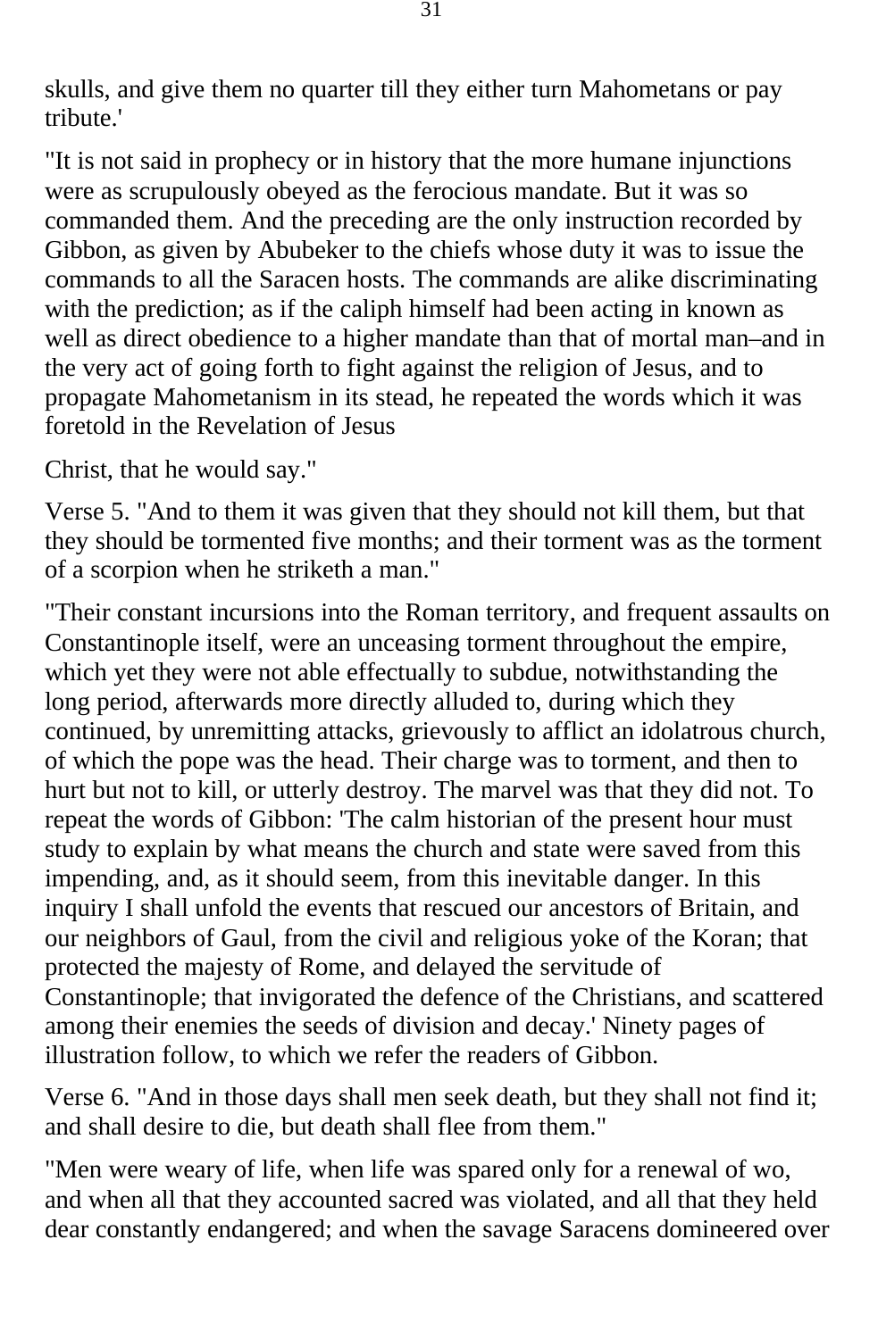skulls, and give them no quarter till they either turn Mahometans or pay tribute.'

"It is not said in prophecy or in history that the more humane injunctions were as scrupulously obeyed as the ferocious mandate. But it was so commanded them. And the preceding are the only instruction recorded by Gibbon, as given by Abubeker to the chiefs whose duty it was to issue the commands to all the Saracen hosts. The commands are alike discriminating with the prediction; as if the caliph himself had been acting in known as well as direct obedience to a higher mandate than that of mortal man–and in the very act of going forth to fight against the religion of Jesus, and to propagate Mahometanism in its stead, he repeated the words which it was foretold in the Revelation of Jesus

Christ, that he would say."

Verse 5. "And to them it was given that they should not kill them, but that they should be tormented five months; and their torment was as the torment of a scorpion when he striketh a man."

"Their constant incursions into the Roman territory, and frequent assaults on Constantinople itself, were an unceasing torment throughout the empire, which yet they were not able effectually to subdue, notwithstanding the long period, afterwards more directly alluded to, during which they continued, by unremitting attacks, grievously to afflict an idolatrous church, of which the pope was the head. Their charge was to torment, and then to hurt but not to kill, or utterly destroy. The marvel was that they did not. To repeat the words of Gibbon: 'The calm historian of the present hour must study to explain by what means the church and state were saved from this impending, and, as it should seem, from this inevitable danger. In this inquiry I shall unfold the events that rescued our ancestors of Britain, and our neighbors of Gaul, from the civil and religious yoke of the Koran; that protected the majesty of Rome, and delayed the servitude of Constantinople; that invigorated the defence of the Christians, and scattered among their enemies the seeds of division and decay.' Ninety pages of illustration follow, to which we refer the readers of Gibbon.

Verse 6. "And in those days shall men seek death, but they shall not find it; and shall desire to die, but death shall flee from them."

"Men were weary of life, when life was spared only for a renewal of wo, and when all that they accounted sacred was violated, and all that they held dear constantly endangered; and when the savage Saracens domineered over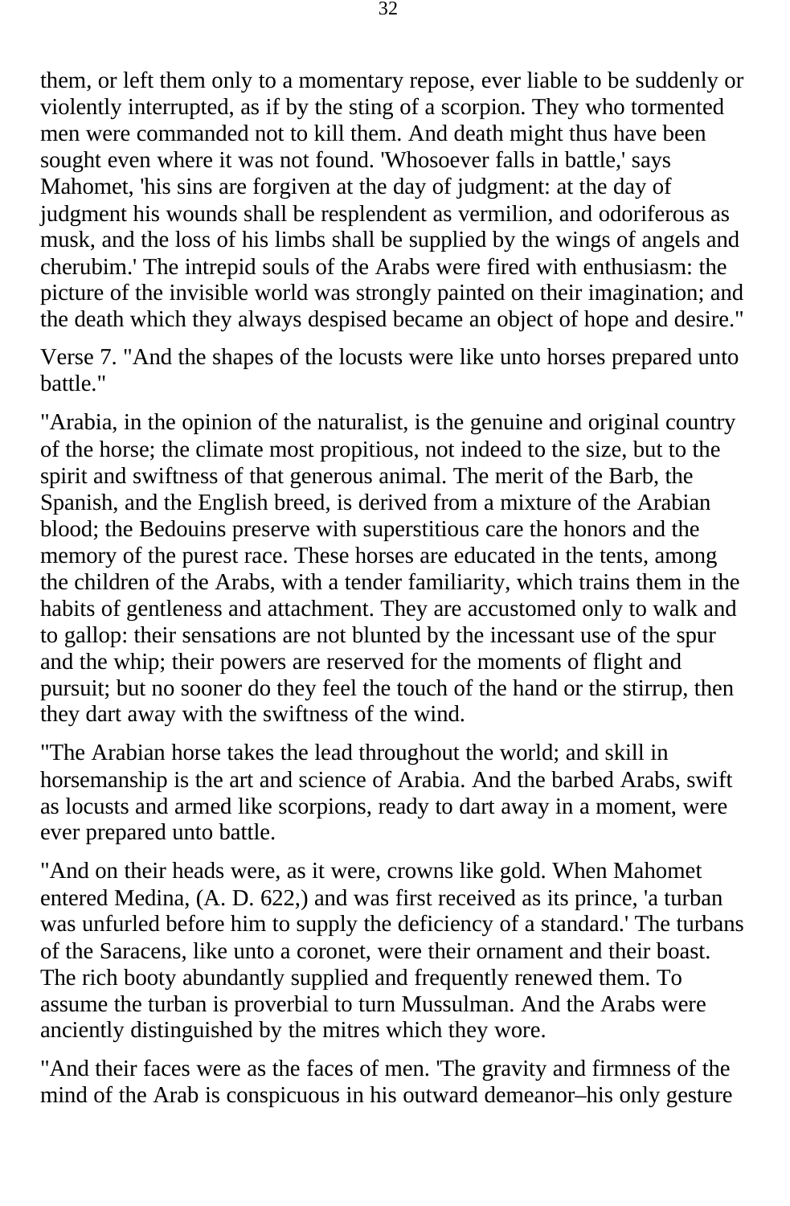them, or left them only to a momentary repose, ever liable to be suddenly or violently interrupted, as if by the sting of a scorpion. They who tormented men were commanded not to kill them. And death might thus have been sought even where it was not found. 'Whosoever falls in battle,' says Mahomet, 'his sins are forgiven at the day of judgment: at the day of judgment his wounds shall be resplendent as vermilion, and odoriferous as musk, and the loss of his limbs shall be supplied by the wings of angels and cherubim.' The intrepid souls of the Arabs were fired with enthusiasm: the picture of the invisible world was strongly painted on their imagination; and the death which they always despised became an object of hope and desire."

Verse 7. "And the shapes of the locusts were like unto horses prepared unto battle."

"Arabia, in the opinion of the naturalist, is the genuine and original country of the horse; the climate most propitious, not indeed to the size, but to the spirit and swiftness of that generous animal. The merit of the Barb, the Spanish, and the English breed, is derived from a mixture of the Arabian blood; the Bedouins preserve with superstitious care the honors and the memory of the purest race. These horses are educated in the tents, among the children of the Arabs, with a tender familiarity, which trains them in the habits of gentleness and attachment. They are accustomed only to walk and to gallop: their sensations are not blunted by the incessant use of the spur and the whip; their powers are reserved for the moments of flight and pursuit; but no sooner do they feel the touch of the hand or the stirrup, then they dart away with the swiftness of the wind.

"The Arabian horse takes the lead throughout the world; and skill in horsemanship is the art and science of Arabia. And the barbed Arabs, swift as locusts and armed like scorpions, ready to dart away in a moment, were ever prepared unto battle.

"And on their heads were, as it were, crowns like gold. When Mahomet entered Medina, (A. D. 622,) and was first received as its prince, 'a turban was unfurled before him to supply the deficiency of a standard.' The turbans of the Saracens, like unto a coronet, were their ornament and their boast. The rich booty abundantly supplied and frequently renewed them. To assume the turban is proverbial to turn Mussulman. And the Arabs were anciently distinguished by the mitres which they wore.

"And their faces were as the faces of men. 'The gravity and firmness of the mind of the Arab is conspicuous in his outward demeanor–his only gesture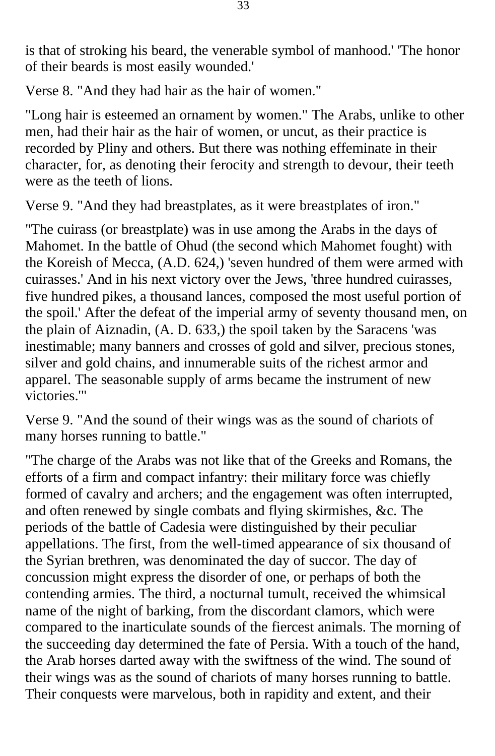is that of stroking his beard, the venerable symbol of manhood.' 'The honor of their beards is most easily wounded.'

Verse 8. "And they had hair as the hair of women."

"Long hair is esteemed an ornament by women." The Arabs, unlike to other men, had their hair as the hair of women, or uncut, as their practice is recorded by Pliny and others. But there was nothing effeminate in their character, for, as denoting their ferocity and strength to devour, their teeth were as the teeth of lions.

Verse 9. "And they had breastplates, as it were breastplates of iron."

"The cuirass (or breastplate) was in use among the Arabs in the days of Mahomet. In the battle of Ohud (the second which Mahomet fought) with the Koreish of Mecca, (A.D. 624,) 'seven hundred of them were armed with cuirasses.' And in his next victory over the Jews, 'three hundred cuirasses, five hundred pikes, a thousand lances, composed the most useful portion of the spoil.' After the defeat of the imperial army of seventy thousand men, on the plain of Aiznadin, (A. D. 633,) the spoil taken by the Saracens 'was inestimable; many banners and crosses of gold and silver, precious stones, silver and gold chains, and innumerable suits of the richest armor and apparel. The seasonable supply of arms became the instrument of new victories.'"

Verse 9. "And the sound of their wings was as the sound of chariots of many horses running to battle."

"The charge of the Arabs was not like that of the Greeks and Romans, the efforts of a firm and compact infantry: their military force was chiefly formed of cavalry and archers; and the engagement was often interrupted, and often renewed by single combats and flying skirmishes, &c. The periods of the battle of Cadesia were distinguished by their peculiar appellations. The first, from the well-timed appearance of six thousand of the Syrian brethren, was denominated the day of succor. The day of concussion might express the disorder of one, or perhaps of both the contending armies. The third, a nocturnal tumult, received the whimsical name of the night of barking, from the discordant clamors, which were compared to the inarticulate sounds of the fiercest animals. The morning of the succeeding day determined the fate of Persia. With a touch of the hand, the Arab horses darted away with the swiftness of the wind. The sound of their wings was as the sound of chariots of many horses running to battle. Their conquests were marvelous, both in rapidity and extent, and their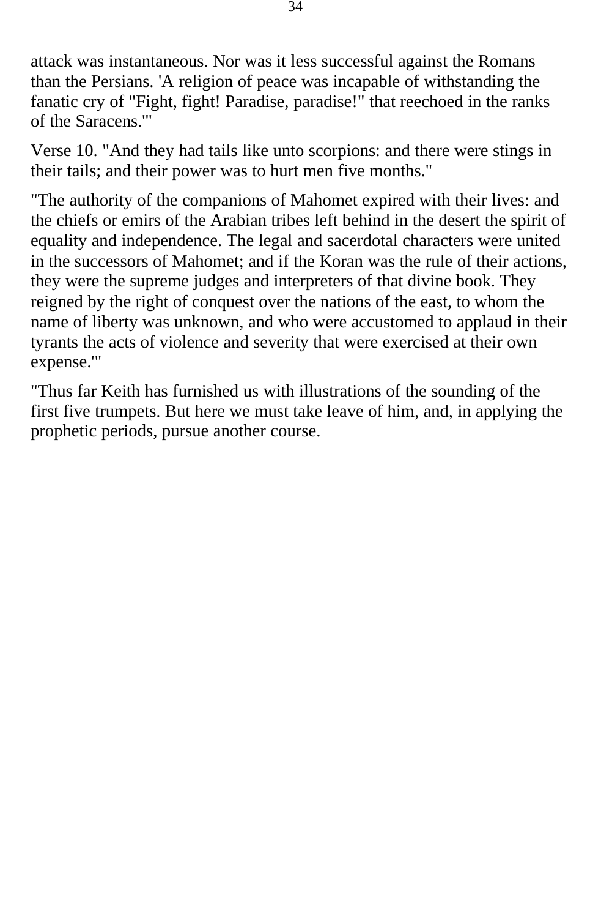attack was instantaneous. Nor was it less successful against the Romans than the Persians. 'A religion of peace was incapable of withstanding the fanatic cry of "Fight, fight! Paradise, paradise!" that reechoed in the ranks of the Saracens.'"

Verse 10. "And they had tails like unto scorpions: and there were stings in their tails; and their power was to hurt men five months."

"The authority of the companions of Mahomet expired with their lives: and the chiefs or emirs of the Arabian tribes left behind in the desert the spirit of equality and independence. The legal and sacerdotal characters were united in the successors of Mahomet; and if the Koran was the rule of their actions, they were the supreme judges and interpreters of that divine book. They reigned by the right of conquest over the nations of the east, to whom the name of liberty was unknown, and who were accustomed to applaud in their tyrants the acts of violence and severity that were exercised at their own expense.'"

"Thus far Keith has furnished us with illustrations of the sounding of the first five trumpets. But here we must take leave of him, and, in applying the prophetic periods, pursue another course.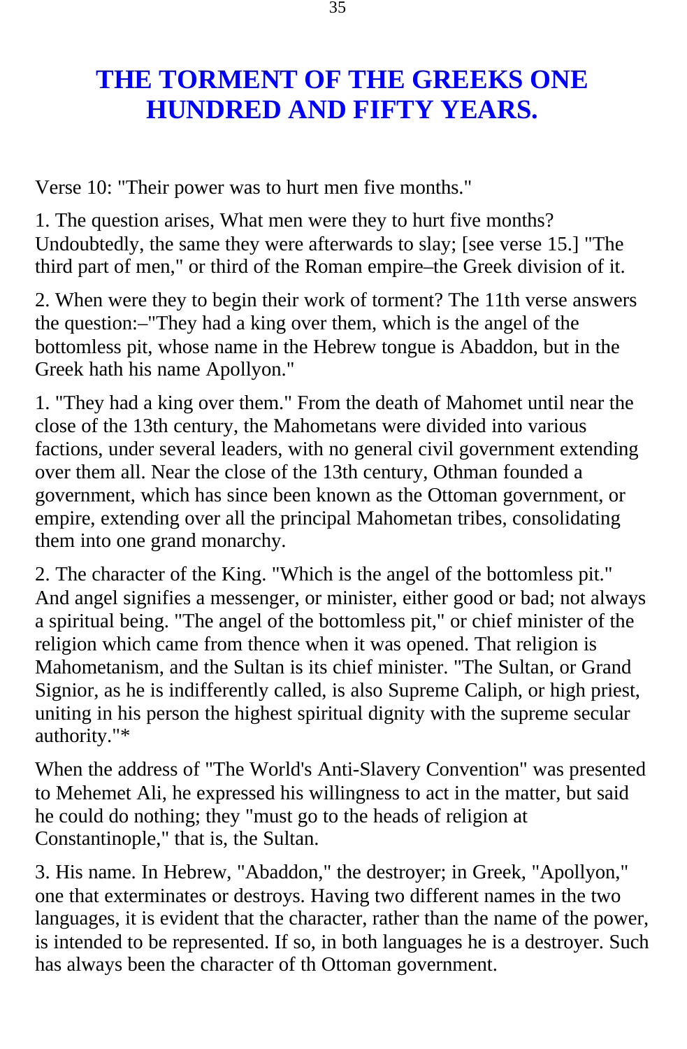# THE TORMENT OF THE GREEKS ONE HUNDRED AND FIFTY YEARS.

Verse 10: "Their power was to hurt men five months."

1. The question arises, What men were they to hurt five months? Undoubtedly, the same they were afterwards to slay; [see verse 15.] "The third part of men," or third of the Roman empire–the Greek division of it.

2. When were they to begin their work of torment? The 11th verse answers the question:–"They had a king over them, which is the angel of the bottomless pit, whose name in the Hebrew tongue is Abaddon, but in the Greek hath his name Apollyon."

1. "They had a king over them." From the death of Mahomet until near the close of the 13th century, the Mahometans were divided into various factions, under several leaders, with no general civil government extending over them all. Near the close of the 13th century, Othman founded a government, which has since been known as the Ottoman government, or empire, extending over all the principal Mahometan tribes, consolidating them into one grand monarchy.

2. The character of the King. "Which is the angel of the bottomless pit." And angel signifies a messenger, or minister, either good or bad; not always a spiritual being. "The angel of the bottomless pit," or chief minister of the religion which came from thence when it was opened. That religion is Mahometanism, and the Sultan is its chief minister. "The Sultan, or Grand Signior, as he is indifferently called, is also Supreme Caliph, or high priest, uniting in his person the highest spiritual dignity with the supreme secular authority."*

When the address of "The World's Anti-Slavery Convention" was presented to Mehemet Ali, he expressed his willingness to act in the matter, but said he could do nothing; they "must go to the heads of religion at Constantinople," that is, the Sultan.

3. His name. In Hebrew, "Abaddon," the destroyer; in Greek, "Apollyon," one that exterminates or destroys. Having two different names in the two languages, it is evident that the character, rather than the name of the power, is intended to be represented. If so, in both languages he is a destroyer. Such has always been the character of th Ottoman government.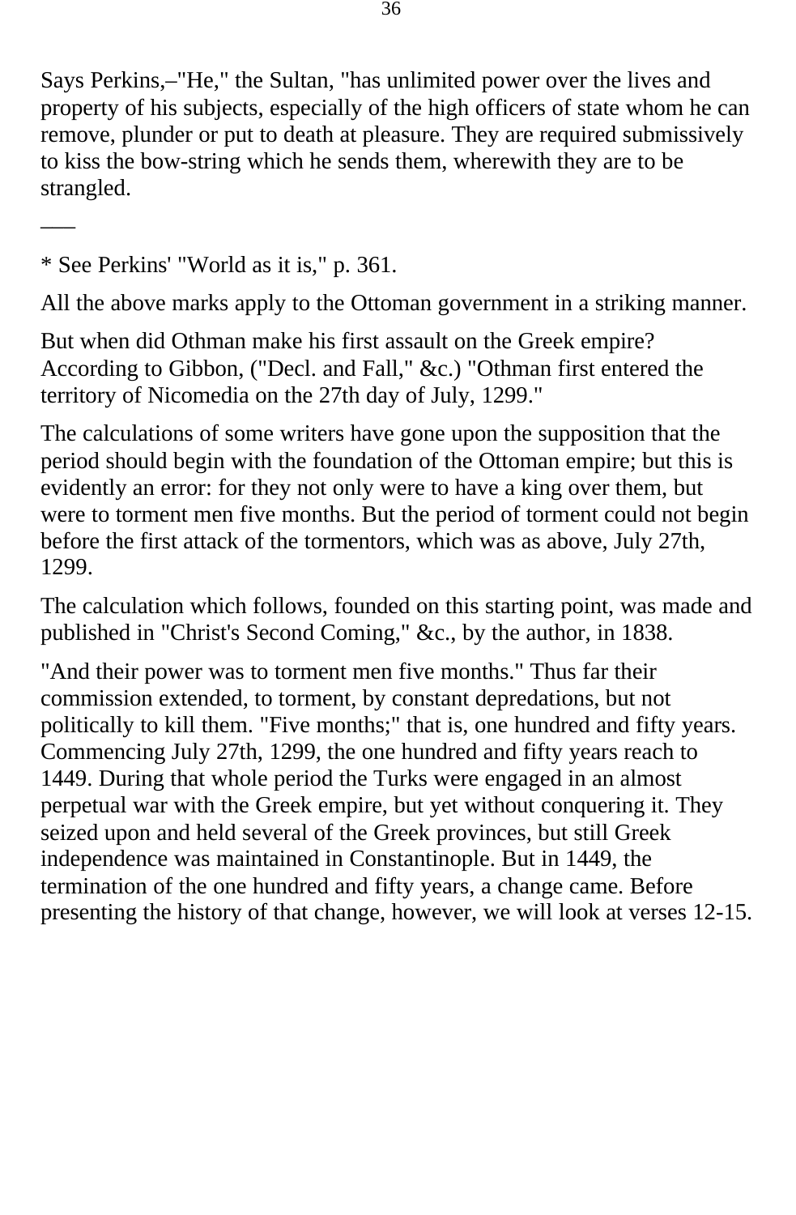Says Perkins,–"He," the Sultan, "has unlimited power over the lives and property of his subjects, especially of the high officers of state whom he can remove, plunder or put to death at pleasure. They are required submissively to kiss the bow-string which he sends them, wherewith they are to be strangled.

___

* See Perkins' "World as it is," p. 361.

All the above marks apply to the Ottoman government in a striking manner.

But when did Othman make his first assault on the Greek empire? According to Gibbon, ("Decl. and Fall," &c.) "Othman first entered the territory of Nicomedia on the 27th day of July, 1299."

The calculations of some writers have gone upon the supposition that the period should begin with the foundation of the Ottoman empire; but this is evidently an error: for they not only were to have a king over them, but were to torment men five months. But the period of torment could not begin before the first attack of the tormentors, which was as above, July 27th, 1299.

The calculation which follows, founded on this starting point, was made and published in "Christ's Second Coming," &c., by the author, in 1838.

"And their power was to torment men five months." Thus far their commission extended, to torment, by constant depredations, but not politically to kill them. "Five months;" that is, one hundred and fifty years. Commencing July 27th, 1299, the one hundred and fifty years reach to 1449. During that whole period the Turks were engaged in an almost perpetual war with the Greek empire, but yet without conquering it. They seized upon and held several of the Greek provinces, but still Greek independence was maintained in Constantinople. But in 1449, the termination of the one hundred and fifty years, a change came. Before presenting the history of that change, however, we will look at verses 12-15.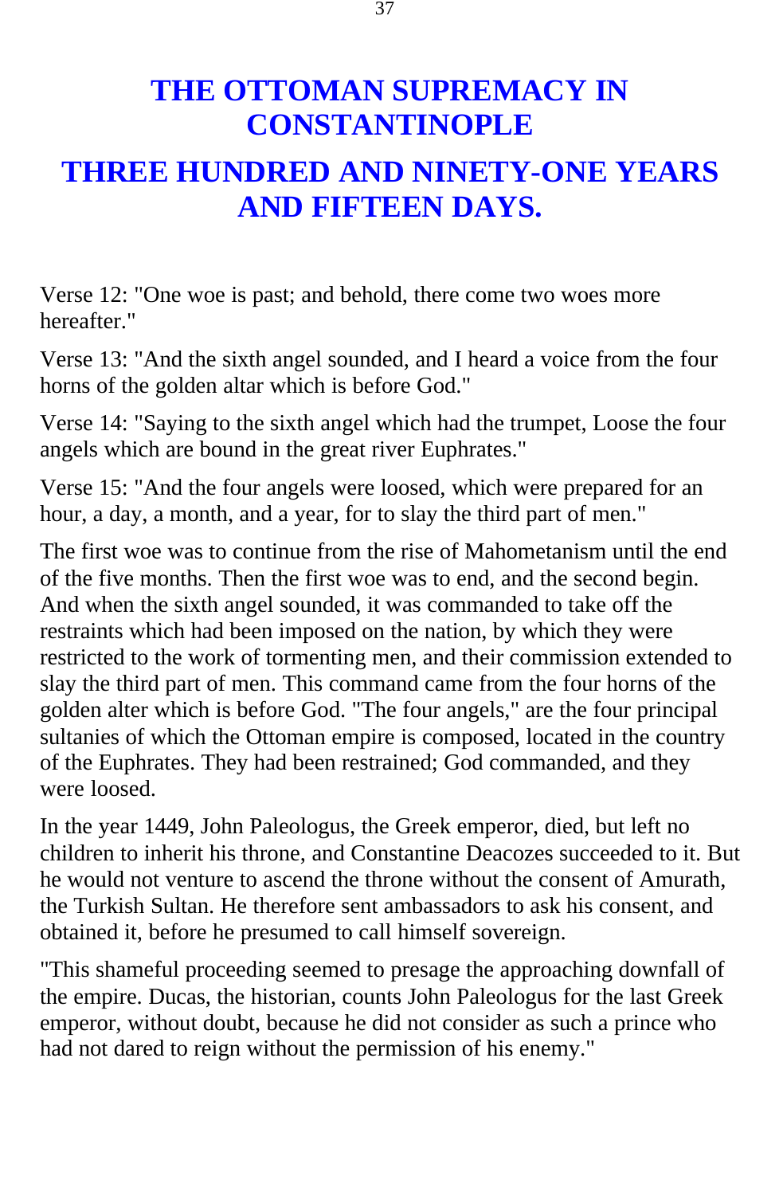# THE OTTOMAN SUPREMACY IN CONSTANTINOPLE

# THREE HUNDRED AND NINETY-ONE YEARS AND FIFTEEN DAYS.

Verse 12: "One woe is past; and behold, there come two woes more hereafter."

Verse 13: "And the sixth angel sounded, and I heard a voice from the four horns of the golden altar which is before God."

Verse 14: "Saying to the sixth angel which had the trumpet, Loose the four angels which are bound in the great river Euphrates."

Verse 15: "And the four angels were loosed, which were prepared for an hour, a day, a month, and a year, for to slay the third part of men."

The first woe was to continue from the rise of Mahometanism until the end of the five months. Then the first woe was to end, and the second begin. And when the sixth angel sounded, it was commanded to take off the restraints which had been imposed on the nation, by which they were restricted to the work of tormenting men, and their commission extended to slay the third part of men. This command came from the four horns of the golden alter which is before God. "The four angels," are the four principal sultanies of which the Ottoman empire is composed, located in the country of the Euphrates. They had been restrained; God commanded, and they were loosed.

In the year 1449, John Paleologus, the Greek emperor, died, but left no children to inherit his throne, and Constantine Deacozes succeeded to it. But he would not venture to ascend the throne without the consent of Amurath, the Turkish Sultan. He therefore sent ambassadors to ask his consent, and obtained it, before he presumed to call himself sovereign.

"This shameful proceeding seemed to presage the approaching downfall of the empire. Ducas, the historian, counts John Paleologus for the last Greek emperor, without doubt, because he did not consider as such a prince who had not dared to reign without the permission of his enemy."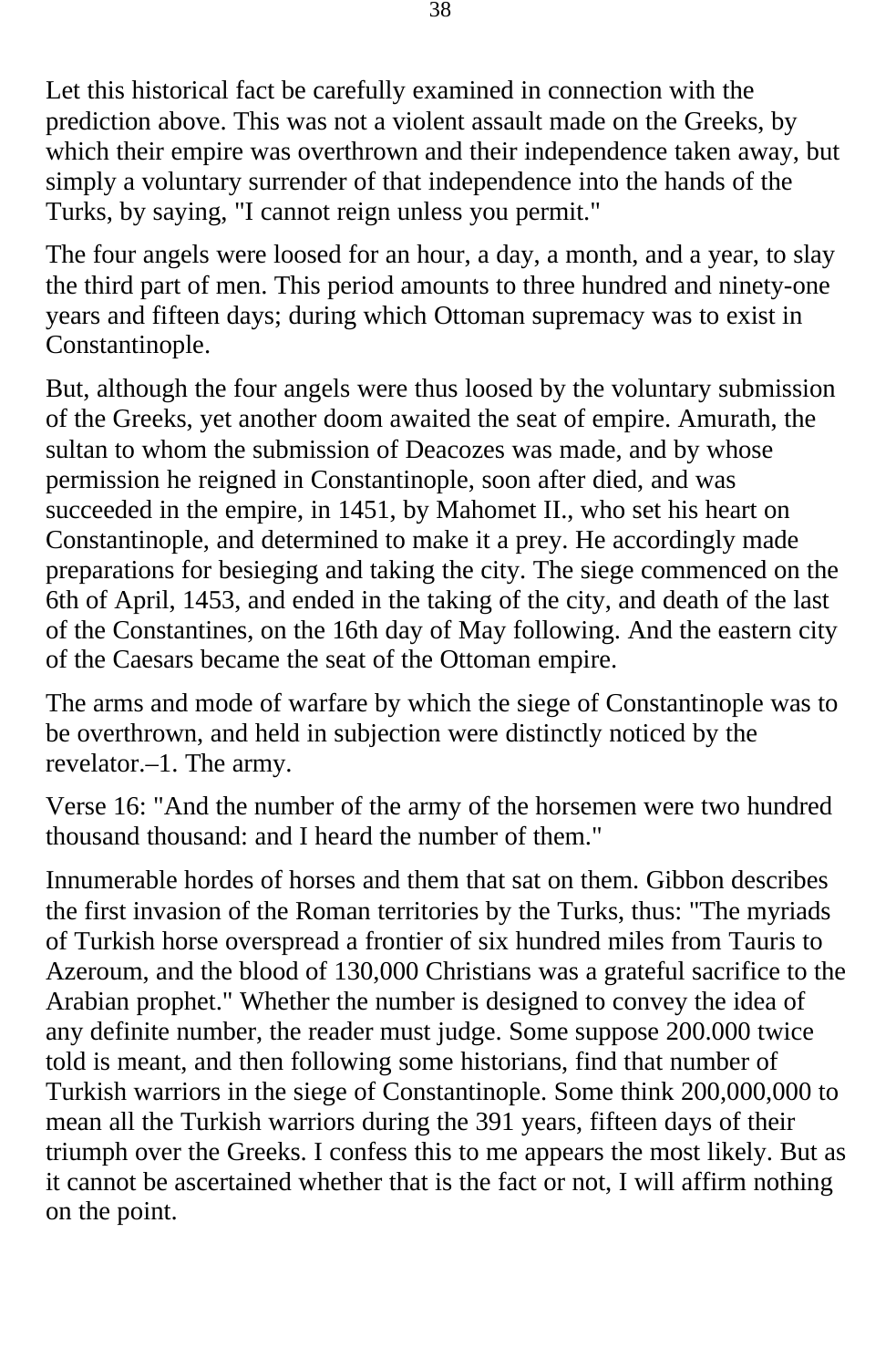Let this historical fact be carefully examined in connection with the prediction above. This was not a violent assault made on the Greeks, by which their empire was overthrown and their independence taken away, but simply a voluntary surrender of that independence into the hands of the Turks, by saying, "I cannot reign unless you permit."

The four angels were loosed for an hour, a day, a month, and a year, to slay the third part of men. This period amounts to three hundred and ninety-one years and fifteen days; during which Ottoman supremacy was to exist in Constantinople.

But, although the four angels were thus loosed by the voluntary submission of the Greeks, yet another doom awaited the seat of empire. Amurath, the sultan to whom the submission of Deacozes was made, and by whose permission he reigned in Constantinople, soon after died, and was succeeded in the empire, in 1451, by Mahomet II., who set his heart on Constantinople, and determined to make it a prey. He accordingly made preparations for besieging and taking the city. The siege commenced on the 6th of April, 1453, and ended in the taking of the city, and death of the last of the Constantines, on the 16th day of May following. And the eastern city of the Caesars became the seat of the Ottoman empire.

The arms and mode of warfare by which the siege of Constantinople was to be overthrown, and held in subjection were distinctly noticed by the revelator.–1. The army.

Verse 16: "And the number of the army of the horsemen were two hundred thousand thousand: and I heard the number of them."

Innumerable hordes of horses and them that sat on them. Gibbon describes the first invasion of the Roman territories by the Turks, thus: "The myriads of Turkish horse overspread a frontier of six hundred miles from Tauris to Azeroum, and the blood of 130,000 Christians was a grateful sacrifice to the Arabian prophet." Whether the number is designed to convey the idea of any definite number, the reader must judge. Some suppose 200.000 twice told is meant, and then following some historians, find that number of Turkish warriors in the siege of Constantinople. Some think 200,000,000 to mean all the Turkish warriors during the 391 years, fifteen days of their triumph over the Greeks. I confess this to me appears the most likely. But as it cannot be ascertained whether that is the fact or not, I will affirm nothing on the point.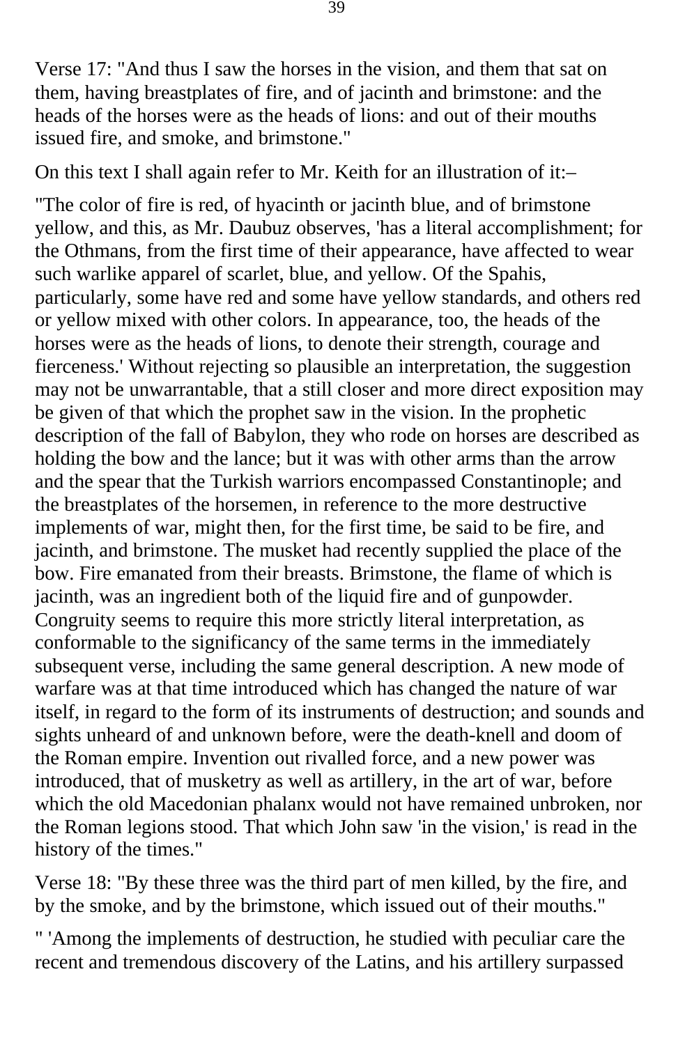Verse 17: "And thus I saw the horses in the vision, and them that sat on them, having breastplates of fire, and of jacinth and brimstone: and the heads of the horses were as the heads of lions: and out of their mouths issued fire, and smoke, and brimstone."

On this text I shall again refer to Mr. Keith for an illustration of it:–

"The color of fire is red, of hyacinth or jacinth blue, and of brimstone yellow, and this, as Mr. Daubuz observes, 'has a literal accomplishment; for the Othmans, from the first time of their appearance, have affected to wear such warlike apparel of scarlet, blue, and yellow. Of the Spahis, particularly, some have red and some have yellow standards, and others red or yellow mixed with other colors. In appearance, too, the heads of the horses were as the heads of lions, to denote their strength, courage and fierceness.' Without rejecting so plausible an interpretation, the suggestion may not be unwarrantable, that a still closer and more direct exposition may be given of that which the prophet saw in the vision. In the prophetic description of the fall of Babylon, they who rode on horses are described as holding the bow and the lance; but it was with other arms than the arrow and the spear that the Turkish warriors encompassed Constantinople; and the breastplates of the horsemen, in reference to the more destructive implements of war, might then, for the first time, be said to be fire, and jacinth, and brimstone. The musket had recently supplied the place of the bow. Fire emanated from their breasts. Brimstone, the flame of which is jacinth, was an ingredient both of the liquid fire and of gunpowder. Congruity seems to require this more strictly literal interpretation, as conformable to the significancy of the same terms in the immediately subsequent verse, including the same general description. A new mode of warfare was at that time introduced which has changed the nature of war itself, in regard to the form of its instruments of destruction; and sounds and sights unheard of and unknown before, were the death-knell and doom of the Roman empire. Invention out rivalled force, and a new power was introduced, that of musketry as well as artillery, in the art of war, before which the old Macedonian phalanx would not have remained unbroken, nor the Roman legions stood. That which John saw 'in the vision,' is read in the history of the times."

Verse 18: "By these three was the third part of men killed, by the fire, and by the smoke, and by the brimstone, which issued out of their mouths."

" 'Among the implements of destruction, he studied with peculiar care the recent and tremendous discovery of the Latins, and his artillery surpassed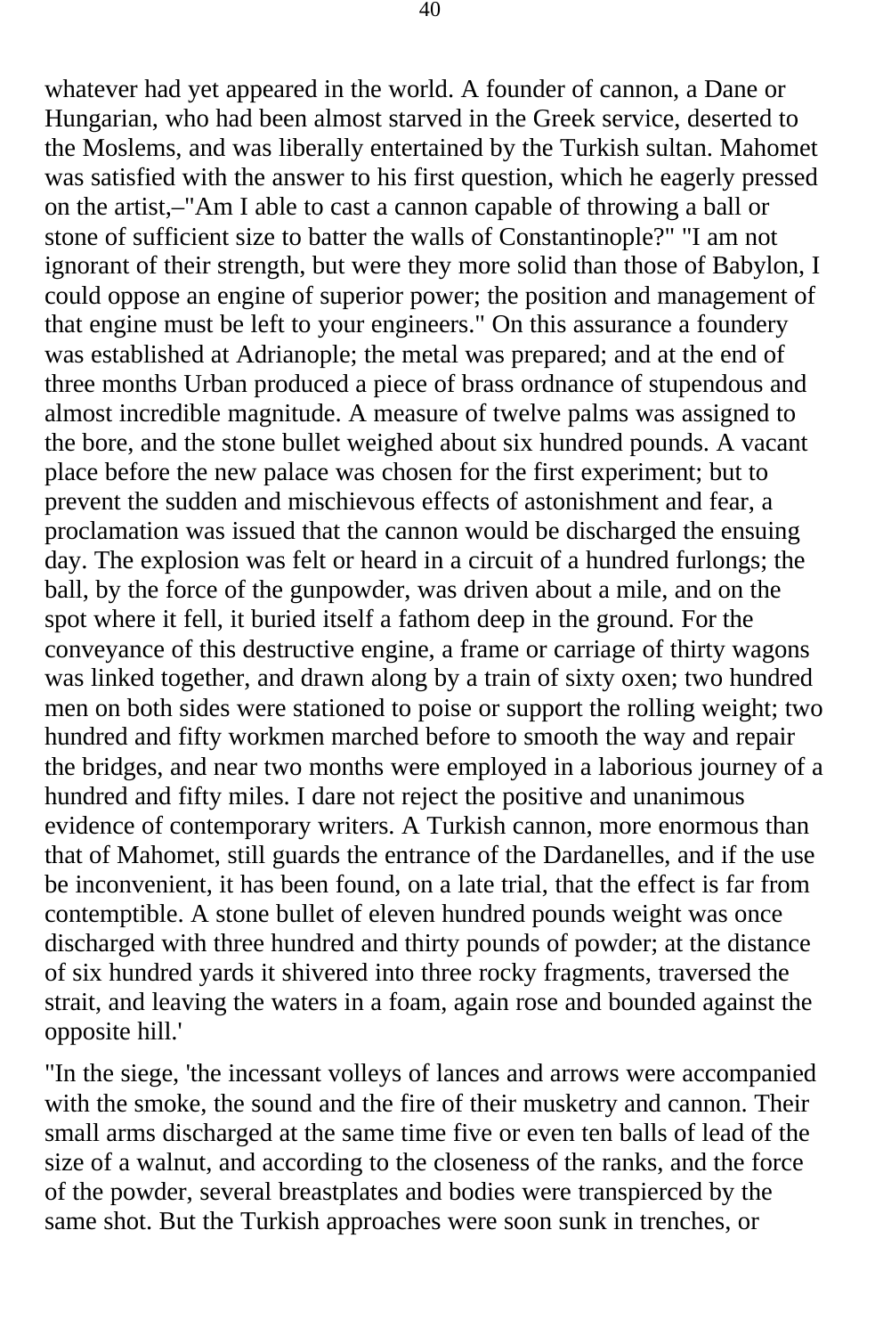whatever had yet appeared in the world. A founder of cannon, a Dane or Hungarian, who had been almost starved in the Greek service, deserted to the Moslems, and was liberally entertained by the Turkish sultan. Mahomet was satisfied with the answer to his first question, which he eagerly pressed on the artist,–"Am I able to cast a cannon capable of throwing a ball or stone of sufficient size to batter the walls of Constantinople?" "I am not ignorant of their strength, but were they more solid than those of Babylon, I could oppose an engine of superior power; the position and management of that engine must be left to your engineers." On this assurance a foundery was established at Adrianople; the metal was prepared; and at the end of three months Urban produced a piece of brass ordnance of stupendous and almost incredible magnitude. A measure of twelve palms was assigned to the bore, and the stone bullet weighed about six hundred pounds. A vacant place before the new palace was chosen for the first experiment; but to prevent the sudden and mischievous effects of astonishment and fear, a proclamation was issued that the cannon would be discharged the ensuing day. The explosion was felt or heard in a circuit of a hundred furlongs; the ball, by the force of the gunpowder, was driven about a mile, and on the spot where it fell, it buried itself a fathom deep in the ground. For the conveyance of this destructive engine, a frame or carriage of thirty wagons was linked together, and drawn along by a train of sixty oxen; two hundred men on both sides were stationed to poise or support the rolling weight; two hundred and fifty workmen marched before to smooth the way and repair the bridges, and near two months were employed in a laborious journey of a hundred and fifty miles. I dare not reject the positive and unanimous evidence of contemporary writers. A Turkish cannon, more enormous than that of Mahomet, still guards the entrance of the Dardanelles, and if the use be inconvenient, it has been found, on a late trial, that the effect is far from contemptible. A stone bullet of eleven hundred pounds weight was once discharged with three hundred and thirty pounds of powder; at the distance of six hundred yards it shivered into three rocky fragments, traversed the strait, and leaving the waters in a foam, again rose and bounded against the opposite hill.'

"In the siege, 'the incessant volleys of lances and arrows were accompanied with the smoke, the sound and the fire of their musketry and cannon. Their small arms discharged at the same time five or even ten balls of lead of the size of a walnut, and according to the closeness of the ranks, and the force of the powder, several breastplates and bodies were transpierced by the same shot. But the Turkish approaches were soon sunk in trenches, or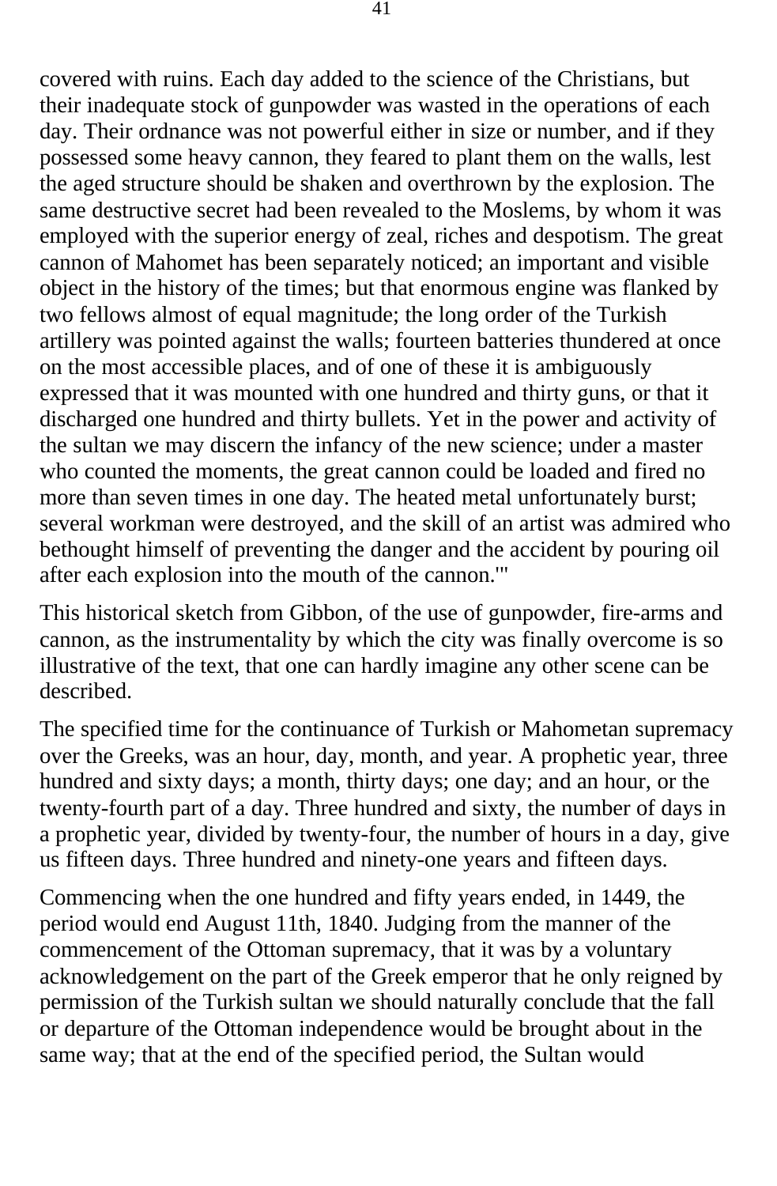covered with ruins. Each day added to the science of the Christians, but their inadequate stock of gunpowder was wasted in the operations of each day. Their ordnance was not powerful either in size or number, and if they possessed some heavy cannon, they feared to plant them on the walls, lest the aged structure should be shaken and overthrown by the explosion. The same destructive secret had been revealed to the Moslems, by whom it was employed with the superior energy of zeal, riches and despotism. The great cannon of Mahomet has been separately noticed; an important and visible object in the history of the times; but that enormous engine was flanked by two fellows almost of equal magnitude; the long order of the Turkish artillery was pointed against the walls; fourteen batteries thundered at once on the most accessible places, and of one of these it is ambiguously expressed that it was mounted with one hundred and thirty guns, or that it discharged one hundred and thirty bullets. Yet in the power and activity of the sultan we may discern the infancy of the new science; under a master who counted the moments, the great cannon could be loaded and fired no more than seven times in one day. The heated metal unfortunately burst; several workman were destroyed, and the skill of an artist was admired who bethought himself of preventing the danger and the accident by pouring oil after each explosion into the mouth of the cannon.'"

This historical sketch from Gibbon, of the use of gunpowder, fire-arms and cannon, as the instrumentality by which the city was finally overcome is so illustrative of the text, that one can hardly imagine any other scene can be described.

The specified time for the continuance of Turkish or Mahometan supremacy over the Greeks, was an hour, day, month, and year. A prophetic year, three hundred and sixty days; a month, thirty days; one day; and an hour, or the twenty-fourth part of a day. Three hundred and sixty, the number of days in a prophetic year, divided by twenty-four, the number of hours in a day, give us fifteen days. Three hundred and ninety-one years and fifteen days.

Commencing when the one hundred and fifty years ended, in 1449, the period would end August 11th, 1840. Judging from the manner of the commencement of the Ottoman supremacy, that it was by a voluntary acknowledgement on the part of the Greek emperor that he only reigned by permission of the Turkish sultan we should naturally conclude that the fall or departure of the Ottoman independence would be brought about in the same way; that at the end of the specified period, the Sultan would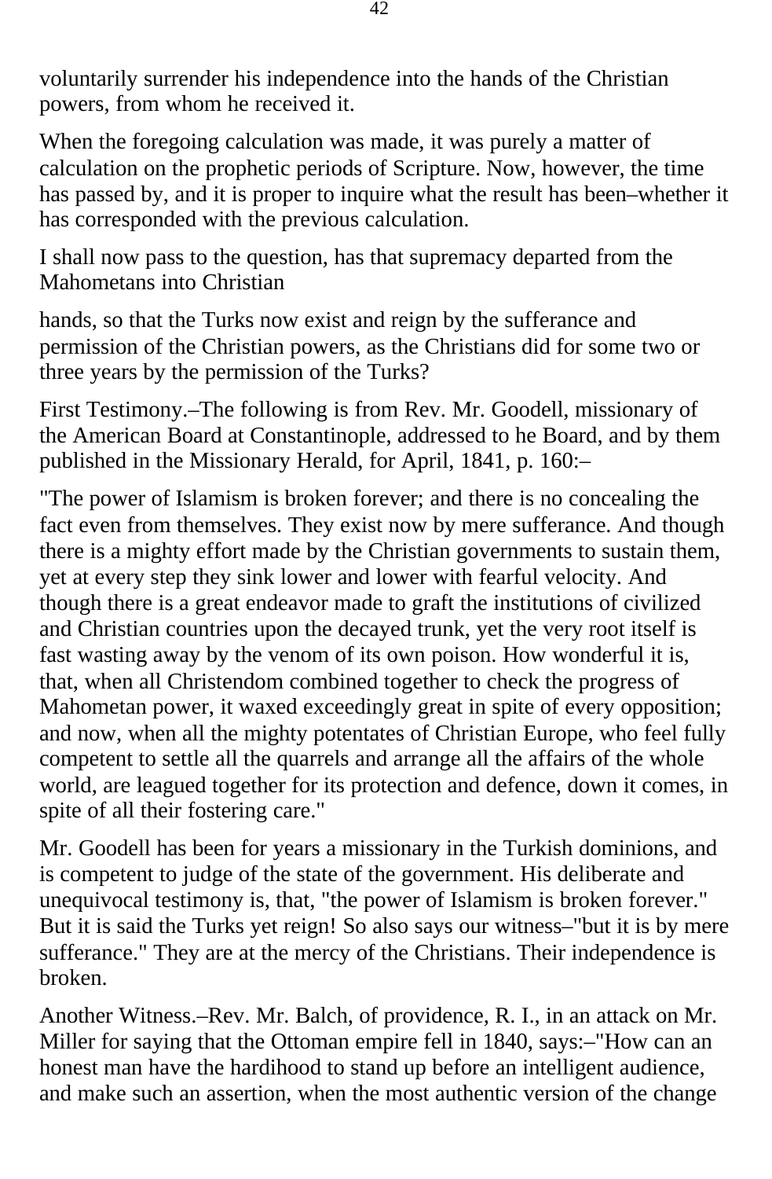voluntarily surrender his independence into the hands of the Christian powers, from whom he received it.

When the foregoing calculation was made, it was purely a matter of calculation on the prophetic periods of Scripture. Now, however, the time has passed by, and it is proper to inquire what the result has been–whether it has corresponded with the previous calculation.

I shall now pass to the question, has that supremacy departed from the Mahometans into Christian hands, so that the Turks now exist and reign by the sufferance and permission of the Christian powers, as the Christians did for some two or three years by the permission of the Turks?

First Testimony.–The following is from Rev. Mr. Goodell, missionary of the American Board at Constantinople, addressed to he Board, and by them published in the Missionary Herald, for April, 1841, p. 160:–

"The power of Islamism is broken forever; and there is no concealing the fact even from themselves. They exist now by mere sufferance. And though there is a mighty effort made by the Christian governments to sustain them, yet at every step they sink lower and lower with fearful velocity. And though there is a great endeavor made to graft the institutions of civilized and Christian countries upon the decayed trunk, yet the very root itself is fast wasting away by the venom of its own poison. How wonderful it is, that, when all Christendom combined together to check the progress of Mahometan power, it waxed exceedingly great in spite of every opposition; and now, when all the mighty potentates of Christian Europe, who feel fully competent to settle all the quarrels and arrange all the affairs of the whole world, are leagued together for its protection and defence, down it comes, in spite of all their fostering care."

Mr. Goodell has been for years a missionary in the Turkish dominions, and is competent to judge of the state of the government. His deliberate and unequivocal testimony is, that, "the power of Islamism is broken forever." But it is said the Turks yet reign! So also says our witness–"but it is by mere sufferance." They are at the mercy of the Christians. Their independence is broken.

Another Witness.–Rev. Mr. Balch, of providence, R. I., in an attack on Mr. Miller for saying that the Ottoman empire fell in 1840, says:–"How can an honest man have the hardihood to stand up before an intelligent audience, and make such an assertion, when the most authentic version of the change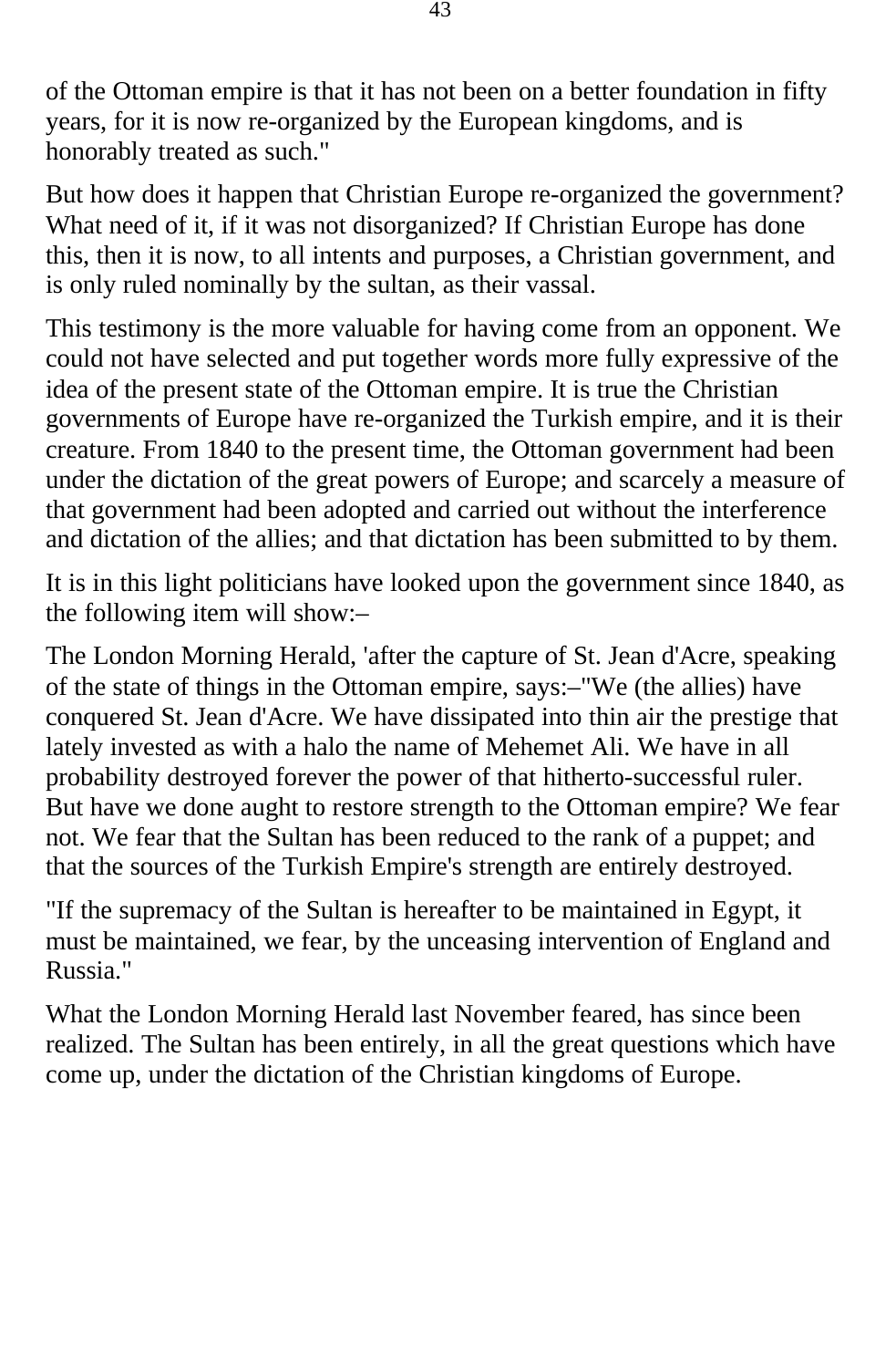of the Ottoman empire is that it has not been on a better foundation in fifty years, for it is now re-organized by the European kingdoms, and is honorably treated as such."

But how does it happen that Christian Europe re-organized the government? What need of it, if it was not disorganized? If Christian Europe has done this, then it is now, to all intents and purposes, a Christian government, and is only ruled nominally by the sultan, as their vassal.

This testimony is the more valuable for having come from an opponent. We could not have selected and put together words more fully expressive of the idea of the present state of the Ottoman empire. It is true the Christian governments of Europe have re-organized the Turkish empire, and it is their creature. From 1840 to the present time, the Ottoman government had been under the dictation of the great powers of Europe; and scarcely a measure of that government had been adopted and carried out without the interference and dictation of the allies; and that dictation has been submitted to by them.

It is in this light politicians have looked upon the government since 1840, as the following item will show:–

The London Morning Herald, 'after the capture of St. Jean d'Acre, speaking of the state of things in the Ottoman empire, says:–"We (the allies) have conquered St. Jean d'Acre. We have dissipated into thin air the prestige that lately invested as with a halo the name of Mehemet Ali. We have in all probability destroyed forever the power of that hitherto-successful ruler. But have we done aught to restore strength to the Ottoman empire? We fear not. We fear that the Sultan has been reduced to the rank of a puppet; and that the sources of the Turkish Empire's strength are entirely destroyed.

"If the supremacy of the Sultan is hereafter to be maintained in Egypt, it must be maintained, we fear, by the unceasing intervention of England and Russia."

What the London Morning Herald last November feared, has since been realized. The Sultan has been entirely, in all the great questions which have come up, under the dictation of the Christian kingdoms of Europe.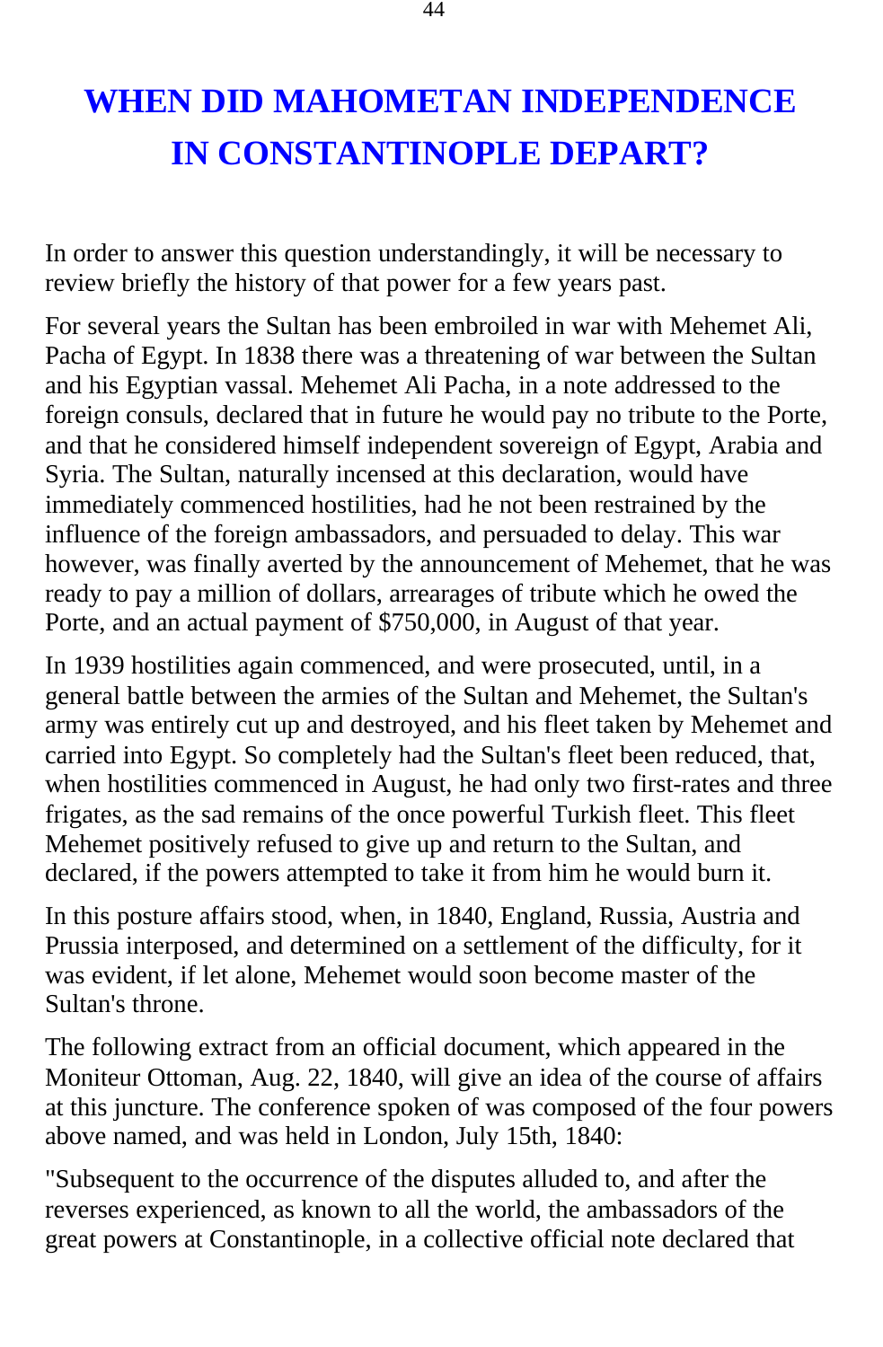# WHEN DID MAHOMETAN INDEPENDENCE IN CONSTANTINOPLE DEPART?

In order to answer this question understandingly, it will be necessary to review briefly the history of that power for a few years past.

For several years the Sultan has been embroiled in war with Mehemet Ali, Pacha of Egypt. In 1838 there was a threatening of war between the Sultan and his Egyptian vassal. Mehemet Ali Pacha, in a note addressed to the foreign consuls, declared that in future he would pay no tribute to the Porte, and that he considered himself independent sovereign of Egypt, Arabia and Syria. The Sultan, naturally incensed at this declaration, would have immediately commenced hostilities, had he not been restrained by the influence of the foreign ambassadors, and persuaded to delay. This war however, was finally averted by the announcement of Mehemet, that he was ready to pay a million of dollars, arrearages of tribute which he owed the Porte, and an actual payment of $750,000, in August of that year.

In 1939 hostilities again commenced, and were prosecuted, until, in a general battle between the armies of the Sultan and Mehemet, the Sultan's army was entirely cut up and destroyed, and his fleet taken by Mehemet and carried into Egypt. So completely had the Sultan's fleet been reduced, that, when hostilities commenced in August, he had only two first-rates and three frigates, as the sad remains of the once powerful Turkish fleet. This fleet Mehemet positively refused to give up and return to the Sultan, and declared, if the powers attempted to take it from him he would burn it.

In this posture affairs stood, when, in 1840, England, Russia, Austria and Prussia interposed, and determined on a settlement of the difficulty, for it was evident, if let alone, Mehemet would soon become master of the Sultan's throne.

The following extract from an official document, which appeared in the Moniteur Ottoman, Aug. 22, 1840, will give an idea of the course of affairs at this juncture. The conference spoken of was composed of the four powers above named, and was held in London, July 15th, 1840:

"Subsequent to the occurrence of the disputes alluded to, and after the reverses experienced, as known to all the world, the ambassadors of the great powers at Constantinople, in a collective official note declared that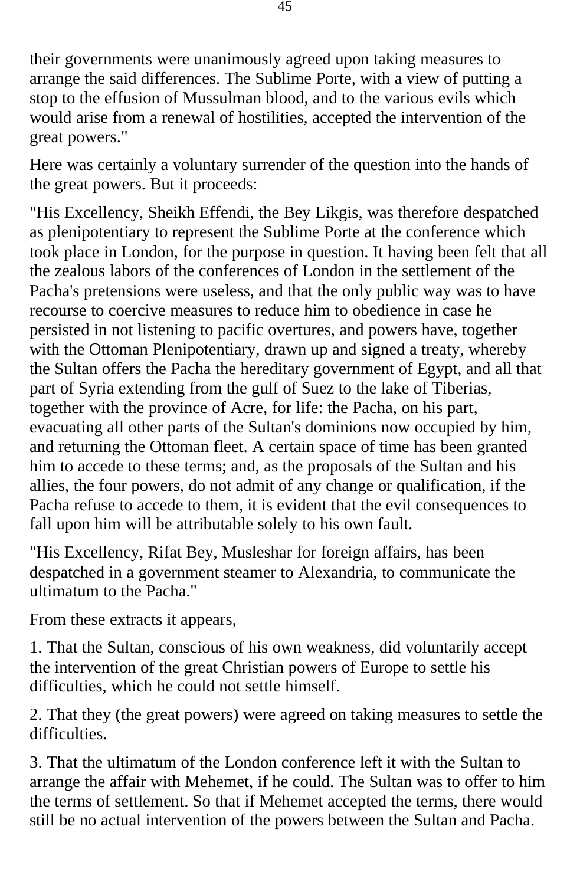their governments were unanimously agreed upon taking measures to arrange the said differences. The Sublime Porte, with a view of putting a stop to the effusion of Mussulman blood, and to the various evils which would arise from a renewal of hostilities, accepted the intervention of the great powers."

Here was certainly a voluntary surrender of the question into the hands of the great powers. But it proceeds:

"His Excellency, Sheikh Effendi, the Bey Likgis, was therefore despatched as plenipotentiary to represent the Sublime Porte at the conference which took place in London, for the purpose in question. It having been felt that all the zealous labors of the conferences of London in the settlement of the Pacha's pretensions were useless, and that the only public way was to have recourse to coercive measures to reduce him to obedience in case he persisted in not listening to pacific overtures, and powers have, together with the Ottoman Plenipotentiary, drawn up and signed a treaty, whereby the Sultan offers the Pacha the hereditary government of Egypt, and all that part of Syria extending from the gulf of Suez to the lake of Tiberias, together with the province of Acre, for life: the Pacha, on his part, evacuating all other parts of the Sultan's dominions now occupied by him, and returning the Ottoman fleet. A certain space of time has been granted him to accede to these terms; and, as the proposals of the Sultan and his allies, the four powers, do not admit of any change or qualification, if the Pacha refuse to accede to them, it is evident that the evil consequences to fall upon him will be attributable solely to his own fault.

"His Excellency, Rifat Bey, Musleshar for foreign affairs, has been despatched in a government steamer to Alexandria, to communicate the ultimatum to the Pacha."

From these extracts it appears,

1. That the Sultan, conscious of his own weakness, did voluntarily accept the intervention of the great Christian powers of Europe to settle his difficulties, which he could not settle himself.

2. That they (the great powers) were agreed on taking measures to settle the difficulties.

3. That the ultimatum of the London conference left it with the Sultan to arrange the affair with Mehemet, if he could. The Sultan was to offer to him the terms of settlement. So that if Mehemet accepted the terms, there would still be no actual intervention of the powers between the Sultan and Pacha.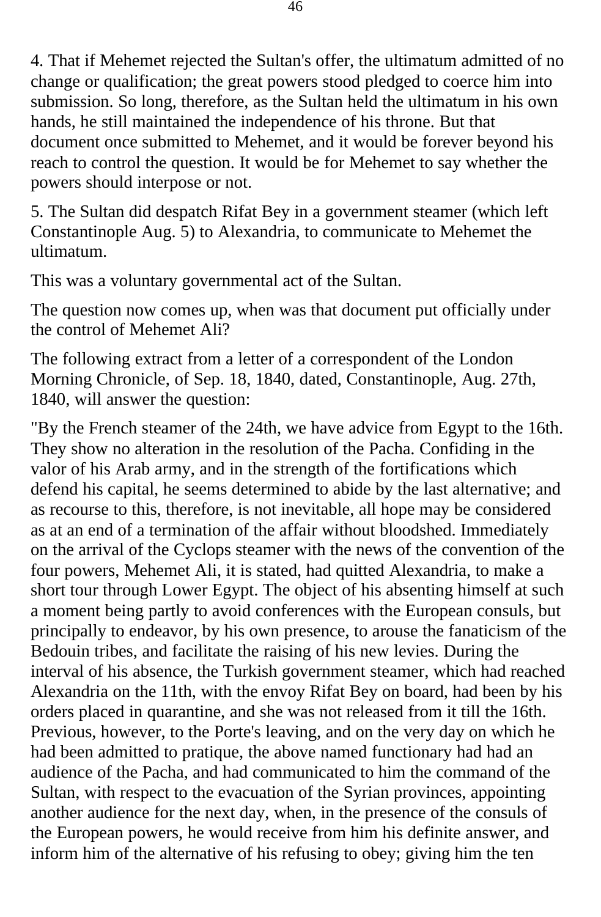4. That if Mehemet rejected the Sultan's offer, the ultimatum admitted of no change or qualification; the great powers stood pledged to coerce him into submission. So long, therefore, as the Sultan held the ultimatum in his own hands, he still maintained the independence of his throne. But that document once submitted to Mehemet, and it would be forever beyond his reach to control the question. It would be for Mehemet to say whether the powers should interpose or not.

5. The Sultan did despatch Rifat Bey in a government steamer (which left Constantinople Aug. 5) to Alexandria, to communicate to Mehemet the ultimatum.

This was a voluntary governmental act of the Sultan.

The question now comes up, when was that document put officially under the control of Mehemet Ali?

The following extract from a letter of a correspondent of the London Morning Chronicle, of Sep. 18, 1840, dated, Constantinople, Aug. 27th, 1840, will answer the question:

"By the French steamer of the 24th, we have advice from Egypt to the 16th. They show no alteration in the resolution of the Pacha. Confiding in the valor of his Arab army, and in the strength of the fortifications which defend his capital, he seems determined to abide by the last alternative; and as recourse to this, therefore, is not inevitable, all hope may be considered as at an end of a termination of the affair without bloodshed. Immediately on the arrival of the Cyclops steamer with the news of the convention of the four powers, Mehemet Ali, it is stated, had quitted Alexandria, to make a short tour through Lower Egypt. The object of his absenting himself at such a moment being partly to avoid conferences with the European consuls, but principally to endeavor, by his own presence, to arouse the fanaticism of the Bedouin tribes, and facilitate the raising of his new levies. During the interval of his absence, the Turkish government steamer, which had reached Alexandria on the 11th, with the envoy Rifat Bey on board, had been by his orders placed in quarantine, and she was not released from it till the 16th. Previous, however, to the Porte's leaving, and on the very day on which he had been admitted to pratique, the above named functionary had had an audience of the Pacha, and had communicated to him the command of the Sultan, with respect to the evacuation of the Syrian provinces, appointing another audience for the next day, when, in the presence of the consuls of the European powers, he would receive from him his definite answer, and inform him of the alternative of his refusing to obey; giving him the ten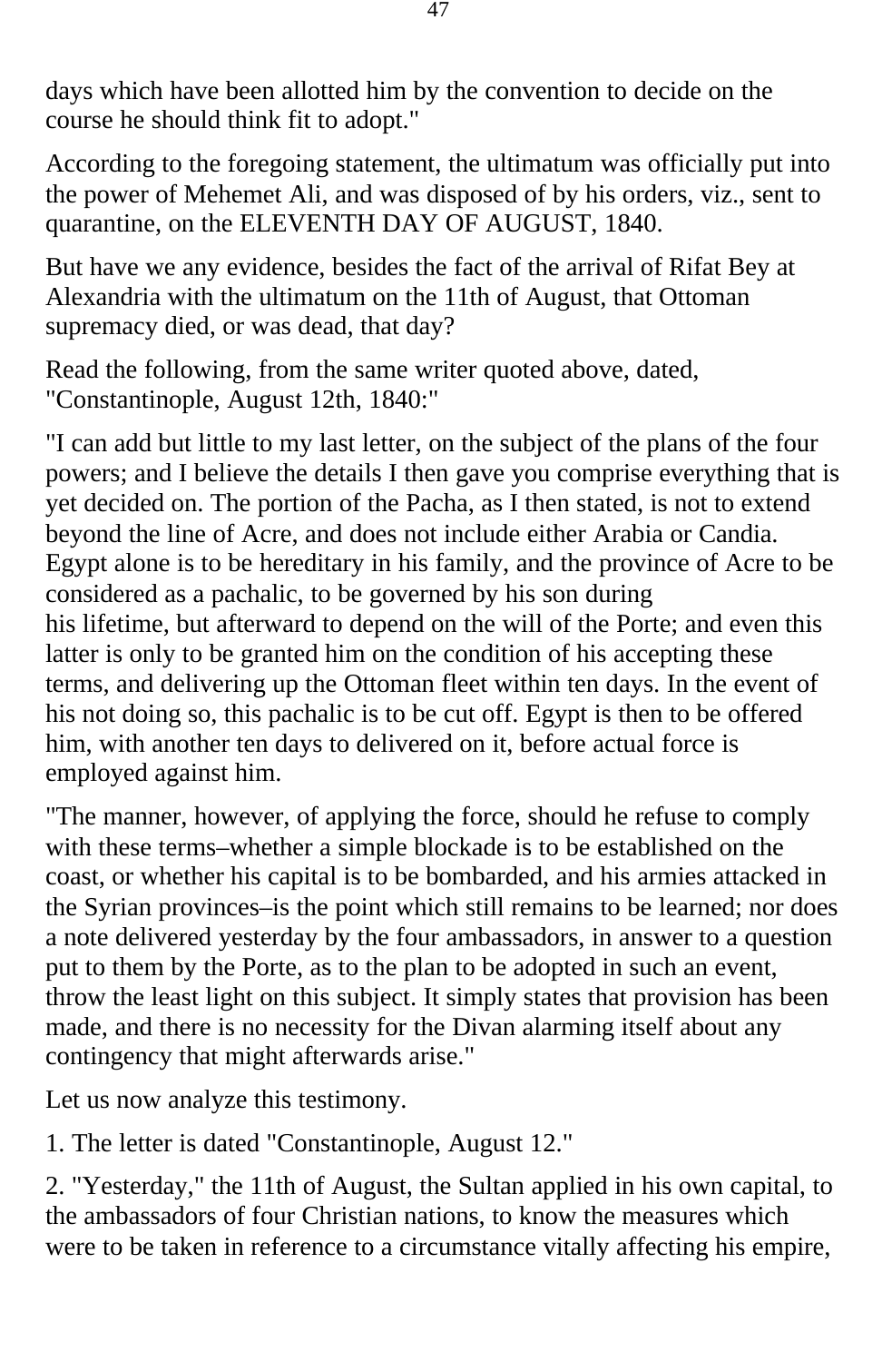days which have been allotted him by the convention to decide on the course he should think fit to adopt."

According to the foregoing statement, the ultimatum was officially put into the power of Mehemet Ali, and was disposed of by his orders, viz., sent to quarantine, on the ELEVENTH DAY OF AUGUST, 1840.

But have we any evidence, besides the fact of the arrival of Rifat Bey at Alexandria with the ultimatum on the 11th of August, that Ottoman supremacy died, or was dead, that day?

Read the following, from the same writer quoted above, dated, "Constantinople, August 12th, 1840:"

"I can add but little to my last letter, on the subject of the plans of the four powers; and I believe the details I then gave you comprise everything that is yet decided on. The portion of the Pacha, as I then stated, is not to extend beyond the line of Acre, and does not include either Arabia or Candia. Egypt alone is to be hereditary in his family, and the province of Acre to be considered as a pachalic, to be governed by his son during his lifetime, but afterward to depend on the will of the Porte; and even this latter is only to be granted him on the condition of his accepting these terms, and delivering up the Ottoman fleet within ten days. In the event of his not doing so, this pachalic is to be cut off. Egypt is then to be offered him, with another ten days to delivered on it, before actual force is employed against him.

"The manner, however, of applying the force, should he refuse to comply with these terms–whether a simple blockade is to be established on the coast, or whether his capital is to be bombarded, and his armies attacked in the Syrian provinces–is the point which still remains to be learned; nor does a note delivered yesterday by the four ambassadors, in answer to a question put to them by the Porte, as to the plan to be adopted in such an event, throw the least light on this subject. It simply states that provision has been made, and there is no necessity for the Divan alarming itself about any contingency that might afterwards arise."

Let us now analyze this testimony.

1. The letter is dated "Constantinople, August 12."

2. "Yesterday," the 11th of August, the Sultan applied in his own capital, to the ambassadors of four Christian nations, to know the measures which were to be taken in reference to a circumstance vitally affecting his empire,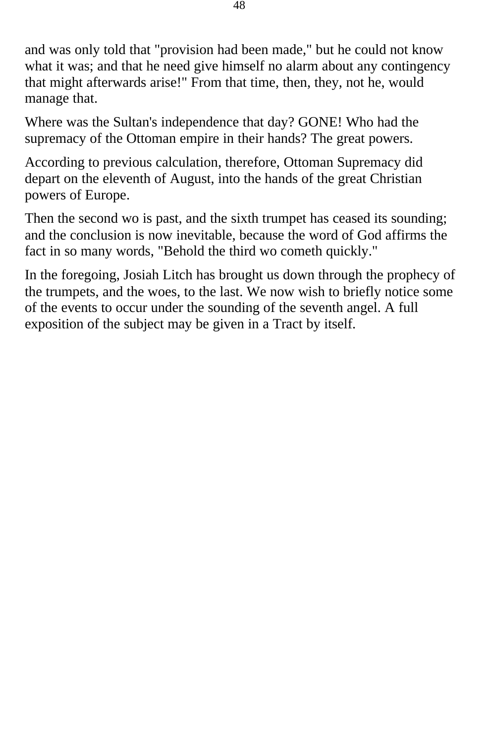and was only told that "provision had been made," but he could not know what it was; and that he need give himself no alarm about any contingency that might afterwards arise!" From that time, then, they, not he, would manage that.

Where was the Sultan's independence that day? GONE! Who had the supremacy of the Ottoman empire in their hands? The great powers.

According to previous calculation, therefore, Ottoman Supremacy did depart on the eleventh of August, into the hands of the great Christian powers of Europe.

Then the second wo is past, and the sixth trumpet has ceased its sounding; and the conclusion is now inevitable, because the word of God affirms the fact in so many words, "Behold the third wo cometh quickly."

In the foregoing, Josiah Litch has brought us down through the prophecy of the trumpets, and the woes, to the last. We now wish to briefly notice some of the events to occur under the sounding of the seventh angel. A full exposition of the subject may be given in a Tract by itself.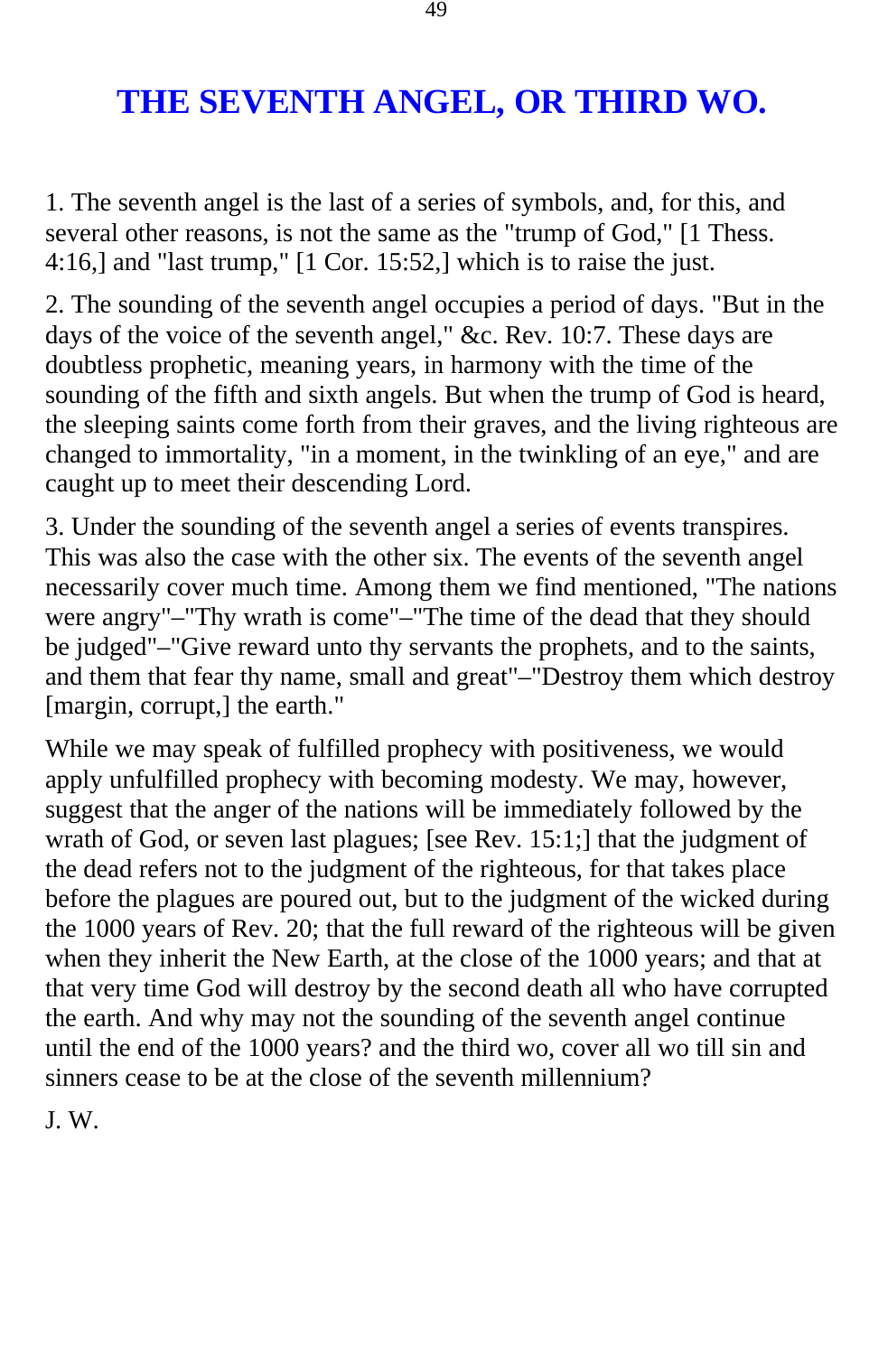# THE SEVENTH ANGEL, OR THIRD WO.

1. The seventh angel is the last of a series of symbols, and, for this, and several other reasons, is not the same as the "trump of God," [1 Thess. 4:16,] and "last trump," [1 Cor. 15:52,] which is to raise the just.

2. The sounding of the seventh angel occupies a period of days. "But in the days of the voice of the seventh angel," &c. Rev. 10:7. These days are doubtless prophetic, meaning years, in harmony with the time of the sounding of the fifth and sixth angels. But when the trump of God is heard, the sleeping saints come forth from their graves, and the living righteous are changed to immortality, "in a moment, in the twinkling of an eye," and are caught up to meet their descending Lord.

3. Under the sounding of the seventh angel a series of events transpires. This was also the case with the other six. The events of the seventh angel necessarily cover much time. Among them we find mentioned, "The nations were angry"–"Thy wrath is come"–"The time of the dead that they should be judged"–"Give reward unto thy servants the prophets, and to the saints, and them that fear thy name, small and great"–"Destroy them which destroy [margin, corrupt,] the earth."

While we may speak of fulfilled prophecy with positiveness, we would apply unfulfilled prophecy with becoming modesty. We may, however, suggest that the anger of the nations will be immediately followed by the wrath of God, or seven last plagues; [see Rev. 15:1;] that the judgment of the dead refers not to the judgment of the righteous, for that takes place before the plagues are poured out, but to the judgment of the wicked during the 1000 years of Rev. 20; that the full reward of the righteous will be given when they inherit the New Earth, at the close of the 1000 years; and that at that very time God will destroy by the second death all who have corrupted the earth. And why may not the sounding of the seventh angel continue until the end of the 1000 years? and the third wo, cover all wo till sin and sinners cease to be at the close of the seventh millennium?

J. W.